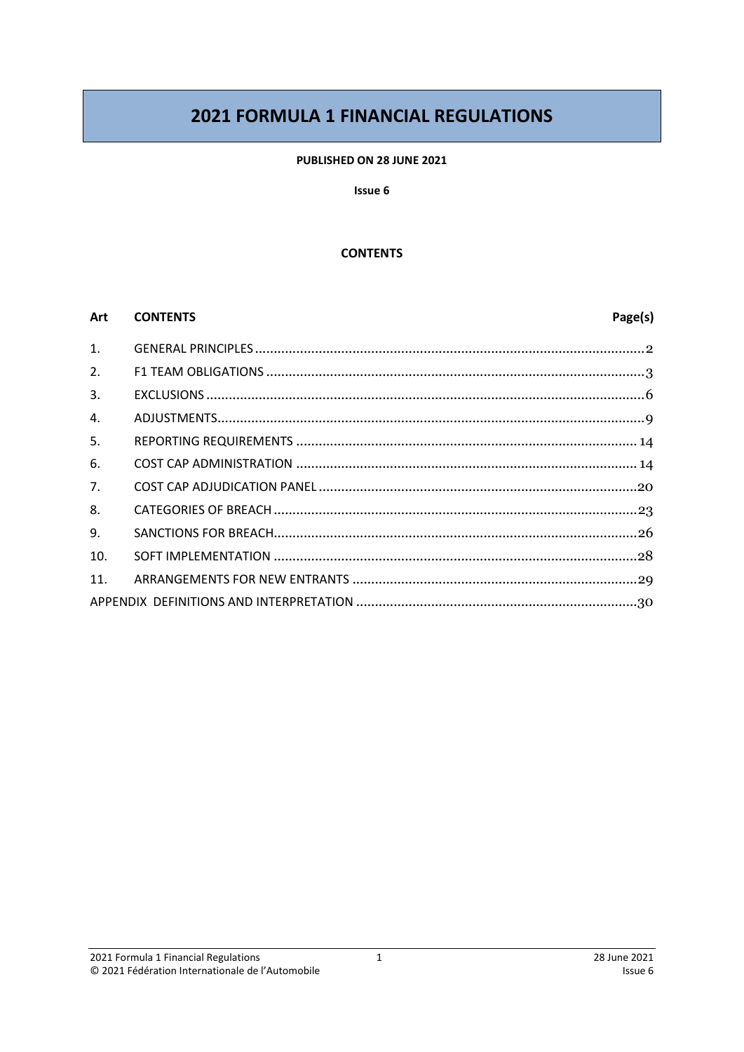# 2021 FORMULA 1 FINANCIAL REGULATIONS

**PUBLISHED ON 28 JUNE 2021**

**Issue 6**

**CONTENTS**

| Art | CONTENTS | Page(s) |
|---|---|---|
| 1. | GENERAL PRINCIPLES | 2 |
| 2. | F1 TEAM OBLIGATIONS | 3 |
| 3. | EXCLUSIONS | 6 |
| 4. | ADJUSTMENTS | 9 |
| 5. | REPORTING REQUIREMENTS | 14 |
| 6. | COST CAP ADMINISTRATION | 14 |
| 7. | COST CAP ADJUDICATION PANEL | 20 |
| 8. | CATEGORIES OF BREACH | 23 |
| 9. | SANCTIONS FOR BREACH | 26 |
| 10. | SOFT IMPLEMENTATION | 28 |
| 11. | ARRANGEMENTS FOR NEW ENTRANTS | 29 |
| APPENDIX | DEFINITIONS AND INTERPRETATION | 30 |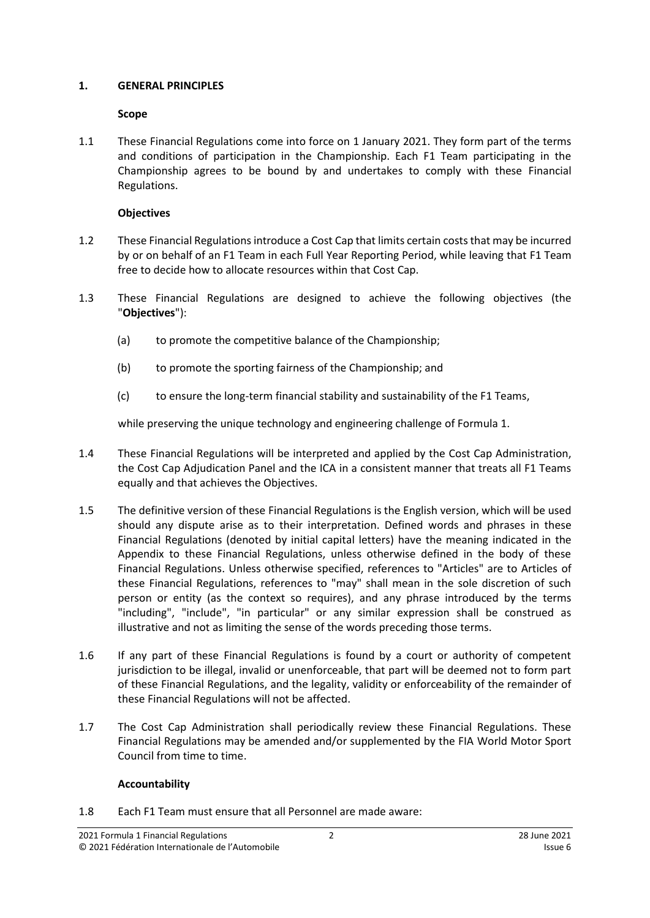## 1. GENERAL PRINCIPLES

### Scope

1.1 These Financial Regulations come into force on 1 January 2021. They form part of the terms and conditions of participation in the Championship. Each F1 Team participating in the Championship agrees to be bound by and undertakes to comply with these Financial Regulations.

### Objectives

1.2 These Financial Regulations introduce a Cost Cap that limits certain costs that may be incurred by or on behalf of an F1 Team in each Full Year Reporting Period, while leaving that F1 Team free to decide how to allocate resources within that Cost Cap.

1.3 These Financial Regulations are designed to achieve the following objectives (the "**Objectives**"):

(a) to promote the competitive balance of the Championship;

(b) to promote the sporting fairness of the Championship; and

(c) to ensure the long-term financial stability and sustainability of the F1 Teams,

while preserving the unique technology and engineering challenge of Formula 1.

1.4 These Financial Regulations will be interpreted and applied by the Cost Cap Administration, the Cost Cap Adjudication Panel and the ICA in a consistent manner that treats all F1 Teams equally and that achieves the Objectives.

1.5 The definitive version of these Financial Regulations is the English version, which will be used should any dispute arise as to their interpretation. Defined words and phrases in these Financial Regulations (denoted by initial capital letters) have the meaning indicated in the Appendix to these Financial Regulations, unless otherwise defined in the body of these Financial Regulations. Unless otherwise specified, references to "Articles" are to Articles of these Financial Regulations, references to "may" shall mean in the sole discretion of such person or entity (as the context so requires), and any phrase introduced by the terms "including", "include", "in particular" or any similar expression shall be construed as illustrative and not as limiting the sense of the words preceding those terms.

1.6 If any part of these Financial Regulations is found by a court or authority of competent jurisdiction to be illegal, invalid or unenforceable, that part will be deemed not to form part of these Financial Regulations, and the legality, validity or enforceability of the remainder of these Financial Regulations will not be affected.

1.7 The Cost Cap Administration shall periodically review these Financial Regulations. These Financial Regulations may be amended and/or supplemented by the FIA World Motor Sport Council from time to time.

### Accountability

1.8 Each F1 Team must ensure that all Personnel are made aware: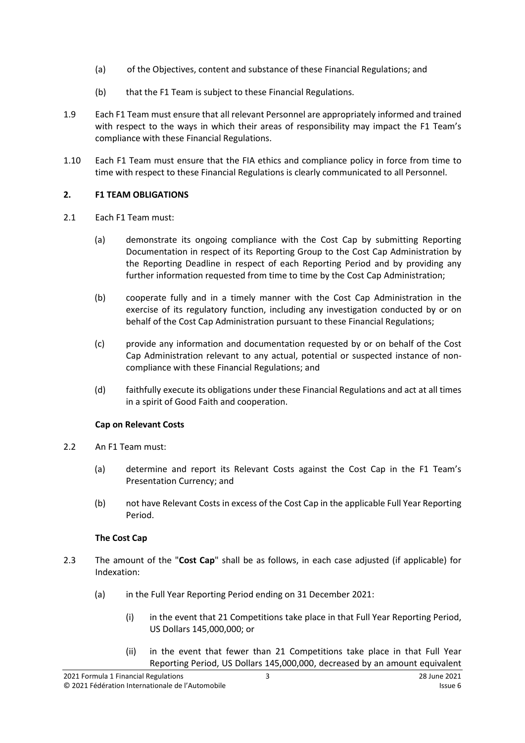(a) of the Objectives, content and substance of these Financial Regulations; and

(b) that the F1 Team is subject to these Financial Regulations.

1.9 Each F1 Team must ensure that all relevant Personnel are appropriately informed and trained with respect to the ways in which their areas of responsibility may impact the F1 Team's compliance with these Financial Regulations.

1.10 Each F1 Team must ensure that the FIA ethics and compliance policy in force from time to time with respect to these Financial Regulations is clearly communicated to all Personnel.

## 2. F1 TEAM OBLIGATIONS

2.1 Each F1 Team must:

(a) demonstrate its ongoing compliance with the Cost Cap by submitting Reporting Documentation in respect of its Reporting Group to the Cost Cap Administration by the Reporting Deadline in respect of each Reporting Period and by providing any further information requested from time to time by the Cost Cap Administration;

(b) cooperate fully and in a timely manner with the Cost Cap Administration in the exercise of its regulatory function, including any investigation conducted by or on behalf of the Cost Cap Administration pursuant to these Financial Regulations;

(c) provide any information and documentation requested by or on behalf of the Cost Cap Administration relevant to any actual, potential or suspected instance of non-compliance with these Financial Regulations; and

(d) faithfully execute its obligations under these Financial Regulations and act at all times in a spirit of Good Faith and cooperation.

### Cap on Relevant Costs

2.2 An F1 Team must:

(a) determine and report its Relevant Costs against the Cost Cap in the F1 Team's Presentation Currency; and

(b) not have Relevant Costs in excess of the Cost Cap in the applicable Full Year Reporting Period.

### The Cost Cap

2.3 The amount of the "**Cost Cap**" shall be as follows, in each case adjusted (if applicable) for Indexation:

(a) in the Full Year Reporting Period ending on 31 December 2021:

(i) in the event that 21 Competitions take place in that Full Year Reporting Period, US Dollars 145,000,000; or

(ii) in the event that fewer than 21 Competitions take place in that Full Year Reporting Period, US Dollars 145,000,000, decreased by an amount equivalent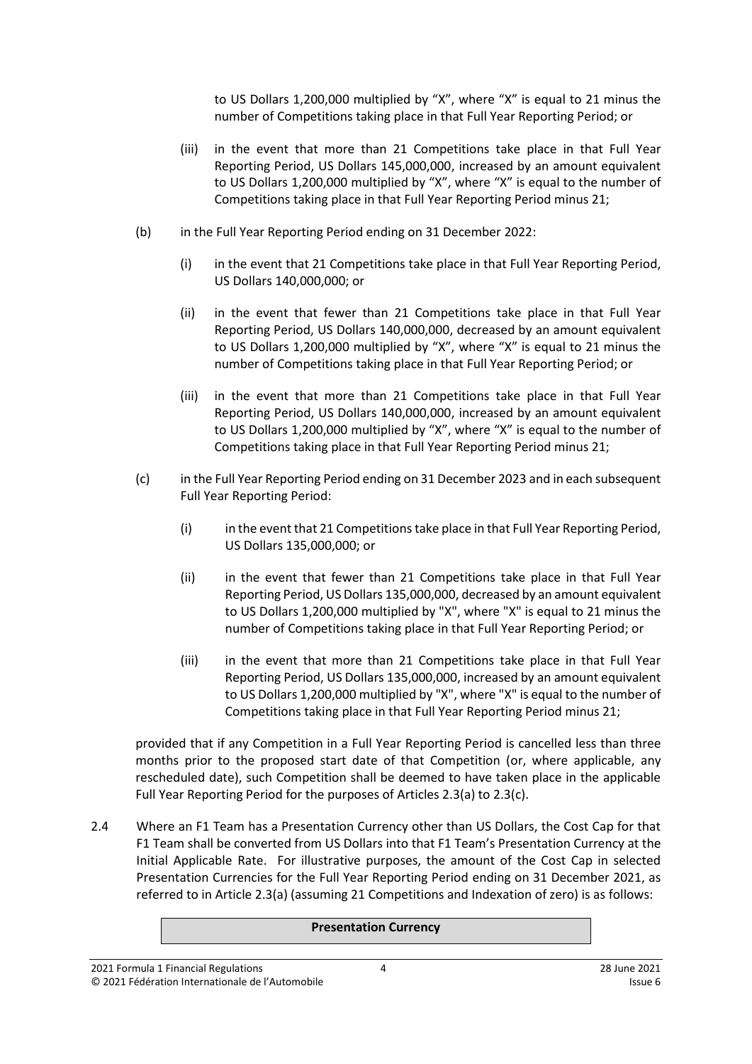to US Dollars 1,200,000 multiplied by "X", where "X" is equal to 21 minus the number of Competitions taking place in that Full Year Reporting Period; or

(iii) in the event that more than 21 Competitions take place in that Full Year Reporting Period, US Dollars 145,000,000, increased by an amount equivalent to US Dollars 1,200,000 multiplied by "X", where "X" is equal to the number of Competitions taking place in that Full Year Reporting Period minus 21;

(b) in the Full Year Reporting Period ending on 31 December 2022:

(i) in the event that 21 Competitions take place in that Full Year Reporting Period, US Dollars 140,000,000; or

(ii) in the event that fewer than 21 Competitions take place in that Full Year Reporting Period, US Dollars 140,000,000, decreased by an amount equivalent to US Dollars 1,200,000 multiplied by "X", where "X" is equal to 21 minus the number of Competitions taking place in that Full Year Reporting Period; or

(iii) in the event that more than 21 Competitions take place in that Full Year Reporting Period, US Dollars 140,000,000, increased by an amount equivalent to US Dollars 1,200,000 multiplied by "X", where "X" is equal to the number of Competitions taking place in that Full Year Reporting Period minus 21;

(c) in the Full Year Reporting Period ending on 31 December 2023 and in each subsequent Full Year Reporting Period:

(i) in the event that 21 Competitions take place in that Full Year Reporting Period, US Dollars 135,000,000; or

(ii) in the event that fewer than 21 Competitions take place in that Full Year Reporting Period, US Dollars 135,000,000, decreased by an amount equivalent to US Dollars 1,200,000 multiplied by "X", where "X" is equal to 21 minus the number of Competitions taking place in that Full Year Reporting Period; or

(iii) in the event that more than 21 Competitions take place in that Full Year Reporting Period, US Dollars 135,000,000, increased by an amount equivalent to US Dollars 1,200,000 multiplied by "X", where "X" is equal to the number of Competitions taking place in that Full Year Reporting Period minus 21;

provided that if any Competition in a Full Year Reporting Period is cancelled less than three months prior to the proposed start date of that Competition (or, where applicable, any rescheduled date), such Competition shall be deemed to have taken place in the applicable Full Year Reporting Period for the purposes of Articles 2.3(a) to 2.3(c).

2.4 Where an F1 Team has a Presentation Currency other than US Dollars, the Cost Cap for that F1 Team shall be converted from US Dollars into that F1 Team's Presentation Currency at the Initial Applicable Rate. For illustrative purposes, the amount of the Cost Cap in selected Presentation Currencies for the Full Year Reporting Period ending on 31 December 2021, as referred to in Article 2.3(a) (assuming 21 Competitions and Indexation of zero) is as follows:

| **Presentation Currency** |
| --- |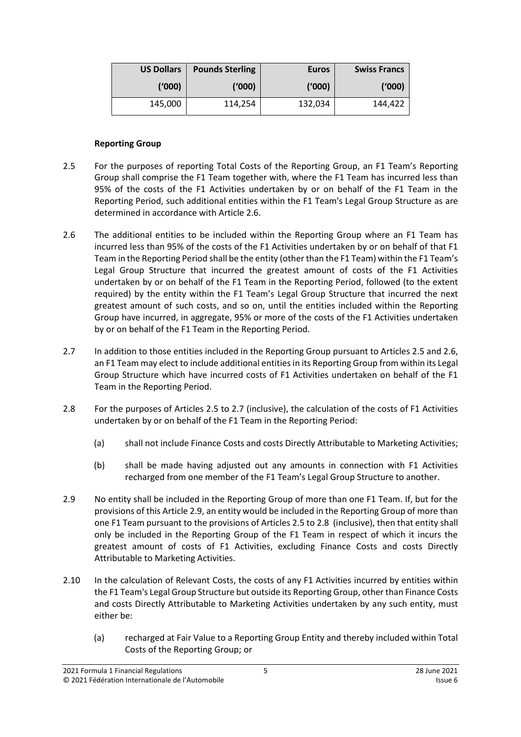| US Dollars ('000) | Pounds Sterling ('000) | Euros ('000) | Swiss Francs ('000) |
|---|---|---|---|
| 145,000 | 114,254 | 132,034 | 144,422 |

**Reporting Group**

2.5 For the purposes of reporting Total Costs of the Reporting Group, an F1 Team's Reporting Group shall comprise the F1 Team together with, where the F1 Team has incurred less than 95% of the costs of the F1 Activities undertaken by or on behalf of the F1 Team in the Reporting Period, such additional entities within the F1 Team's Legal Group Structure as are determined in accordance with Article 2.6.

2.6 The additional entities to be included within the Reporting Group where an F1 Team has incurred less than 95% of the costs of the F1 Activities undertaken by or on behalf of that F1 Team in the Reporting Period shall be the entity (other than the F1 Team) within the F1 Team's Legal Group Structure that incurred the greatest amount of costs of the F1 Activities undertaken by or on behalf of the F1 Team in the Reporting Period, followed (to the extent required) by the entity within the F1 Team's Legal Group Structure that incurred the next greatest amount of such costs, and so on, until the entities included within the Reporting Group have incurred, in aggregate, 95% or more of the costs of the F1 Activities undertaken by or on behalf of the F1 Team in the Reporting Period.

2.7 In addition to those entities included in the Reporting Group pursuant to Articles 2.5 and 2.6, an F1 Team may elect to include additional entities in its Reporting Group from within its Legal Group Structure which have incurred costs of F1 Activities undertaken on behalf of the F1 Team in the Reporting Period.

2.8 For the purposes of Articles 2.5 to 2.7 (inclusive), the calculation of the costs of F1 Activities undertaken by or on behalf of the F1 Team in the Reporting Period:

(a) shall not include Finance Costs and costs Directly Attributable to Marketing Activities;

(b) shall be made having adjusted out any amounts in connection with F1 Activities recharged from one member of the F1 Team's Legal Group Structure to another.

2.9 No entity shall be included in the Reporting Group of more than one F1 Team. If, but for the provisions of this Article 2.9, an entity would be included in the Reporting Group of more than one F1 Team pursuant to the provisions of Articles 2.5 to 2.8 (inclusive), then that entity shall only be included in the Reporting Group of the F1 Team in respect of which it incurs the greatest amount of costs of F1 Activities, excluding Finance Costs and costs Directly Attributable to Marketing Activities.

2.10 In the calculation of Relevant Costs, the costs of any F1 Activities incurred by entities within the F1 Team's Legal Group Structure but outside its Reporting Group, other than Finance Costs and costs Directly Attributable to Marketing Activities undertaken by any such entity, must either be:

(a) recharged at Fair Value to a Reporting Group Entity and thereby included within Total Costs of the Reporting Group; or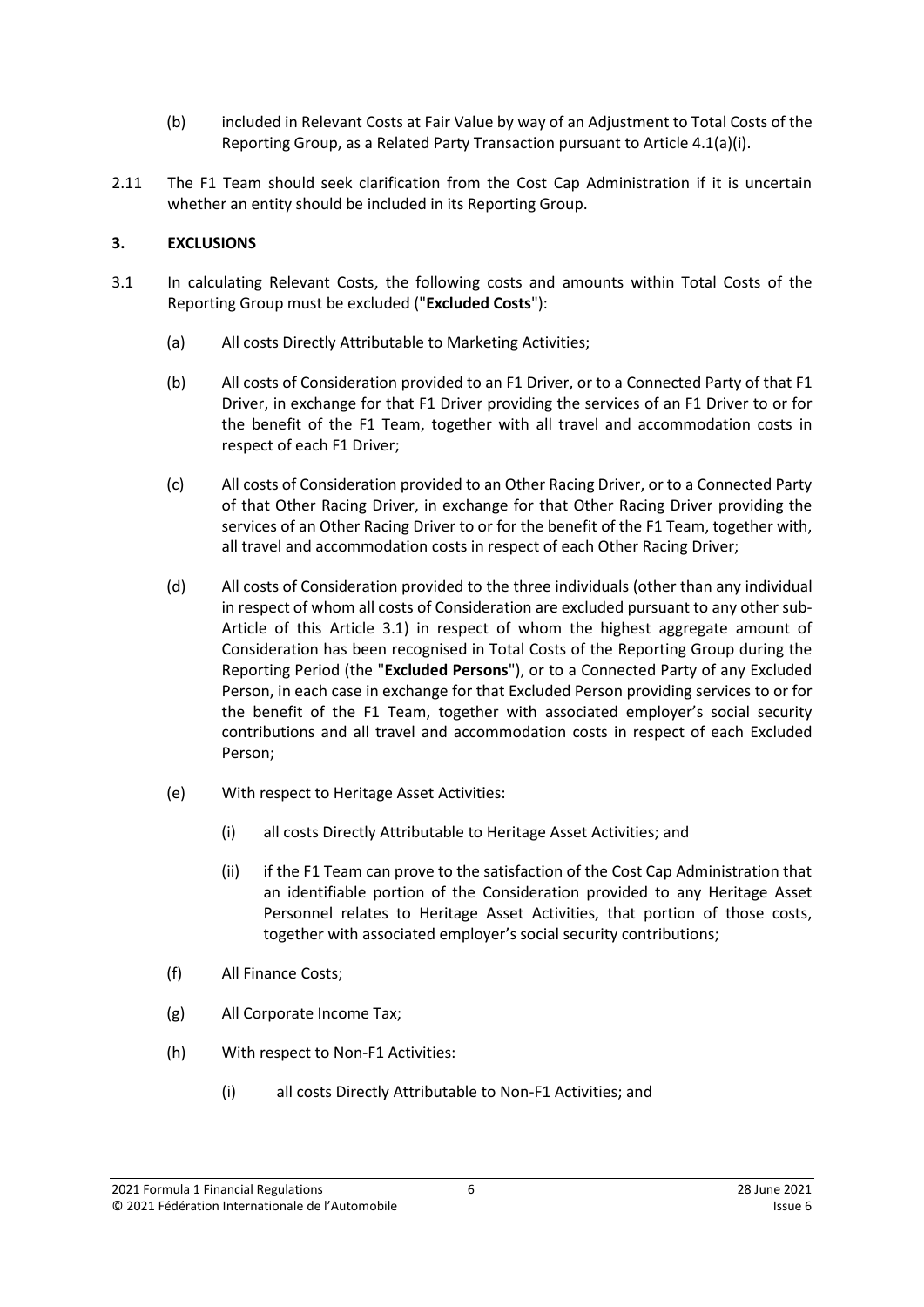(b) included in Relevant Costs at Fair Value by way of an Adjustment to Total Costs of the Reporting Group, as a Related Party Transaction pursuant to Article 4.1(a)(i).

2.11 The F1 Team should seek clarification from the Cost Cap Administration if it is uncertain whether an entity should be included in its Reporting Group.

## 3. EXCLUSIONS

3.1 In calculating Relevant Costs, the following costs and amounts within Total Costs of the Reporting Group must be excluded ("**Excluded Costs**"):

(a) All costs Directly Attributable to Marketing Activities;

(b) All costs of Consideration provided to an F1 Driver, or to a Connected Party of that F1 Driver, in exchange for that F1 Driver providing the services of an F1 Driver to or for the benefit of the F1 Team, together with all travel and accommodation costs in respect of each F1 Driver;

(c) All costs of Consideration provided to an Other Racing Driver, or to a Connected Party of that Other Racing Driver, in exchange for that Other Racing Driver providing the services of an Other Racing Driver to or for the benefit of the F1 Team, together with, all travel and accommodation costs in respect of each Other Racing Driver;

(d) All costs of Consideration provided to the three individuals (other than any individual in respect of whom all costs of Consideration are excluded pursuant to any other sub-Article of this Article 3.1) in respect of whom the highest aggregate amount of Consideration has been recognised in Total Costs of the Reporting Group during the Reporting Period (the "**Excluded Persons**"), or to a Connected Party of any Excluded Person, in each case in exchange for that Excluded Person providing services to or for the benefit of the F1 Team, together with associated employer's social security contributions and all travel and accommodation costs in respect of each Excluded Person;

(e) With respect to Heritage Asset Activities:

(i) all costs Directly Attributable to Heritage Asset Activities; and

(ii) if the F1 Team can prove to the satisfaction of the Cost Cap Administration that an identifiable portion of the Consideration provided to any Heritage Asset Personnel relates to Heritage Asset Activities, that portion of those costs, together with associated employer's social security contributions;

(f) All Finance Costs;

(g) All Corporate Income Tax;

(h) With respect to Non-F1 Activities:

(i) all costs Directly Attributable to Non-F1 Activities; and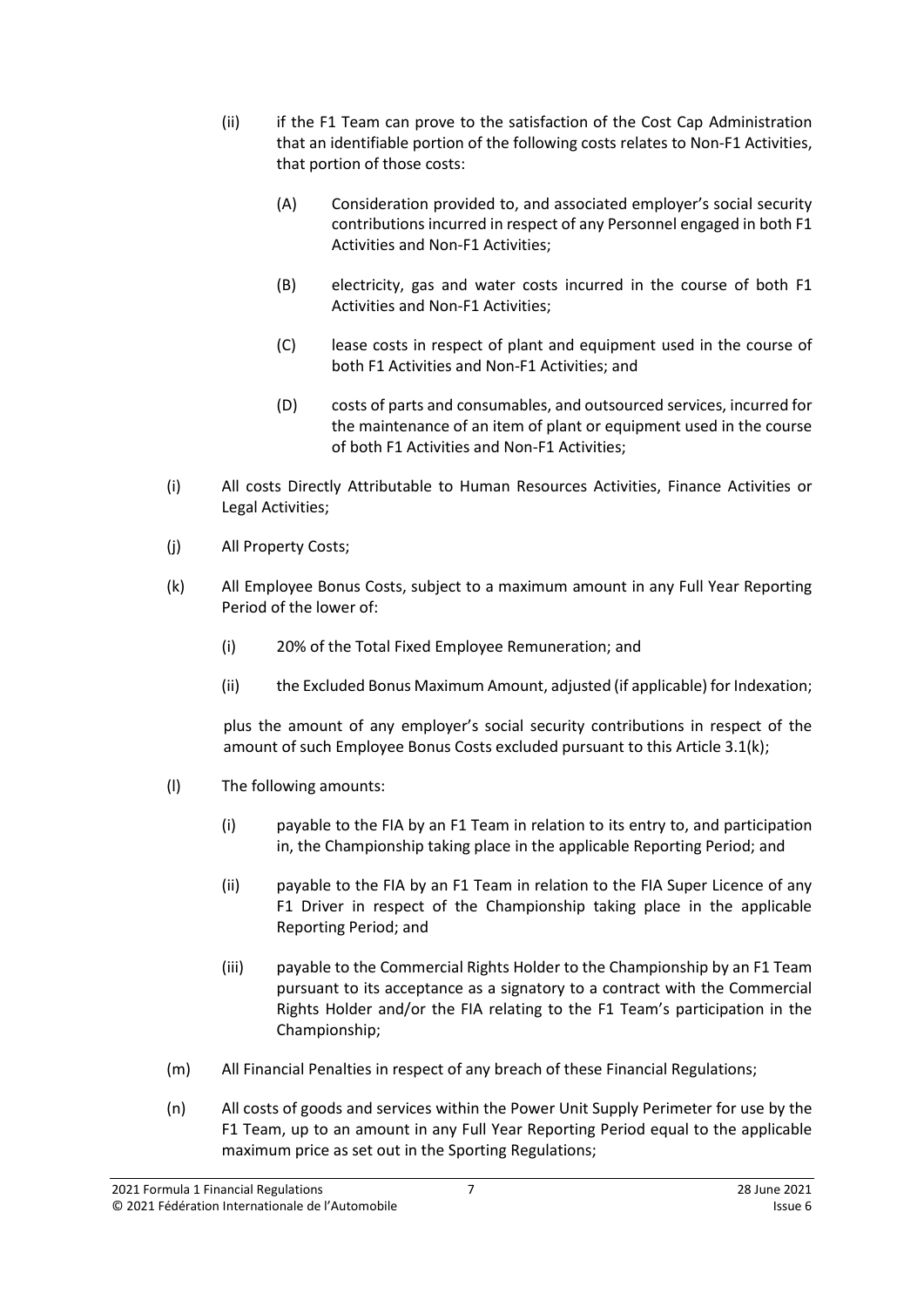(ii) if the F1 Team can prove to the satisfaction of the Cost Cap Administration that an identifiable portion of the following costs relates to Non-F1 Activities, that portion of those costs:

   (A) Consideration provided to, and associated employer's social security contributions incurred in respect of any Personnel engaged in both F1 Activities and Non-F1 Activities;

   (B) electricity, gas and water costs incurred in the course of both F1 Activities and Non-F1 Activities;

   (C) lease costs in respect of plant and equipment used in the course of both F1 Activities and Non-F1 Activities; and

   (D) costs of parts and consumables, and outsourced services, incurred for the maintenance of an item of plant or equipment used in the course of both F1 Activities and Non-F1 Activities;

(i) All costs Directly Attributable to Human Resources Activities, Finance Activities or Legal Activities;

(j) All Property Costs;

(k) All Employee Bonus Costs, subject to a maximum amount in any Full Year Reporting Period of the lower of:

   (i) 20% of the Total Fixed Employee Remuneration; and

   (ii) the Excluded Bonus Maximum Amount, adjusted (if applicable) for Indexation;

   plus the amount of any employer's social security contributions in respect of the amount of such Employee Bonus Costs excluded pursuant to this Article 3.1(k);

(l) The following amounts:

   (i) payable to the FIA by an F1 Team in relation to its entry to, and participation in, the Championship taking place in the applicable Reporting Period; and

   (ii) payable to the FIA by an F1 Team in relation to the FIA Super Licence of any F1 Driver in respect of the Championship taking place in the applicable Reporting Period; and

   (iii) payable to the Commercial Rights Holder to the Championship by an F1 Team pursuant to its acceptance as a signatory to a contract with the Commercial Rights Holder and/or the FIA relating to the F1 Team's participation in the Championship;

(m) All Financial Penalties in respect of any breach of these Financial Regulations;

(n) All costs of goods and services within the Power Unit Supply Perimeter for use by the F1 Team, up to an amount in any Full Year Reporting Period equal to the applicable maximum price as set out in the Sporting Regulations;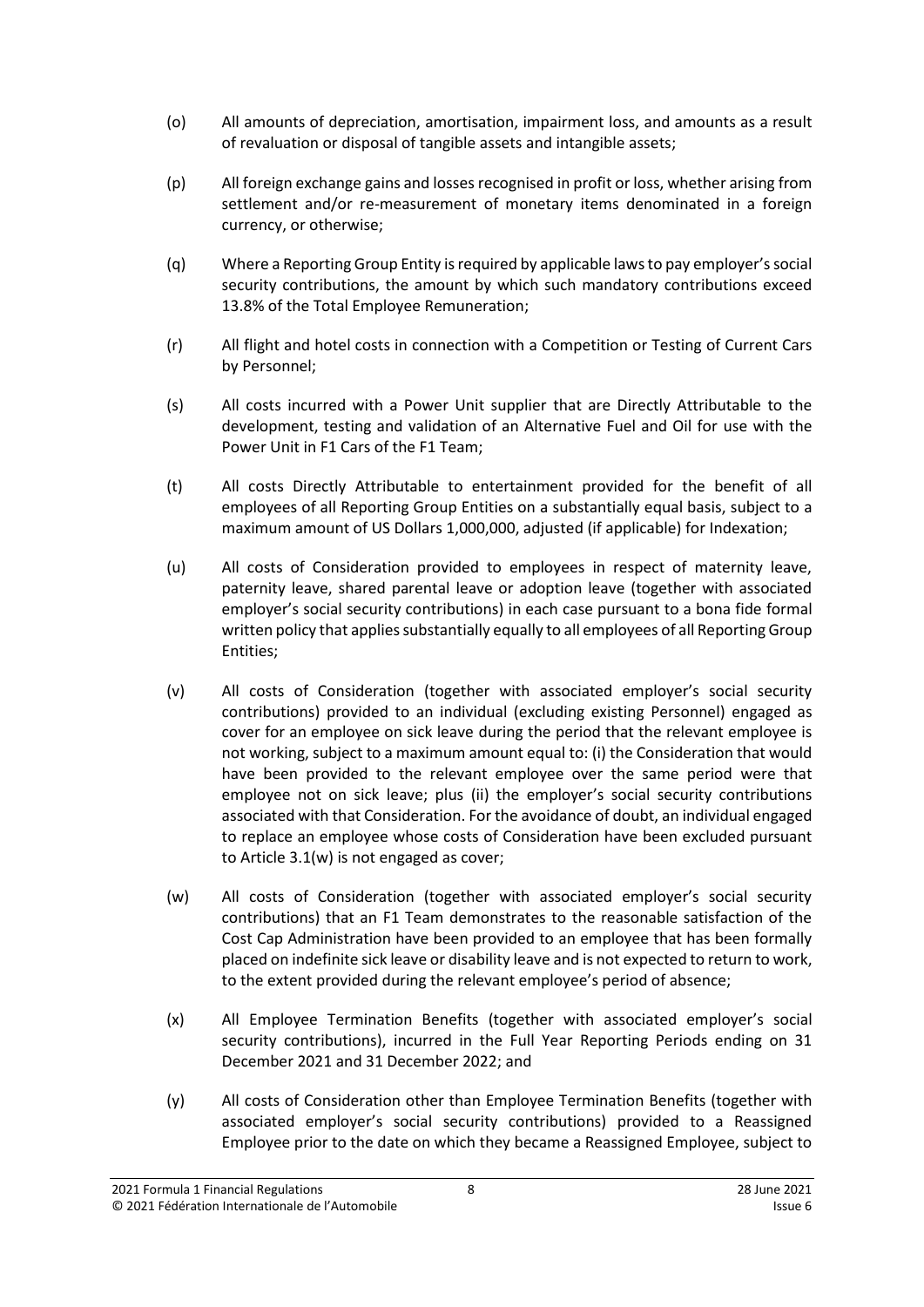(o) All amounts of depreciation, amortisation, impairment loss, and amounts as a result of revaluation or disposal of tangible assets and intangible assets;

(p) All foreign exchange gains and losses recognised in profit or loss, whether arising from settlement and/or re-measurement of monetary items denominated in a foreign currency, or otherwise;

(q) Where a Reporting Group Entity is required by applicable laws to pay employer's social security contributions, the amount by which such mandatory contributions exceed 13.8% of the Total Employee Remuneration;

(r) All flight and hotel costs in connection with a Competition or Testing of Current Cars by Personnel;

(s) All costs incurred with a Power Unit supplier that are Directly Attributable to the development, testing and validation of an Alternative Fuel and Oil for use with the Power Unit in F1 Cars of the F1 Team;

(t) All costs Directly Attributable to entertainment provided for the benefit of all employees of all Reporting Group Entities on a substantially equal basis, subject to a maximum amount of US Dollars 1,000,000, adjusted (if applicable) for Indexation;

(u) All costs of Consideration provided to employees in respect of maternity leave, paternity leave, shared parental leave or adoption leave (together with associated employer's social security contributions) in each case pursuant to a bona fide formal written policy that applies substantially equally to all employees of all Reporting Group Entities;

(v) All costs of Consideration (together with associated employer's social security contributions) provided to an individual (excluding existing Personnel) engaged as cover for an employee on sick leave during the period that the relevant employee is not working, subject to a maximum amount equal to: (i) the Consideration that would have been provided to the relevant employee over the same period were that employee not on sick leave; plus (ii) the employer's social security contributions associated with that Consideration. For the avoidance of doubt, an individual engaged to replace an employee whose costs of Consideration have been excluded pursuant to Article 3.1(w) is not engaged as cover;

(w) All costs of Consideration (together with associated employer's social security contributions) that an F1 Team demonstrates to the reasonable satisfaction of the Cost Cap Administration have been provided to an employee that has been formally placed on indefinite sick leave or disability leave and is not expected to return to work, to the extent provided during the relevant employee's period of absence;

(x) All Employee Termination Benefits (together with associated employer's social security contributions), incurred in the Full Year Reporting Periods ending on 31 December 2021 and 31 December 2022; and

(y) All costs of Consideration other than Employee Termination Benefits (together with associated employer's social security contributions) provided to a Reassigned Employee prior to the date on which they became a Reassigned Employee, subject to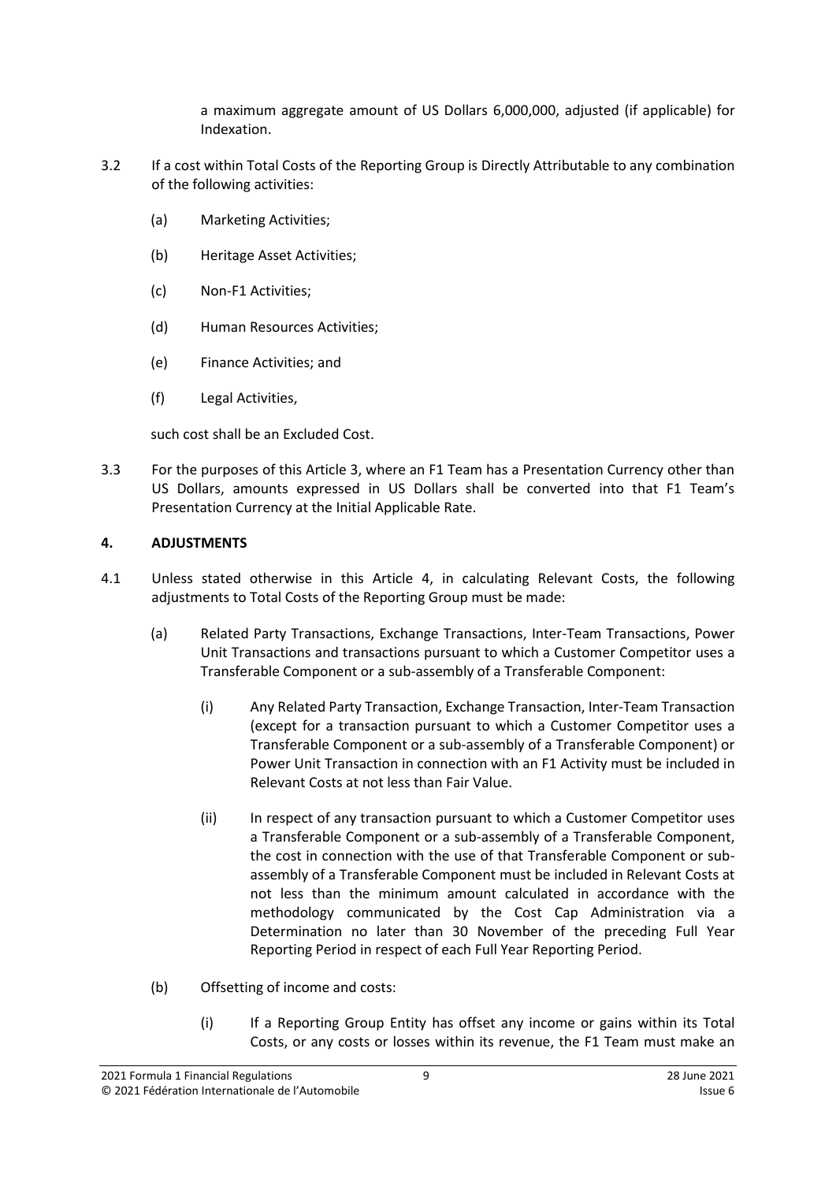a maximum aggregate amount of US Dollars 6,000,000, adjusted (if applicable) for Indexation.

3.2 If a cost within Total Costs of the Reporting Group is Directly Attributable to any combination of the following activities:

(a) Marketing Activities;

(b) Heritage Asset Activities;

(c) Non-F1 Activities;

(d) Human Resources Activities;

(e) Finance Activities; and

(f) Legal Activities,

such cost shall be an Excluded Cost.

3.3 For the purposes of this Article 3, where an F1 Team has a Presentation Currency other than US Dollars, amounts expressed in US Dollars shall be converted into that F1 Team's Presentation Currency at the Initial Applicable Rate.

## 4. ADJUSTMENTS

4.1 Unless stated otherwise in this Article 4, in calculating Relevant Costs, the following adjustments to Total Costs of the Reporting Group must be made:

(a) Related Party Transactions, Exchange Transactions, Inter-Team Transactions, Power Unit Transactions and transactions pursuant to which a Customer Competitor uses a Transferable Component or a sub-assembly of a Transferable Component:

(i) Any Related Party Transaction, Exchange Transaction, Inter-Team Transaction (except for a transaction pursuant to which a Customer Competitor uses a Transferable Component or a sub-assembly of a Transferable Component) or Power Unit Transaction in connection with an F1 Activity must be included in Relevant Costs at not less than Fair Value.

(ii) In respect of any transaction pursuant to which a Customer Competitor uses a Transferable Component or a sub-assembly of a Transferable Component, the cost in connection with the use of that Transferable Component or sub-assembly of a Transferable Component must be included in Relevant Costs at not less than the minimum amount calculated in accordance with the methodology communicated by the Cost Cap Administration via a Determination no later than 30 November of the preceding Full Year Reporting Period in respect of each Full Year Reporting Period.

(b) Offsetting of income and costs:

(i) If a Reporting Group Entity has offset any income or gains within its Total Costs, or any costs or losses within its revenue, the F1 Team must make an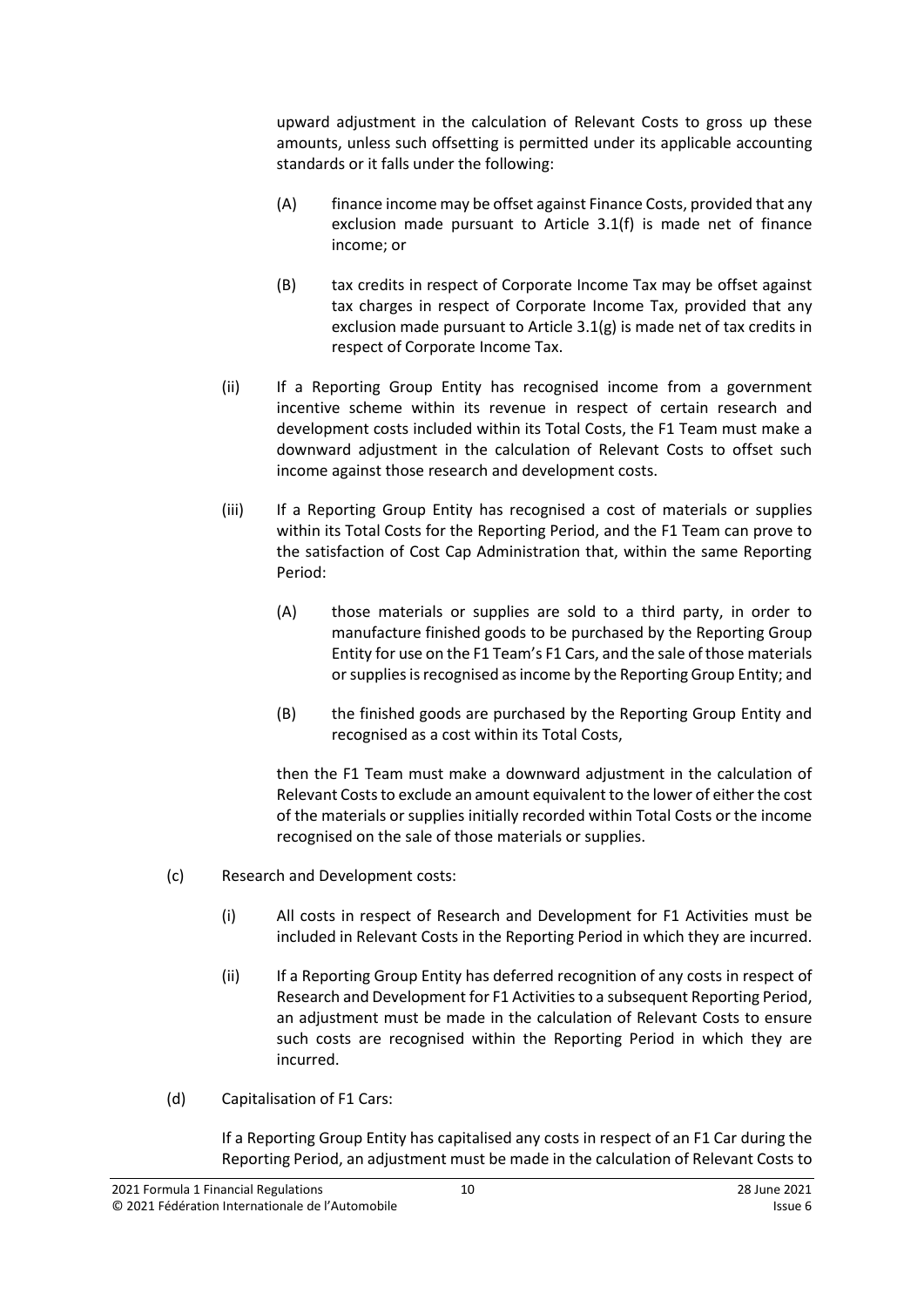upward adjustment in the calculation of Relevant Costs to gross up these amounts, unless such offsetting is permitted under its applicable accounting standards or it falls under the following:

(A) finance income may be offset against Finance Costs, provided that any exclusion made pursuant to Article 3.1(f) is made net of finance income; or

(B) tax credits in respect of Corporate Income Tax may be offset against tax charges in respect of Corporate Income Tax, provided that any exclusion made pursuant to Article 3.1(g) is made net of tax credits in respect of Corporate Income Tax.

(ii) If a Reporting Group Entity has recognised income from a government incentive scheme within its revenue in respect of certain research and development costs included within its Total Costs, the F1 Team must make a downward adjustment in the calculation of Relevant Costs to offset such income against those research and development costs.

(iii) If a Reporting Group Entity has recognised a cost of materials or supplies within its Total Costs for the Reporting Period, and the F1 Team can prove to the satisfaction of Cost Cap Administration that, within the same Reporting Period:

(A) those materials or supplies are sold to a third party, in order to manufacture finished goods to be purchased by the Reporting Group Entity for use on the F1 Team's F1 Cars, and the sale of those materials or supplies is recognised as income by the Reporting Group Entity; and

(B) the finished goods are purchased by the Reporting Group Entity and recognised as a cost within its Total Costs,

then the F1 Team must make a downward adjustment in the calculation of Relevant Costs to exclude an amount equivalent to the lower of either the cost of the materials or supplies initially recorded within Total Costs or the income recognised on the sale of those materials or supplies.

(c) Research and Development costs:

(i) All costs in respect of Research and Development for F1 Activities must be included in Relevant Costs in the Reporting Period in which they are incurred.

(ii) If a Reporting Group Entity has deferred recognition of any costs in respect of Research and Development for F1 Activities to a subsequent Reporting Period, an adjustment must be made in the calculation of Relevant Costs to ensure such costs are recognised within the Reporting Period in which they are incurred.

(d) Capitalisation of F1 Cars:

If a Reporting Group Entity has capitalised any costs in respect of an F1 Car during the Reporting Period, an adjustment must be made in the calculation of Relevant Costs to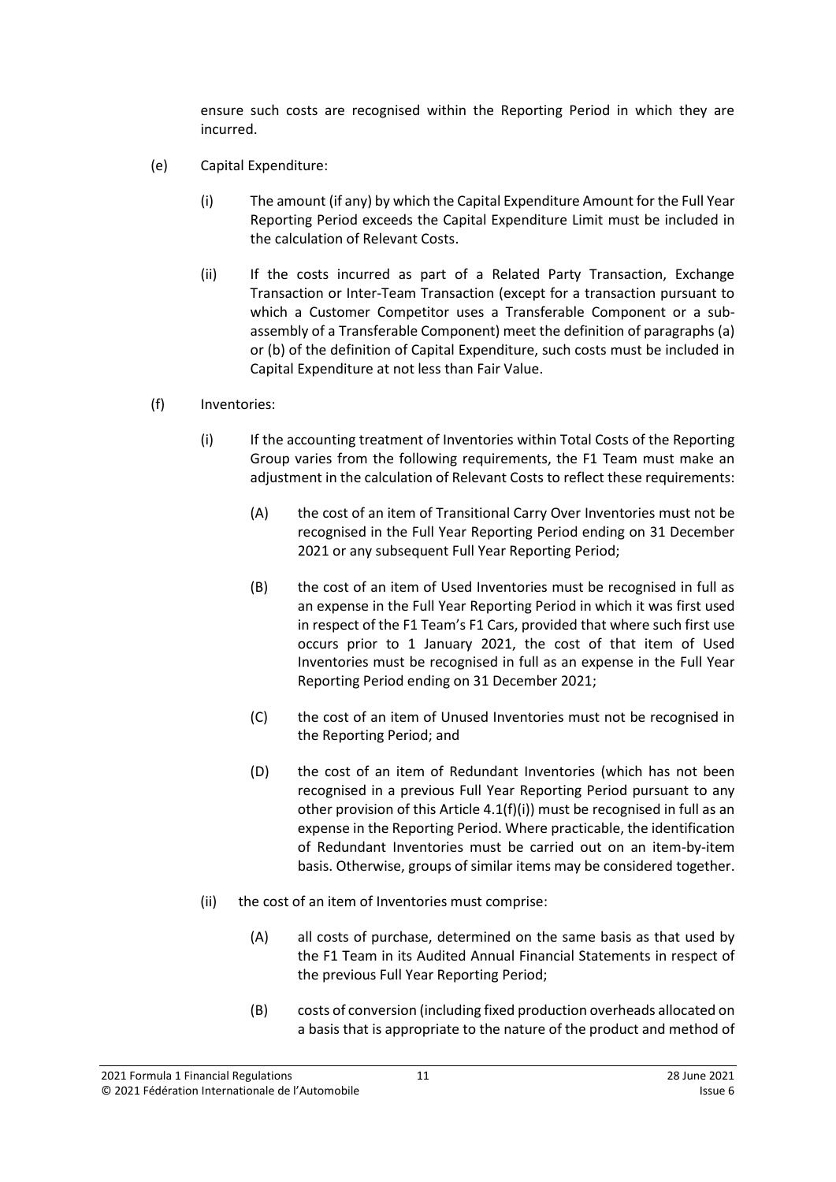ensure such costs are recognised within the Reporting Period in which they are incurred.

(e) Capital Expenditure:

(i) The amount (if any) by which the Capital Expenditure Amount for the Full Year Reporting Period exceeds the Capital Expenditure Limit must be included in the calculation of Relevant Costs.

(ii) If the costs incurred as part of a Related Party Transaction, Exchange Transaction or Inter-Team Transaction (except for a transaction pursuant to which a Customer Competitor uses a Transferable Component or a sub-assembly of a Transferable Component) meet the definition of paragraphs (a) or (b) of the definition of Capital Expenditure, such costs must be included in Capital Expenditure at not less than Fair Value.

(f) Inventories:

(i) If the accounting treatment of Inventories within Total Costs of the Reporting Group varies from the following requirements, the F1 Team must make an adjustment in the calculation of Relevant Costs to reflect these requirements:

(A) the cost of an item of Transitional Carry Over Inventories must not be recognised in the Full Year Reporting Period ending on 31 December 2021 or any subsequent Full Year Reporting Period;

(B) the cost of an item of Used Inventories must be recognised in full as an expense in the Full Year Reporting Period in which it was first used in respect of the F1 Team's F1 Cars, provided that where such first use occurs prior to 1 January 2021, the cost of that item of Used Inventories must be recognised in full as an expense in the Full Year Reporting Period ending on 31 December 2021;

(C) the cost of an item of Unused Inventories must not be recognised in the Reporting Period; and

(D) the cost of an item of Redundant Inventories (which has not been recognised in a previous Full Year Reporting Period pursuant to any other provision of this Article 4.1(f)(i)) must be recognised in full as an expense in the Reporting Period. Where practicable, the identification of Redundant Inventories must be carried out on an item-by-item basis. Otherwise, groups of similar items may be considered together.

(ii) the cost of an item of Inventories must comprise:

(A) all costs of purchase, determined on the same basis as that used by the F1 Team in its Audited Annual Financial Statements in respect of the previous Full Year Reporting Period;

(B) costs of conversion (including fixed production overheads allocated on a basis that is appropriate to the nature of the product and method of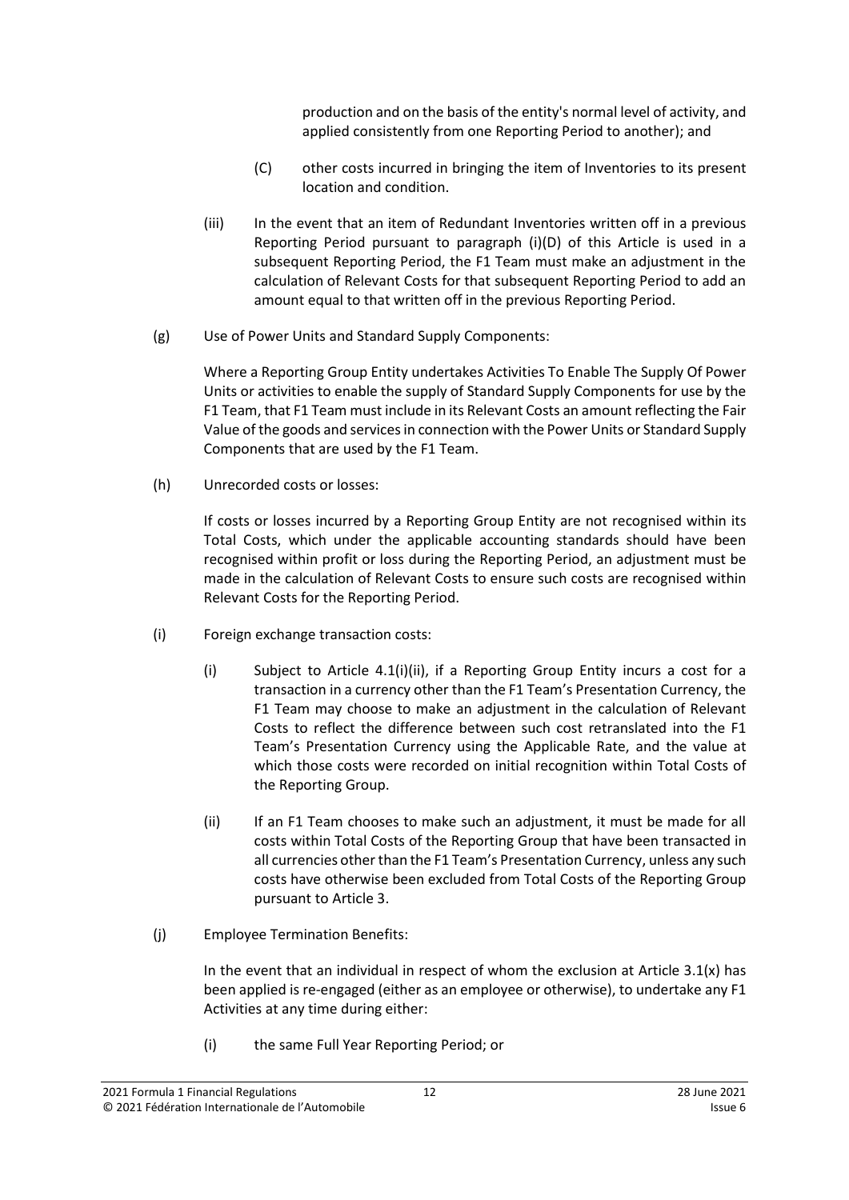production and on the basis of the entity's normal level of activity, and applied consistently from one Reporting Period to another); and

(C) other costs incurred in bringing the item of Inventories to its present location and condition.

(iii) In the event that an item of Redundant Inventories written off in a previous Reporting Period pursuant to paragraph (i)(D) of this Article is used in a subsequent Reporting Period, the F1 Team must make an adjustment in the calculation of Relevant Costs for that subsequent Reporting Period to add an amount equal to that written off in the previous Reporting Period.

(g) Use of Power Units and Standard Supply Components:

Where a Reporting Group Entity undertakes Activities To Enable The Supply Of Power Units or activities to enable the supply of Standard Supply Components for use by the F1 Team, that F1 Team must include in its Relevant Costs an amount reflecting the Fair Value of the goods and services in connection with the Power Units or Standard Supply Components that are used by the F1 Team.

(h) Unrecorded costs or losses:

If costs or losses incurred by a Reporting Group Entity are not recognised within its Total Costs, which under the applicable accounting standards should have been recognised within profit or loss during the Reporting Period, an adjustment must be made in the calculation of Relevant Costs to ensure such costs are recognised within Relevant Costs for the Reporting Period.

(i) Foreign exchange transaction costs:

(i) Subject to Article 4.1(i)(ii), if a Reporting Group Entity incurs a cost for a transaction in a currency other than the F1 Team's Presentation Currency, the F1 Team may choose to make an adjustment in the calculation of Relevant Costs to reflect the difference between such cost retranslated into the F1 Team's Presentation Currency using the Applicable Rate, and the value at which those costs were recorded on initial recognition within Total Costs of the Reporting Group.

(ii) If an F1 Team chooses to make such an adjustment, it must be made for all costs within Total Costs of the Reporting Group that have been transacted in all currencies other than the F1 Team's Presentation Currency, unless any such costs have otherwise been excluded from Total Costs of the Reporting Group pursuant to Article 3.

(j) Employee Termination Benefits:

In the event that an individual in respect of whom the exclusion at Article 3.1(x) has been applied is re-engaged (either as an employee or otherwise), to undertake any F1 Activities at any time during either:

(i) the same Full Year Reporting Period; or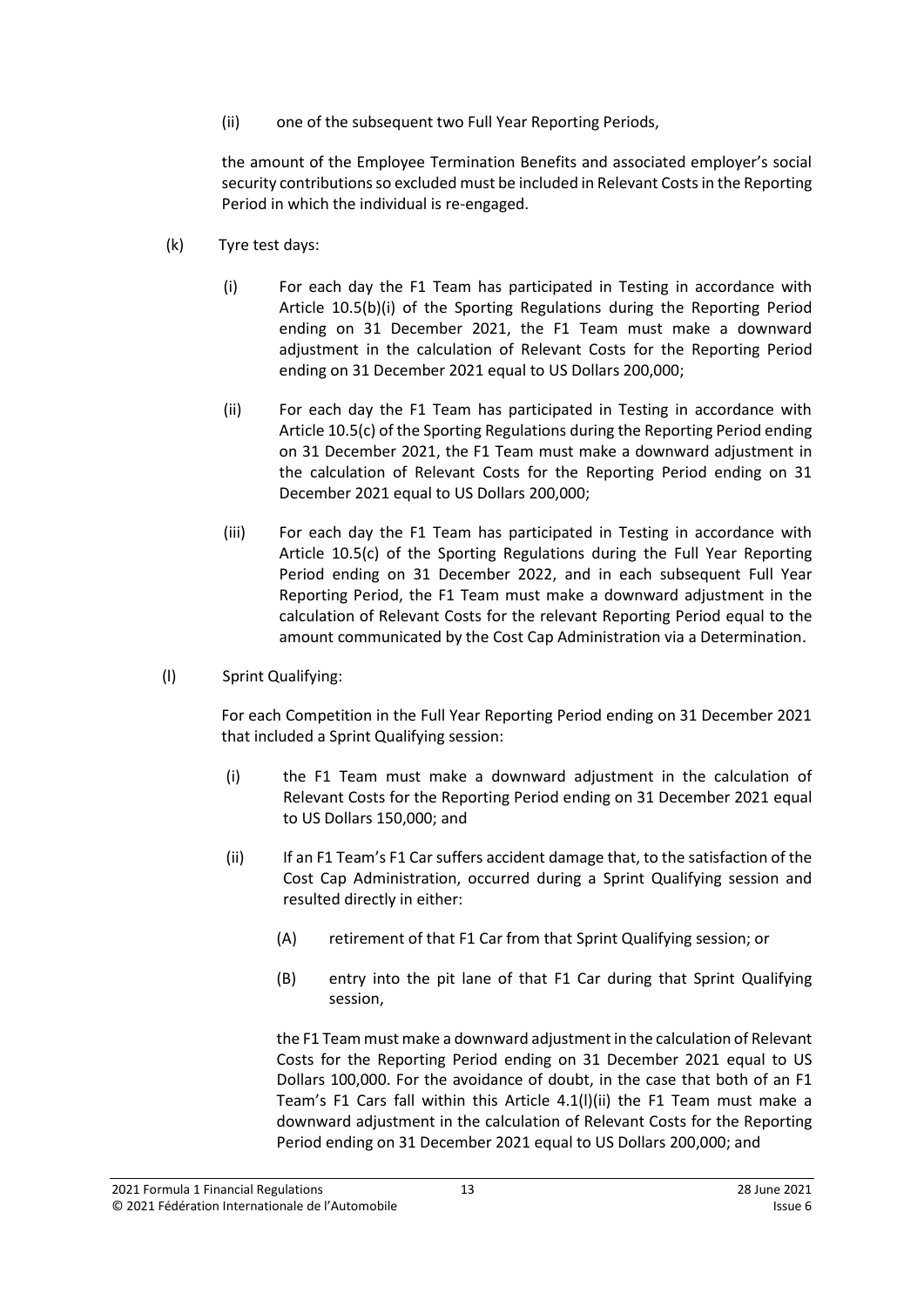(ii) one of the subsequent two Full Year Reporting Periods,

the amount of the Employee Termination Benefits and associated employer's social security contributions so excluded must be included in Relevant Costs in the Reporting Period in which the individual is re-engaged.

(k) Tyre test days:

(i) For each day the F1 Team has participated in Testing in accordance with Article 10.5(b)(i) of the Sporting Regulations during the Reporting Period ending on 31 December 2021, the F1 Team must make a downward adjustment in the calculation of Relevant Costs for the Reporting Period ending on 31 December 2021 equal to US Dollars 200,000;

(ii) For each day the F1 Team has participated in Testing in accordance with Article 10.5(c) of the Sporting Regulations during the Reporting Period ending on 31 December 2021, the F1 Team must make a downward adjustment in the calculation of Relevant Costs for the Reporting Period ending on 31 December 2021 equal to US Dollars 200,000;

(iii) For each day the F1 Team has participated in Testing in accordance with Article 10.5(c) of the Sporting Regulations during the Full Year Reporting Period ending on 31 December 2022, and in each subsequent Full Year Reporting Period, the F1 Team must make a downward adjustment in the calculation of Relevant Costs for the relevant Reporting Period equal to the amount communicated by the Cost Cap Administration via a Determination.

(l) Sprint Qualifying:

For each Competition in the Full Year Reporting Period ending on 31 December 2021 that included a Sprint Qualifying session:

(i) the F1 Team must make a downward adjustment in the calculation of Relevant Costs for the Reporting Period ending on 31 December 2021 equal to US Dollars 150,000; and

(ii) If an F1 Team's F1 Car suffers accident damage that, to the satisfaction of the Cost Cap Administration, occurred during a Sprint Qualifying session and resulted directly in either:

(A) retirement of that F1 Car from that Sprint Qualifying session; or

(B) entry into the pit lane of that F1 Car during that Sprint Qualifying session,

the F1 Team must make a downward adjustment in the calculation of Relevant Costs for the Reporting Period ending on 31 December 2021 equal to US Dollars 100,000. For the avoidance of doubt, in the case that both of an F1 Team's F1 Cars fall within this Article 4.1(l)(ii) the F1 Team must make a downward adjustment in the calculation of Relevant Costs for the Reporting Period ending on 31 December 2021 equal to US Dollars 200,000; and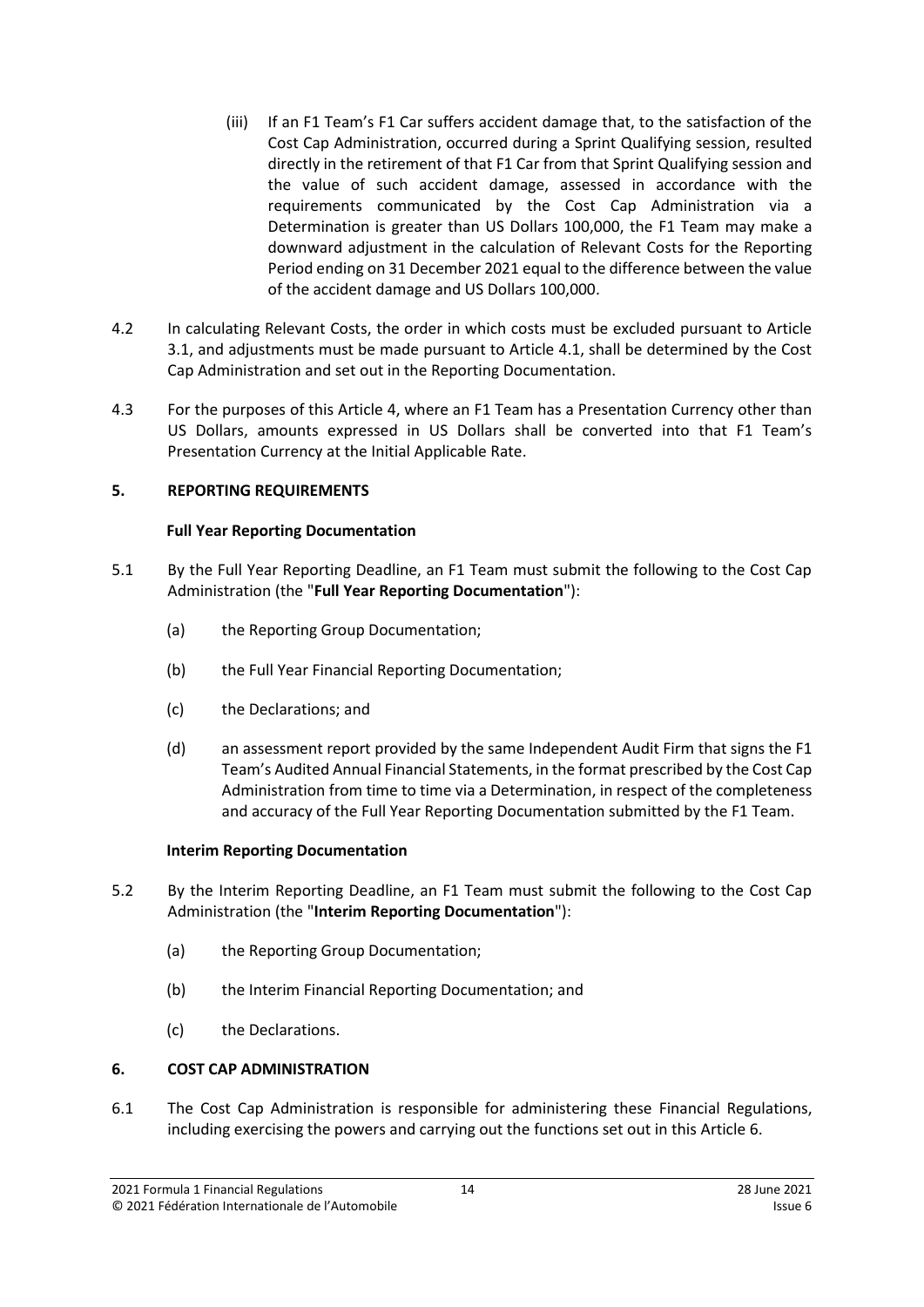(iii) If an F1 Team's F1 Car suffers accident damage that, to the satisfaction of the Cost Cap Administration, occurred during a Sprint Qualifying session, resulted directly in the retirement of that F1 Car from that Sprint Qualifying session and the value of such accident damage, assessed in accordance with the requirements communicated by the Cost Cap Administration via a Determination is greater than US Dollars 100,000, the F1 Team may make a downward adjustment in the calculation of Relevant Costs for the Reporting Period ending on 31 December 2021 equal to the difference between the value of the accident damage and US Dollars 100,000.

4.2 In calculating Relevant Costs, the order in which costs must be excluded pursuant to Article 3.1, and adjustments must be made pursuant to Article 4.1, shall be determined by the Cost Cap Administration and set out in the Reporting Documentation.

4.3 For the purposes of this Article 4, where an F1 Team has a Presentation Currency other than US Dollars, amounts expressed in US Dollars shall be converted into that F1 Team's Presentation Currency at the Initial Applicable Rate.

## 5. REPORTING REQUIREMENTS

### Full Year Reporting Documentation

5.1 By the Full Year Reporting Deadline, an F1 Team must submit the following to the Cost Cap Administration (the "**Full Year Reporting Documentation**"):

(a) the Reporting Group Documentation;

(b) the Full Year Financial Reporting Documentation;

(c) the Declarations; and

(d) an assessment report provided by the same Independent Audit Firm that signs the F1 Team's Audited Annual Financial Statements, in the format prescribed by the Cost Cap Administration from time to time via a Determination, in respect of the completeness and accuracy of the Full Year Reporting Documentation submitted by the F1 Team.

### Interim Reporting Documentation

5.2 By the Interim Reporting Deadline, an F1 Team must submit the following to the Cost Cap Administration (the "**Interim Reporting Documentation**"):

(a) the Reporting Group Documentation;

(b) the Interim Financial Reporting Documentation; and

(c) the Declarations.

## 6. COST CAP ADMINISTRATION

6.1 The Cost Cap Administration is responsible for administering these Financial Regulations, including exercising the powers and carrying out the functions set out in this Article 6.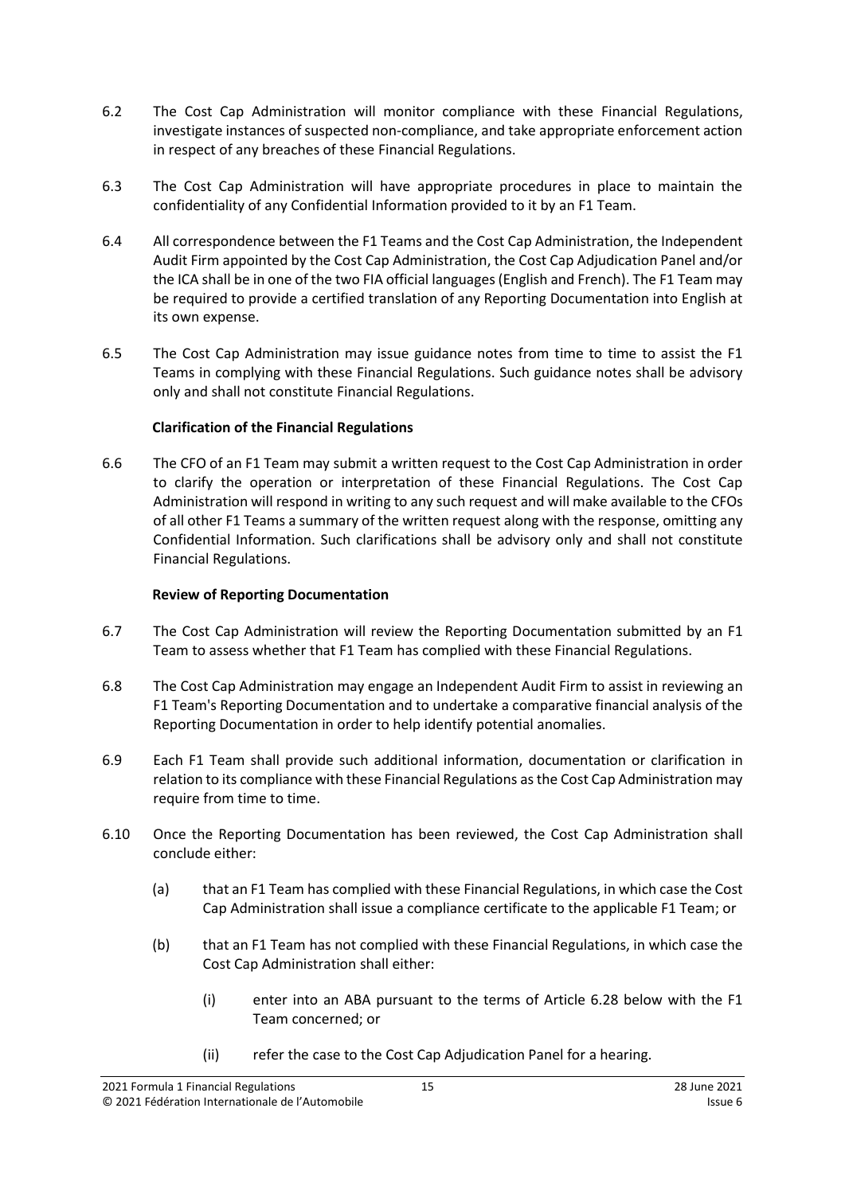6.2 The Cost Cap Administration will monitor compliance with these Financial Regulations, investigate instances of suspected non-compliance, and take appropriate enforcement action in respect of any breaches of these Financial Regulations.

6.3 The Cost Cap Administration will have appropriate procedures in place to maintain the confidentiality of any Confidential Information provided to it by an F1 Team.

6.4 All correspondence between the F1 Teams and the Cost Cap Administration, the Independent Audit Firm appointed by the Cost Cap Administration, the Cost Cap Adjudication Panel and/or the ICA shall be in one of the two FIA official languages (English and French). The F1 Team may be required to provide a certified translation of any Reporting Documentation into English at its own expense.

6.5 The Cost Cap Administration may issue guidance notes from time to time to assist the F1 Teams in complying with these Financial Regulations. Such guidance notes shall be advisory only and shall not constitute Financial Regulations.

**Clarification of the Financial Regulations**

6.6 The CFO of an F1 Team may submit a written request to the Cost Cap Administration in order to clarify the operation or interpretation of these Financial Regulations. The Cost Cap Administration will respond in writing to any such request and will make available to the CFOs of all other F1 Teams a summary of the written request along with the response, omitting any Confidential Information. Such clarifications shall be advisory only and shall not constitute Financial Regulations.

**Review of Reporting Documentation**

6.7 The Cost Cap Administration will review the Reporting Documentation submitted by an F1 Team to assess whether that F1 Team has complied with these Financial Regulations.

6.8 The Cost Cap Administration may engage an Independent Audit Firm to assist in reviewing an F1 Team's Reporting Documentation and to undertake a comparative financial analysis of the Reporting Documentation in order to help identify potential anomalies.

6.9 Each F1 Team shall provide such additional information, documentation or clarification in relation to its compliance with these Financial Regulations as the Cost Cap Administration may require from time to time.

6.10 Once the Reporting Documentation has been reviewed, the Cost Cap Administration shall conclude either:

(a) that an F1 Team has complied with these Financial Regulations, in which case the Cost Cap Administration shall issue a compliance certificate to the applicable F1 Team; or

(b) that an F1 Team has not complied with these Financial Regulations, in which case the Cost Cap Administration shall either:

(i) enter into an ABA pursuant to the terms of Article 6.28 below with the F1 Team concerned; or

(ii) refer the case to the Cost Cap Adjudication Panel for a hearing.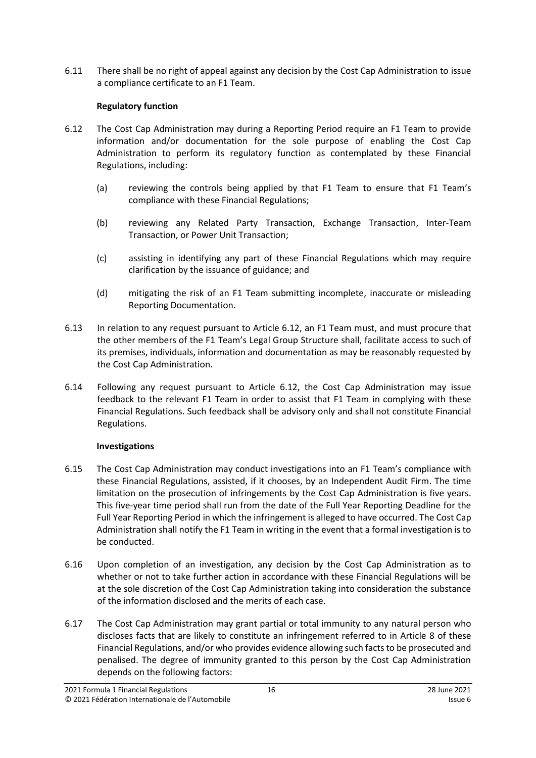6.11 There shall be no right of appeal against any decision by the Cost Cap Administration to issue a compliance certificate to an F1 Team.

**Regulatory function**

6.12 The Cost Cap Administration may during a Reporting Period require an F1 Team to provide information and/or documentation for the sole purpose of enabling the Cost Cap Administration to perform its regulatory function as contemplated by these Financial Regulations, including:

(a) reviewing the controls being applied by that F1 Team to ensure that F1 Team's compliance with these Financial Regulations;

(b) reviewing any Related Party Transaction, Exchange Transaction, Inter-Team Transaction, or Power Unit Transaction;

(c) assisting in identifying any part of these Financial Regulations which may require clarification by the issuance of guidance; and

(d) mitigating the risk of an F1 Team submitting incomplete, inaccurate or misleading Reporting Documentation.

6.13 In relation to any request pursuant to Article 6.12, an F1 Team must, and must procure that the other members of the F1 Team's Legal Group Structure shall, facilitate access to such of its premises, individuals, information and documentation as may be reasonably requested by the Cost Cap Administration.

6.14 Following any request pursuant to Article 6.12, the Cost Cap Administration may issue feedback to the relevant F1 Team in order to assist that F1 Team in complying with these Financial Regulations. Such feedback shall be advisory only and shall not constitute Financial Regulations.

**Investigations**

6.15 The Cost Cap Administration may conduct investigations into an F1 Team's compliance with these Financial Regulations, assisted, if it chooses, by an Independent Audit Firm. The time limitation on the prosecution of infringements by the Cost Cap Administration is five years. This five-year time period shall run from the date of the Full Year Reporting Deadline for the Full Year Reporting Period in which the infringement is alleged to have occurred. The Cost Cap Administration shall notify the F1 Team in writing in the event that a formal investigation is to be conducted.

6.16 Upon completion of an investigation, any decision by the Cost Cap Administration as to whether or not to take further action in accordance with these Financial Regulations will be at the sole discretion of the Cost Cap Administration taking into consideration the substance of the information disclosed and the merits of each case.

6.17 The Cost Cap Administration may grant partial or total immunity to any natural person who discloses facts that are likely to constitute an infringement referred to in Article 8 of these Financial Regulations, and/or who provides evidence allowing such facts to be prosecuted and penalised. The degree of immunity granted to this person by the Cost Cap Administration depends on the following factors: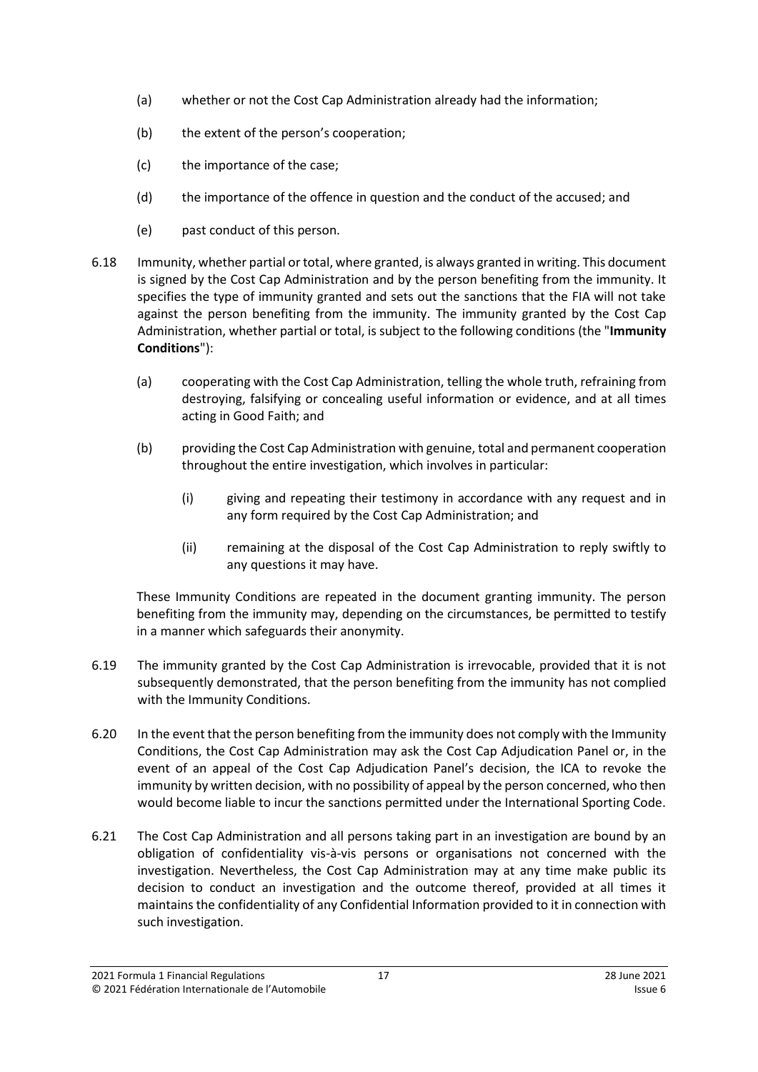(a) whether or not the Cost Cap Administration already had the information;

(b) the extent of the person's cooperation;

(c) the importance of the case;

(d) the importance of the offence in question and the conduct of the accused; and

(e) past conduct of this person.

6.18 Immunity, whether partial or total, where granted, is always granted in writing. This document is signed by the Cost Cap Administration and by the person benefiting from the immunity. It specifies the type of immunity granted and sets out the sanctions that the FIA will not take against the person benefiting from the immunity. The immunity granted by the Cost Cap Administration, whether partial or total, is subject to the following conditions (the "**Immunity Conditions**"):

(a) cooperating with the Cost Cap Administration, telling the whole truth, refraining from destroying, falsifying or concealing useful information or evidence, and at all times acting in Good Faith; and

(b) providing the Cost Cap Administration with genuine, total and permanent cooperation throughout the entire investigation, which involves in particular:

(i) giving and repeating their testimony in accordance with any request and in any form required by the Cost Cap Administration; and

(ii) remaining at the disposal of the Cost Cap Administration to reply swiftly to any questions it may have.

These Immunity Conditions are repeated in the document granting immunity. The person benefiting from the immunity may, depending on the circumstances, be permitted to testify in a manner which safeguards their anonymity.

6.19 The immunity granted by the Cost Cap Administration is irrevocable, provided that it is not subsequently demonstrated, that the person benefiting from the immunity has not complied with the Immunity Conditions.

6.20 In the event that the person benefiting from the immunity does not comply with the Immunity Conditions, the Cost Cap Administration may ask the Cost Cap Adjudication Panel or, in the event of an appeal of the Cost Cap Adjudication Panel's decision, the ICA to revoke the immunity by written decision, with no possibility of appeal by the person concerned, who then would become liable to incur the sanctions permitted under the International Sporting Code.

6.21 The Cost Cap Administration and all persons taking part in an investigation are bound by an obligation of confidentiality vis-à-vis persons or organisations not concerned with the investigation. Nevertheless, the Cost Cap Administration may at any time make public its decision to conduct an investigation and the outcome thereof, provided at all times it maintains the confidentiality of any Confidential Information provided to it in connection with such investigation.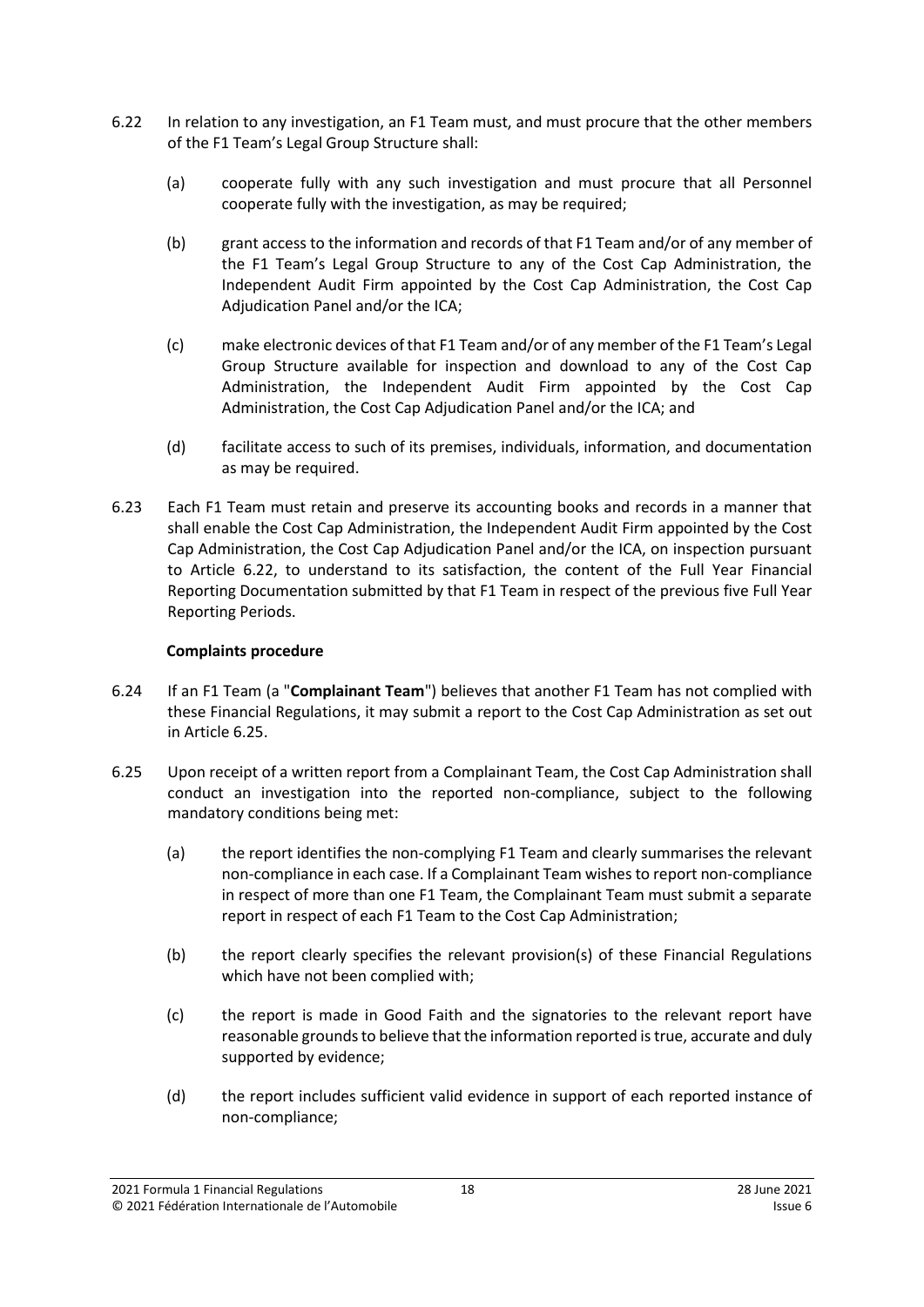6.22 In relation to any investigation, an F1 Team must, and must procure that the other members of the F1 Team's Legal Group Structure shall:

(a) cooperate fully with any such investigation and must procure that all Personnel cooperate fully with the investigation, as may be required;

(b) grant access to the information and records of that F1 Team and/or of any member of the F1 Team's Legal Group Structure to any of the Cost Cap Administration, the Independent Audit Firm appointed by the Cost Cap Administration, the Cost Cap Adjudication Panel and/or the ICA;

(c) make electronic devices of that F1 Team and/or of any member of the F1 Team's Legal Group Structure available for inspection and download to any of the Cost Cap Administration, the Independent Audit Firm appointed by the Cost Cap Administration, the Cost Cap Adjudication Panel and/or the ICA; and

(d) facilitate access to such of its premises, individuals, information, and documentation as may be required.

6.23 Each F1 Team must retain and preserve its accounting books and records in a manner that shall enable the Cost Cap Administration, the Independent Audit Firm appointed by the Cost Cap Administration, the Cost Cap Adjudication Panel and/or the ICA, on inspection pursuant to Article 6.22, to understand to its satisfaction, the content of the Full Year Financial Reporting Documentation submitted by that F1 Team in respect of the previous five Full Year Reporting Periods.

**Complaints procedure**

6.24 If an F1 Team (a "**Complainant Team**") believes that another F1 Team has not complied with these Financial Regulations, it may submit a report to the Cost Cap Administration as set out in Article 6.25.

6.25 Upon receipt of a written report from a Complainant Team, the Cost Cap Administration shall conduct an investigation into the reported non-compliance, subject to the following mandatory conditions being met:

(a) the report identifies the non-complying F1 Team and clearly summarises the relevant non-compliance in each case. If a Complainant Team wishes to report non-compliance in respect of more than one F1 Team, the Complainant Team must submit a separate report in respect of each F1 Team to the Cost Cap Administration;

(b) the report clearly specifies the relevant provision(s) of these Financial Regulations which have not been complied with;

(c) the report is made in Good Faith and the signatories to the relevant report have reasonable grounds to believe that the information reported is true, accurate and duly supported by evidence;

(d) the report includes sufficient valid evidence in support of each reported instance of non-compliance;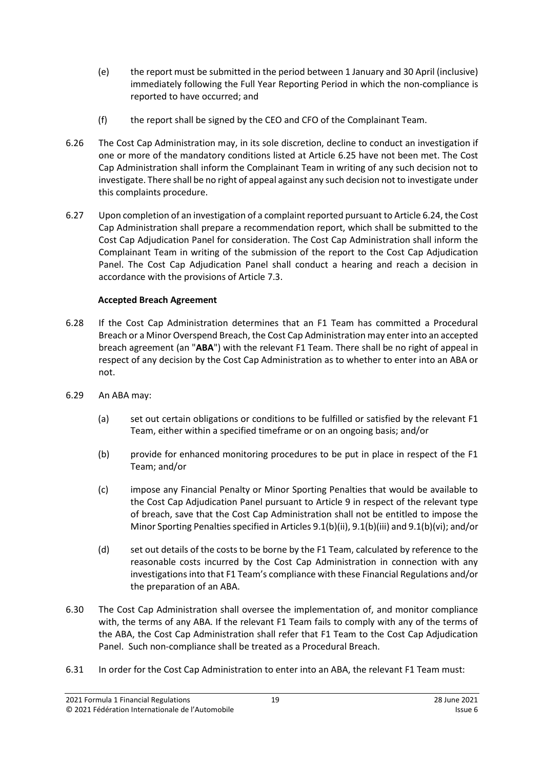(e) the report must be submitted in the period between 1 January and 30 April (inclusive) immediately following the Full Year Reporting Period in which the non-compliance is reported to have occurred; and

(f) the report shall be signed by the CEO and CFO of the Complainant Team.

6.26 The Cost Cap Administration may, in its sole discretion, decline to conduct an investigation if one or more of the mandatory conditions listed at Article 6.25 have not been met. The Cost Cap Administration shall inform the Complainant Team in writing of any such decision not to investigate. There shall be no right of appeal against any such decision not to investigate under this complaints procedure.

6.27 Upon completion of an investigation of a complaint reported pursuant to Article 6.24, the Cost Cap Administration shall prepare a recommendation report, which shall be submitted to the Cost Cap Adjudication Panel for consideration. The Cost Cap Administration shall inform the Complainant Team in writing of the submission of the report to the Cost Cap Adjudication Panel. The Cost Cap Adjudication Panel shall conduct a hearing and reach a decision in accordance with the provisions of Article 7.3.

**Accepted Breach Agreement**

6.28 If the Cost Cap Administration determines that an F1 Team has committed a Procedural Breach or a Minor Overspend Breach, the Cost Cap Administration may enter into an accepted breach agreement (an "**ABA**") with the relevant F1 Team. There shall be no right of appeal in respect of any decision by the Cost Cap Administration as to whether to enter into an ABA or not.

6.29 An ABA may:

(a) set out certain obligations or conditions to be fulfilled or satisfied by the relevant F1 Team, either within a specified timeframe or on an ongoing basis; and/or

(b) provide for enhanced monitoring procedures to be put in place in respect of the F1 Team; and/or

(c) impose any Financial Penalty or Minor Sporting Penalties that would be available to the Cost Cap Adjudication Panel pursuant to Article 9 in respect of the relevant type of breach, save that the Cost Cap Administration shall not be entitled to impose the Minor Sporting Penalties specified in Articles 9.1(b)(ii), 9.1(b)(iii) and 9.1(b)(vi); and/or

(d) set out details of the costs to be borne by the F1 Team, calculated by reference to the reasonable costs incurred by the Cost Cap Administration in connection with any investigations into that F1 Team's compliance with these Financial Regulations and/or the preparation of an ABA.

6.30 The Cost Cap Administration shall oversee the implementation of, and monitor compliance with, the terms of any ABA. If the relevant F1 Team fails to comply with any of the terms of the ABA, the Cost Cap Administration shall refer that F1 Team to the Cost Cap Adjudication Panel. Such non-compliance shall be treated as a Procedural Breach.

6.31 In order for the Cost Cap Administration to enter into an ABA, the relevant F1 Team must: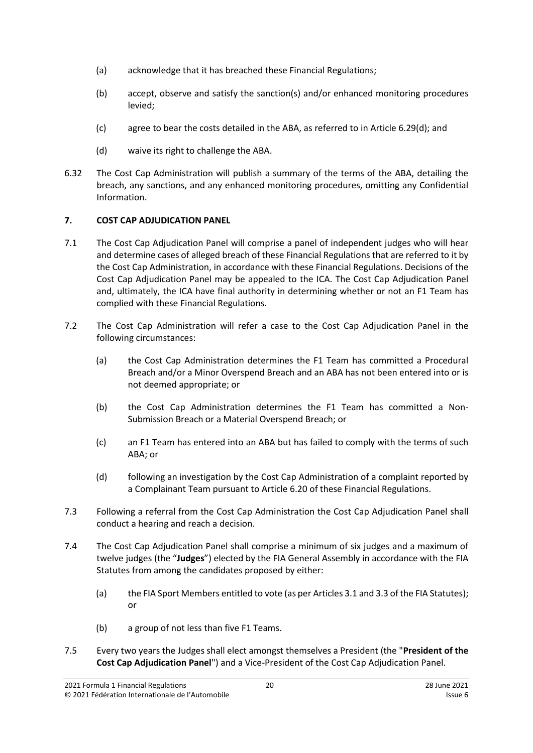(a) acknowledge that it has breached these Financial Regulations;

(b) accept, observe and satisfy the sanction(s) and/or enhanced monitoring procedures levied;

(c) agree to bear the costs detailed in the ABA, as referred to in Article 6.29(d); and

(d) waive its right to challenge the ABA.

6.32 The Cost Cap Administration will publish a summary of the terms of the ABA, detailing the breach, any sanctions, and any enhanced monitoring procedures, omitting any Confidential Information.

## 7. COST CAP ADJUDICATION PANEL

7.1 The Cost Cap Adjudication Panel will comprise a panel of independent judges who will hear and determine cases of alleged breach of these Financial Regulations that are referred to it by the Cost Cap Administration, in accordance with these Financial Regulations. Decisions of the Cost Cap Adjudication Panel may be appealed to the ICA. The Cost Cap Adjudication Panel and, ultimately, the ICA have final authority in determining whether or not an F1 Team has complied with these Financial Regulations.

7.2 The Cost Cap Administration will refer a case to the Cost Cap Adjudication Panel in the following circumstances:

(a) the Cost Cap Administration determines the F1 Team has committed a Procedural Breach and/or a Minor Overspend Breach and an ABA has not been entered into or is not deemed appropriate; or

(b) the Cost Cap Administration determines the F1 Team has committed a Non-Submission Breach or a Material Overspend Breach; or

(c) an F1 Team has entered into an ABA but has failed to comply with the terms of such ABA; or

(d) following an investigation by the Cost Cap Administration of a complaint reported by a Complainant Team pursuant to Article 6.20 of these Financial Regulations.

7.3 Following a referral from the Cost Cap Administration the Cost Cap Adjudication Panel shall conduct a hearing and reach a decision.

7.4 The Cost Cap Adjudication Panel shall comprise a minimum of six judges and a maximum of twelve judges (the "**Judges**") elected by the FIA General Assembly in accordance with the FIA Statutes from among the candidates proposed by either:

(a) the FIA Sport Members entitled to vote (as per Articles 3.1 and 3.3 of the FIA Statutes); or

(b) a group of not less than five F1 Teams.

7.5 Every two years the Judges shall elect amongst themselves a President (the "**President of the Cost Cap Adjudication Panel**") and a Vice-President of the Cost Cap Adjudication Panel.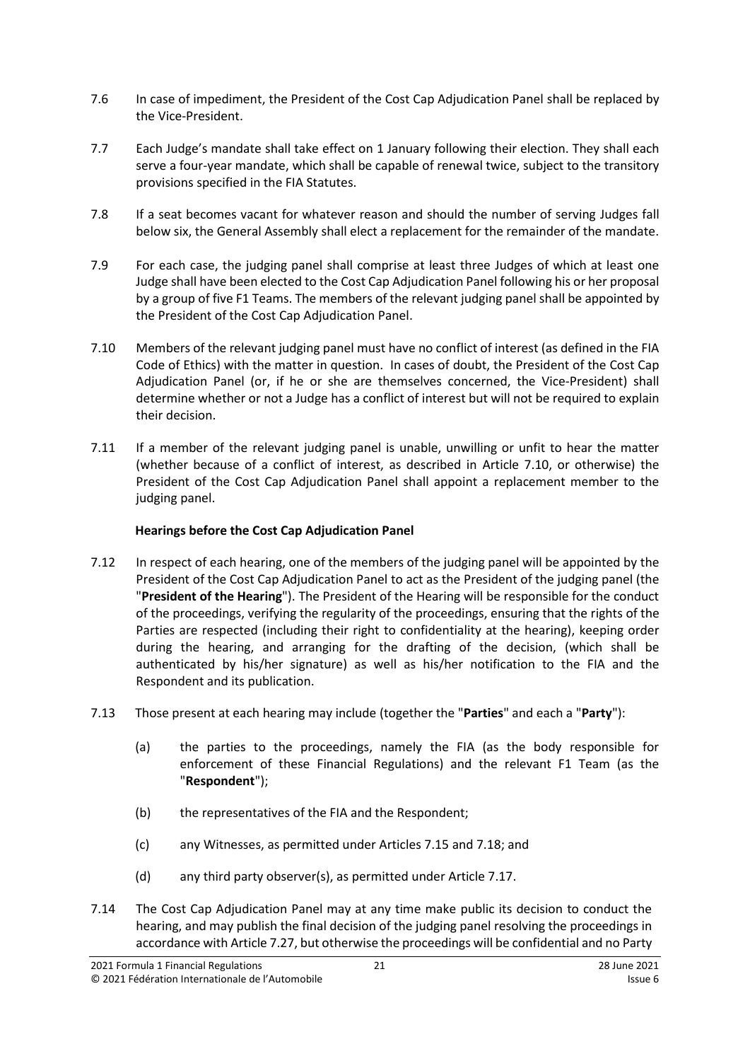7.6 In case of impediment, the President of the Cost Cap Adjudication Panel shall be replaced by the Vice-President.

7.7 Each Judge's mandate shall take effect on 1 January following their election. They shall each serve a four-year mandate, which shall be capable of renewal twice, subject to the transitory provisions specified in the FIA Statutes.

7.8 If a seat becomes vacant for whatever reason and should the number of serving Judges fall below six, the General Assembly shall elect a replacement for the remainder of the mandate.

7.9 For each case, the judging panel shall comprise at least three Judges of which at least one Judge shall have been elected to the Cost Cap Adjudication Panel following his or her proposal by a group of five F1 Teams. The members of the relevant judging panel shall be appointed by the President of the Cost Cap Adjudication Panel.

7.10 Members of the relevant judging panel must have no conflict of interest (as defined in the FIA Code of Ethics) with the matter in question. In cases of doubt, the President of the Cost Cap Adjudication Panel (or, if he or she are themselves concerned, the Vice-President) shall determine whether or not a Judge has a conflict of interest but will not be required to explain their decision.

7.11 If a member of the relevant judging panel is unable, unwilling or unfit to hear the matter (whether because of a conflict of interest, as described in Article 7.10, or otherwise) the President of the Cost Cap Adjudication Panel shall appoint a replacement member to the judging panel.

**Hearings before the Cost Cap Adjudication Panel**

7.12 In respect of each hearing, one of the members of the judging panel will be appointed by the President of the Cost Cap Adjudication Panel to act as the President of the judging panel (the "**President of the Hearing**"). The President of the Hearing will be responsible for the conduct of the proceedings, verifying the regularity of the proceedings, ensuring that the rights of the Parties are respected (including their right to confidentiality at the hearing), keeping order during the hearing, and arranging for the drafting of the decision, (which shall be authenticated by his/her signature) as well as his/her notification to the FIA and the Respondent and its publication.

7.13 Those present at each hearing may include (together the "**Parties**" and each a "**Party**"):

(a) the parties to the proceedings, namely the FIA (as the body responsible for enforcement of these Financial Regulations) and the relevant F1 Team (as the "**Respondent**");

(b) the representatives of the FIA and the Respondent;

(c) any Witnesses, as permitted under Articles 7.15 and 7.18; and

(d) any third party observer(s), as permitted under Article 7.17.

7.14 The Cost Cap Adjudication Panel may at any time make public its decision to conduct the hearing, and may publish the final decision of the judging panel resolving the proceedings in accordance with Article 7.27, but otherwise the proceedings will be confidential and no Party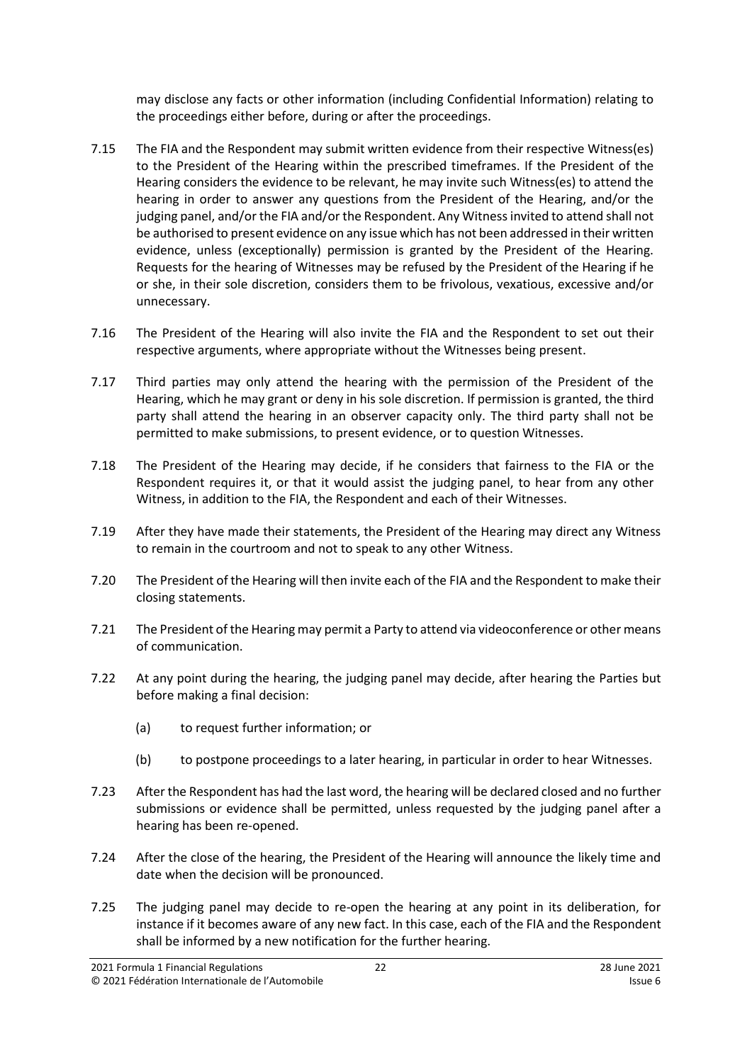may disclose any facts or other information (including Confidential Information) relating to the proceedings either before, during or after the proceedings.

7.15 The FIA and the Respondent may submit written evidence from their respective Witness(es) to the President of the Hearing within the prescribed timeframes. If the President of the Hearing considers the evidence to be relevant, he may invite such Witness(es) to attend the hearing in order to answer any questions from the President of the Hearing, and/or the judging panel, and/or the FIA and/or the Respondent. Any Witness invited to attend shall not be authorised to present evidence on any issue which has not been addressed in their written evidence, unless (exceptionally) permission is granted by the President of the Hearing. Requests for the hearing of Witnesses may be refused by the President of the Hearing if he or she, in their sole discretion, considers them to be frivolous, vexatious, excessive and/or unnecessary.

7.16 The President of the Hearing will also invite the FIA and the Respondent to set out their respective arguments, where appropriate without the Witnesses being present.

7.17 Third parties may only attend the hearing with the permission of the President of the Hearing, which he may grant or deny in his sole discretion. If permission is granted, the third party shall attend the hearing in an observer capacity only. The third party shall not be permitted to make submissions, to present evidence, or to question Witnesses.

7.18 The President of the Hearing may decide, if he considers that fairness to the FIA or the Respondent requires it, or that it would assist the judging panel, to hear from any other Witness, in addition to the FIA, the Respondent and each of their Witnesses.

7.19 After they have made their statements, the President of the Hearing may direct any Witness to remain in the courtroom and not to speak to any other Witness.

7.20 The President of the Hearing will then invite each of the FIA and the Respondent to make their closing statements.

7.21 The President of the Hearing may permit a Party to attend via videoconference or other means of communication.

7.22 At any point during the hearing, the judging panel may decide, after hearing the Parties but before making a final decision:

(a) to request further information; or

(b) to postpone proceedings to a later hearing, in particular in order to hear Witnesses.

7.23 After the Respondent has had the last word, the hearing will be declared closed and no further submissions or evidence shall be permitted, unless requested by the judging panel after a hearing has been re-opened.

7.24 After the close of the hearing, the President of the Hearing will announce the likely time and date when the decision will be pronounced.

7.25 The judging panel may decide to re-open the hearing at any point in its deliberation, for instance if it becomes aware of any new fact. In this case, each of the FIA and the Respondent shall be informed by a new notification for the further hearing.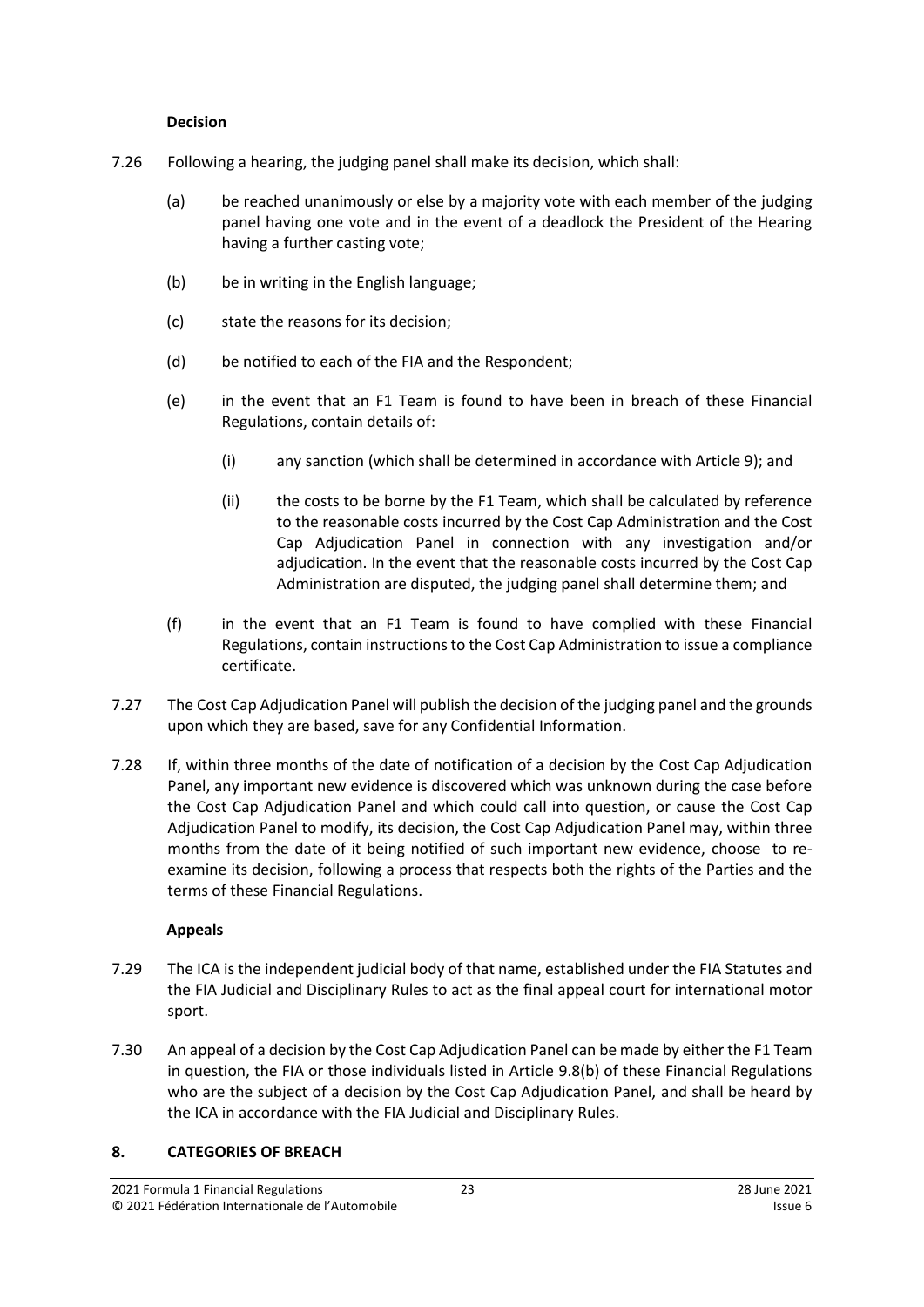**Decision**

7.26 Following a hearing, the judging panel shall make its decision, which shall:

(a) be reached unanimously or else by a majority vote with each member of the judging panel having one vote and in the event of a deadlock the President of the Hearing having a further casting vote;

(b) be in writing in the English language;

(c) state the reasons for its decision;

(d) be notified to each of the FIA and the Respondent;

(e) in the event that an F1 Team is found to have been in breach of these Financial Regulations, contain details of:

(i) any sanction (which shall be determined in accordance with Article 9); and

(ii) the costs to be borne by the F1 Team, which shall be calculated by reference to the reasonable costs incurred by the Cost Cap Administration and the Cost Cap Adjudication Panel in connection with any investigation and/or adjudication. In the event that the reasonable costs incurred by the Cost Cap Administration are disputed, the judging panel shall determine them; and

(f) in the event that an F1 Team is found to have complied with these Financial Regulations, contain instructions to the Cost Cap Administration to issue a compliance certificate.

7.27 The Cost Cap Adjudication Panel will publish the decision of the judging panel and the grounds upon which they are based, save for any Confidential Information.

7.28 If, within three months of the date of notification of a decision by the Cost Cap Adjudication Panel, any important new evidence is discovered which was unknown during the case before the Cost Cap Adjudication Panel and which could call into question, or cause the Cost Cap Adjudication Panel to modify, its decision, the Cost Cap Adjudication Panel may, within three months from the date of it being notified of such important new evidence, choose to re-examine its decision, following a process that respects both the rights of the Parties and the terms of these Financial Regulations.

**Appeals**

7.29 The ICA is the independent judicial body of that name, established under the FIA Statutes and the FIA Judicial and Disciplinary Rules to act as the final appeal court for international motor sport.

7.30 An appeal of a decision by the Cost Cap Adjudication Panel can be made by either the F1 Team in question, the FIA or those individuals listed in Article 9.8(b) of these Financial Regulations who are the subject of a decision by the Cost Cap Adjudication Panel, and shall be heard by the ICA in accordance with the FIA Judicial and Disciplinary Rules.

## 8. CATEGORIES OF BREACH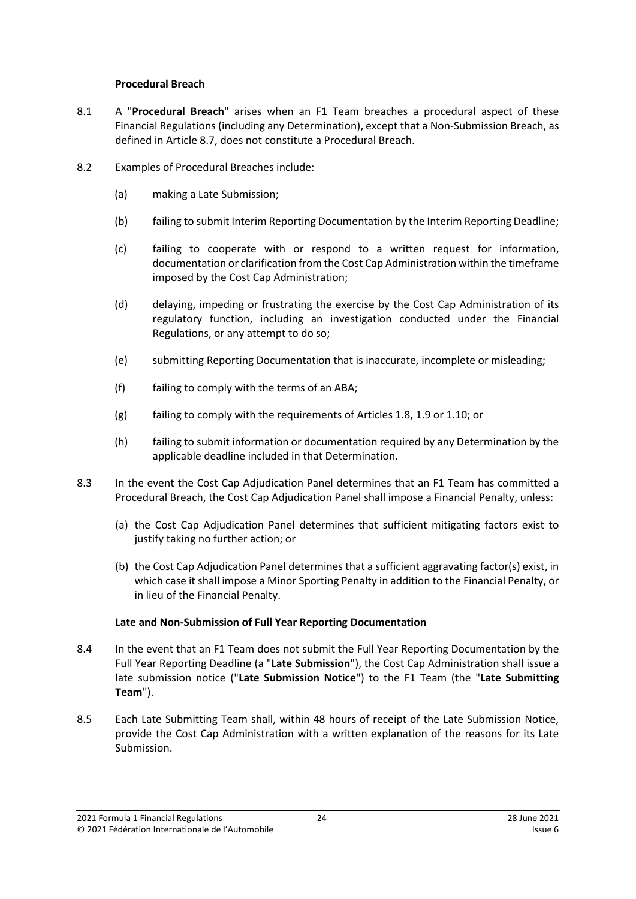**Procedural Breach**

8.1 A "**Procedural Breach**" arises when an F1 Team breaches a procedural aspect of these Financial Regulations (including any Determination), except that a Non-Submission Breach, as defined in Article 8.7, does not constitute a Procedural Breach.

8.2 Examples of Procedural Breaches include:

- (a) making a Late Submission;
- (b) failing to submit Interim Reporting Documentation by the Interim Reporting Deadline;
- (c) failing to cooperate with or respond to a written request for information, documentation or clarification from the Cost Cap Administration within the timeframe imposed by the Cost Cap Administration;
- (d) delaying, impeding or frustrating the exercise by the Cost Cap Administration of its regulatory function, including an investigation conducted under the Financial Regulations, or any attempt to do so;
- (e) submitting Reporting Documentation that is inaccurate, incomplete or misleading;
- (f) failing to comply with the terms of an ABA;
- (g) failing to comply with the requirements of Articles 1.8, 1.9 or 1.10; or
- (h) failing to submit information or documentation required by any Determination by the applicable deadline included in that Determination.

8.3 In the event the Cost Cap Adjudication Panel determines that an F1 Team has committed a Procedural Breach, the Cost Cap Adjudication Panel shall impose a Financial Penalty, unless:

- (a) the Cost Cap Adjudication Panel determines that sufficient mitigating factors exist to justify taking no further action; or
- (b) the Cost Cap Adjudication Panel determines that a sufficient aggravating factor(s) exist, in which case it shall impose a Minor Sporting Penalty in addition to the Financial Penalty, or in lieu of the Financial Penalty.

**Late and Non-Submission of Full Year Reporting Documentation**

8.4 In the event that an F1 Team does not submit the Full Year Reporting Documentation by the Full Year Reporting Deadline (a "**Late Submission**"), the Cost Cap Administration shall issue a late submission notice ("**Late Submission Notice**") to the F1 Team (the "**Late Submitting Team**").

8.5 Each Late Submitting Team shall, within 48 hours of receipt of the Late Submission Notice, provide the Cost Cap Administration with a written explanation of the reasons for its Late Submission.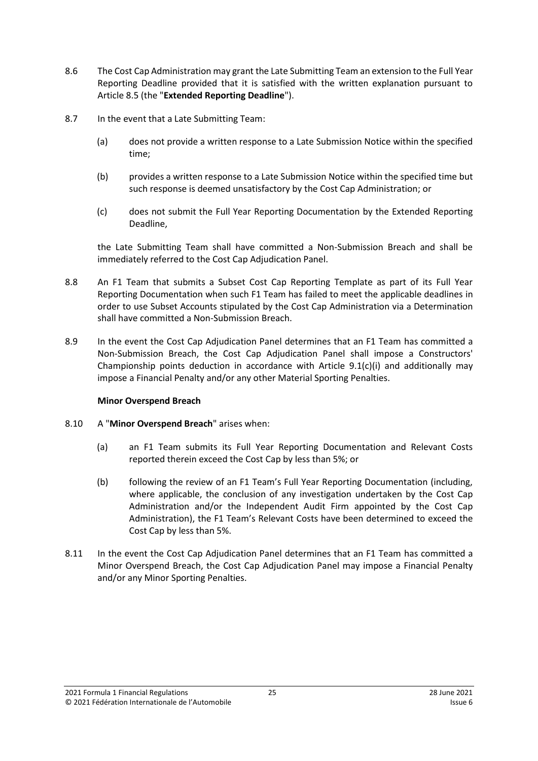8.6 The Cost Cap Administration may grant the Late Submitting Team an extension to the Full Year Reporting Deadline provided that it is satisfied with the written explanation pursuant to Article 8.5 (the "**Extended Reporting Deadline**").

8.7 In the event that a Late Submitting Team:

(a) does not provide a written response to a Late Submission Notice within the specified time;

(b) provides a written response to a Late Submission Notice within the specified time but such response is deemed unsatisfactory by the Cost Cap Administration; or

(c) does not submit the Full Year Reporting Documentation by the Extended Reporting Deadline,

the Late Submitting Team shall have committed a Non-Submission Breach and shall be immediately referred to the Cost Cap Adjudication Panel.

8.8 An F1 Team that submits a Subset Cost Cap Reporting Template as part of its Full Year Reporting Documentation when such F1 Team has failed to meet the applicable deadlines in order to use Subset Accounts stipulated by the Cost Cap Administration via a Determination shall have committed a Non-Submission Breach.

8.9 In the event the Cost Cap Adjudication Panel determines that an F1 Team has committed a Non-Submission Breach, the Cost Cap Adjudication Panel shall impose a Constructors' Championship points deduction in accordance with Article 9.1(c)(i) and additionally may impose a Financial Penalty and/or any other Material Sporting Penalties.

**Minor Overspend Breach**

8.10 A "**Minor Overspend Breach**" arises when:

(a) an F1 Team submits its Full Year Reporting Documentation and Relevant Costs reported therein exceed the Cost Cap by less than 5%; or

(b) following the review of an F1 Team's Full Year Reporting Documentation (including, where applicable, the conclusion of any investigation undertaken by the Cost Cap Administration and/or the Independent Audit Firm appointed by the Cost Cap Administration), the F1 Team's Relevant Costs have been determined to exceed the Cost Cap by less than 5%.

8.11 In the event the Cost Cap Adjudication Panel determines that an F1 Team has committed a Minor Overspend Breach, the Cost Cap Adjudication Panel may impose a Financial Penalty and/or any Minor Sporting Penalties.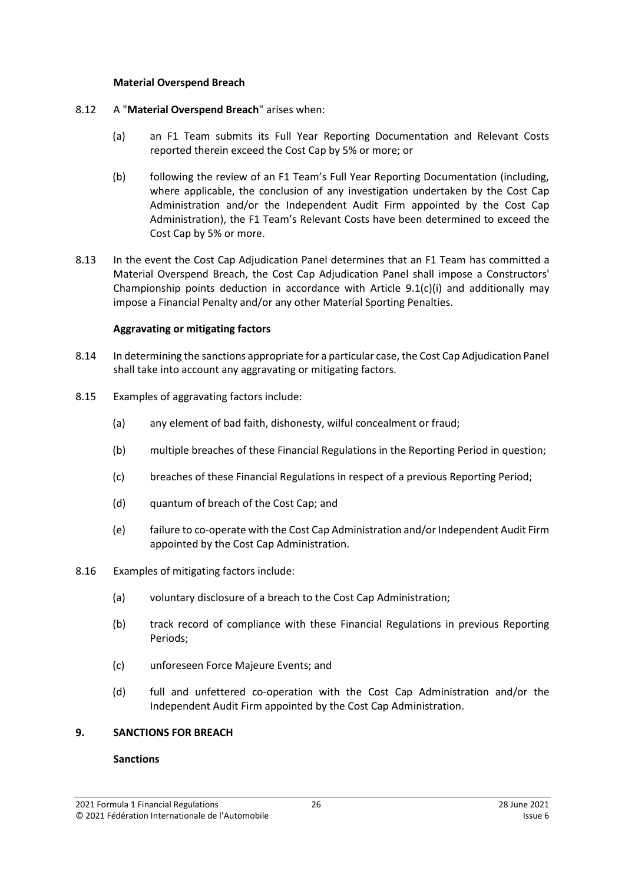**Material Overspend Breach**

8.12 A "**Material Overspend Breach**" arises when:

(a) an F1 Team submits its Full Year Reporting Documentation and Relevant Costs reported therein exceed the Cost Cap by 5% or more; or

(b) following the review of an F1 Team's Full Year Reporting Documentation (including, where applicable, the conclusion of any investigation undertaken by the Cost Cap Administration and/or the Independent Audit Firm appointed by the Cost Cap Administration), the F1 Team's Relevant Costs have been determined to exceed the Cost Cap by 5% or more.

8.13 In the event the Cost Cap Adjudication Panel determines that an F1 Team has committed a Material Overspend Breach, the Cost Cap Adjudication Panel shall impose a Constructors' Championship points deduction in accordance with Article 9.1(c)(i) and additionally may impose a Financial Penalty and/or any other Material Sporting Penalties.

**Aggravating or mitigating factors**

8.14 In determining the sanctions appropriate for a particular case, the Cost Cap Adjudication Panel shall take into account any aggravating or mitigating factors.

8.15 Examples of aggravating factors include:

(a) any element of bad faith, dishonesty, wilful concealment or fraud;

(b) multiple breaches of these Financial Regulations in the Reporting Period in question;

(c) breaches of these Financial Regulations in respect of a previous Reporting Period;

(d) quantum of breach of the Cost Cap; and

(e) failure to co-operate with the Cost Cap Administration and/or Independent Audit Firm appointed by the Cost Cap Administration.

8.16 Examples of mitigating factors include:

(a) voluntary disclosure of a breach to the Cost Cap Administration;

(b) track record of compliance with these Financial Regulations in previous Reporting Periods;

(c) unforeseen Force Majeure Events; and

(d) full and unfettered co-operation with the Cost Cap Administration and/or the Independent Audit Firm appointed by the Cost Cap Administration.

## 9. SANCTIONS FOR BREACH

**Sanctions**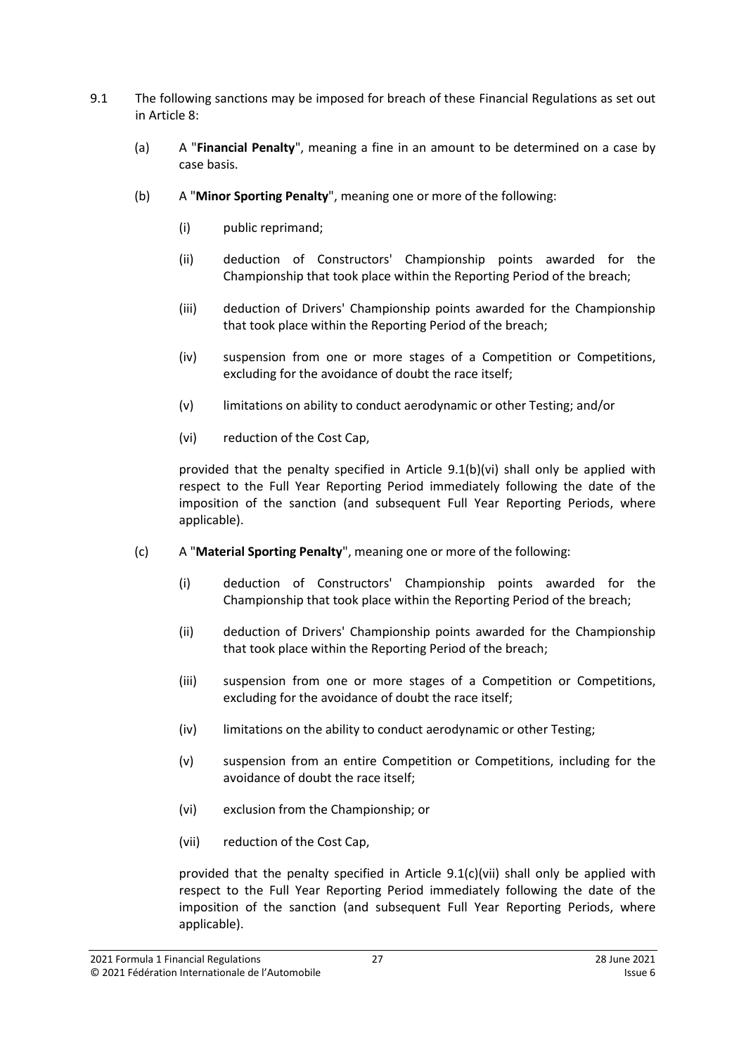9.1 The following sanctions may be imposed for breach of these Financial Regulations as set out in Article 8:

(a) A "**Financial Penalty**", meaning a fine in an amount to be determined on a case by case basis.

(b) A "**Minor Sporting Penalty**", meaning one or more of the following:

(i) public reprimand;

(ii) deduction of Constructors' Championship points awarded for the Championship that took place within the Reporting Period of the breach;

(iii) deduction of Drivers' Championship points awarded for the Championship that took place within the Reporting Period of the breach;

(iv) suspension from one or more stages of a Competition or Competitions, excluding for the avoidance of doubt the race itself;

(v) limitations on ability to conduct aerodynamic or other Testing; and/or

(vi) reduction of the Cost Cap,

provided that the penalty specified in Article 9.1(b)(vi) shall only be applied with respect to the Full Year Reporting Period immediately following the date of the imposition of the sanction (and subsequent Full Year Reporting Periods, where applicable).

(c) A "**Material Sporting Penalty**", meaning one or more of the following:

(i) deduction of Constructors' Championship points awarded for the Championship that took place within the Reporting Period of the breach;

(ii) deduction of Drivers' Championship points awarded for the Championship that took place within the Reporting Period of the breach;

(iii) suspension from one or more stages of a Competition or Competitions, excluding for the avoidance of doubt the race itself;

(iv) limitations on the ability to conduct aerodynamic or other Testing;

(v) suspension from an entire Competition or Competitions, including for the avoidance of doubt the race itself;

(vi) exclusion from the Championship; or

(vii) reduction of the Cost Cap,

provided that the penalty specified in Article 9.1(c)(vii) shall only be applied with respect to the Full Year Reporting Period immediately following the date of the imposition of the sanction (and subsequent Full Year Reporting Periods, where applicable).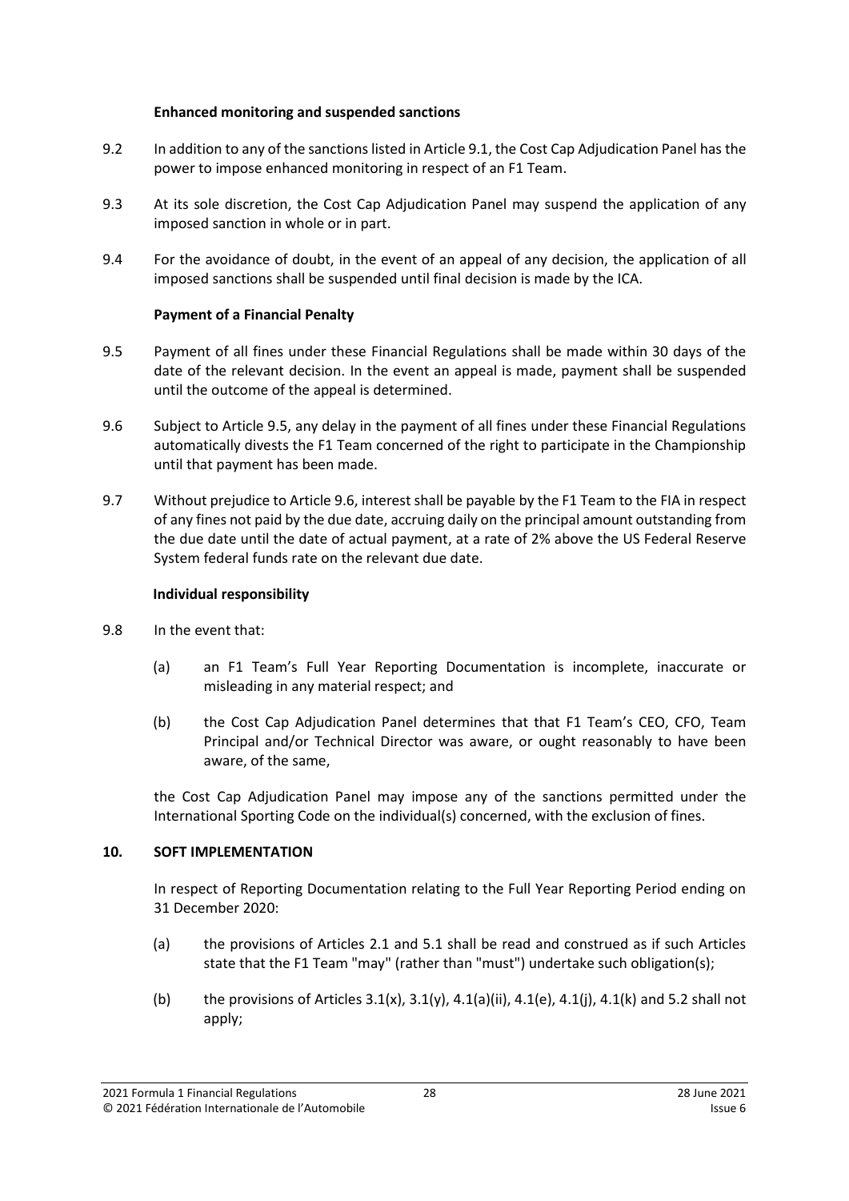**Enhanced monitoring and suspended sanctions**

9.2 In addition to any of the sanctions listed in Article 9.1, the Cost Cap Adjudication Panel has the power to impose enhanced monitoring in respect of an F1 Team.

9.3 At its sole discretion, the Cost Cap Adjudication Panel may suspend the application of any imposed sanction in whole or in part.

9.4 For the avoidance of doubt, in the event of an appeal of any decision, the application of all imposed sanctions shall be suspended until final decision is made by the ICA.

**Payment of a Financial Penalty**

9.5 Payment of all fines under these Financial Regulations shall be made within 30 days of the date of the relevant decision. In the event an appeal is made, payment shall be suspended until the outcome of the appeal is determined.

9.6 Subject to Article 9.5, any delay in the payment of all fines under these Financial Regulations automatically divests the F1 Team concerned of the right to participate in the Championship until that payment has been made.

9.7 Without prejudice to Article 9.6, interest shall be payable by the F1 Team to the FIA in respect of any fines not paid by the due date, accruing daily on the principal amount outstanding from the due date until the date of actual payment, at a rate of 2% above the US Federal Reserve System federal funds rate on the relevant due date.

**Individual responsibility**

9.8 In the event that:

(a) an F1 Team's Full Year Reporting Documentation is incomplete, inaccurate or misleading in any material respect; and

(b) the Cost Cap Adjudication Panel determines that that F1 Team's CEO, CFO, Team Principal and/or Technical Director was aware, or ought reasonably to have been aware, of the same,

the Cost Cap Adjudication Panel may impose any of the sanctions permitted under the International Sporting Code on the individual(s) concerned, with the exclusion of fines.

## 10. SOFT IMPLEMENTATION

In respect of Reporting Documentation relating to the Full Year Reporting Period ending on 31 December 2020:

(a) the provisions of Articles 2.1 and 5.1 shall be read and construed as if such Articles state that the F1 Team "may" (rather than "must") undertake such obligation(s);

(b) the provisions of Articles 3.1(x), 3.1(y), 4.1(a)(ii), 4.1(e), 4.1(j), 4.1(k) and 5.2 shall not apply;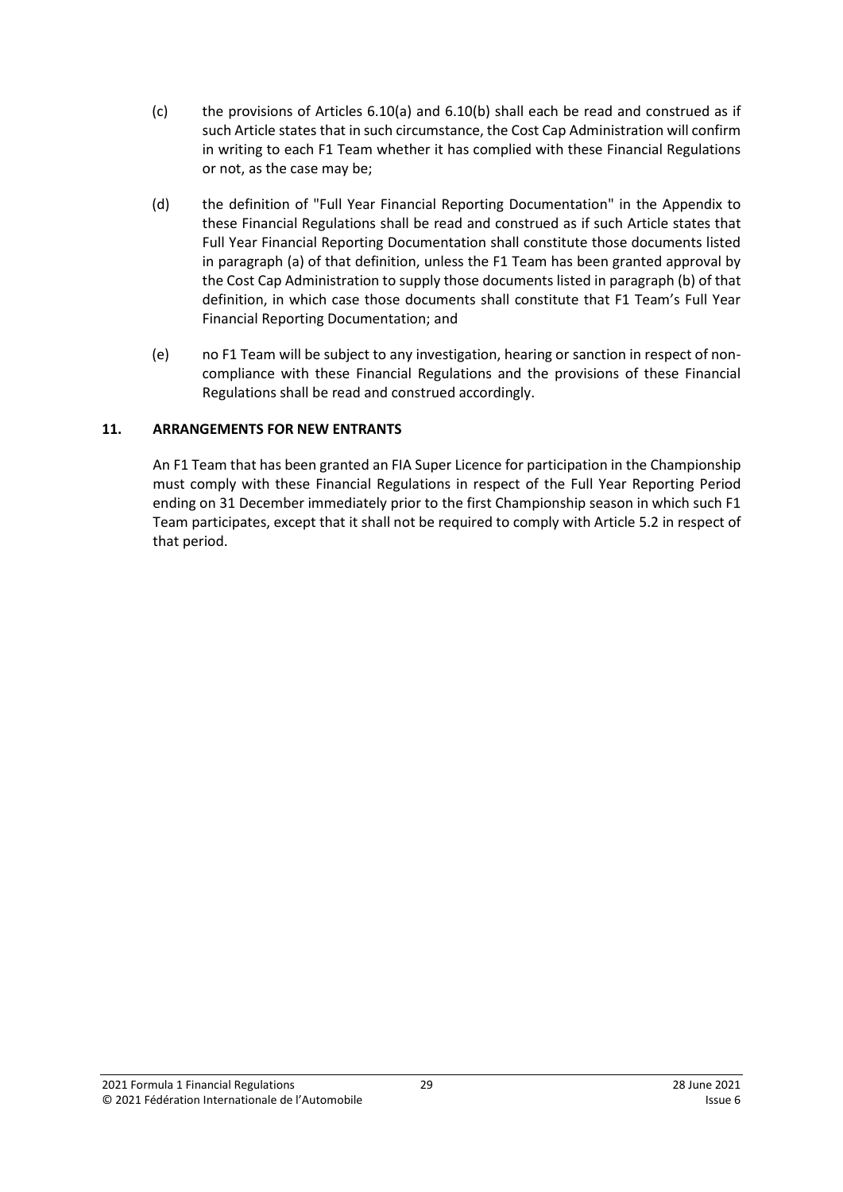(c) the provisions of Articles 6.10(a) and 6.10(b) shall each be read and construed as if such Article states that in such circumstance, the Cost Cap Administration will confirm in writing to each F1 Team whether it has complied with these Financial Regulations or not, as the case may be;

(d) the definition of "Full Year Financial Reporting Documentation" in the Appendix to these Financial Regulations shall be read and construed as if such Article states that Full Year Financial Reporting Documentation shall constitute those documents listed in paragraph (a) of that definition, unless the F1 Team has been granted approval by the Cost Cap Administration to supply those documents listed in paragraph (b) of that definition, in which case those documents shall constitute that F1 Team's Full Year Financial Reporting Documentation; and

(e) no F1 Team will be subject to any investigation, hearing or sanction in respect of non-compliance with these Financial Regulations and the provisions of these Financial Regulations shall be read and construed accordingly.

## 11. ARRANGEMENTS FOR NEW ENTRANTS

An F1 Team that has been granted an FIA Super Licence for participation in the Championship must comply with these Financial Regulations in respect of the Full Year Reporting Period ending on 31 December immediately prior to the first Championship season in which such F1 Team participates, except that it shall not be required to comply with Article 5.2 in respect of that period.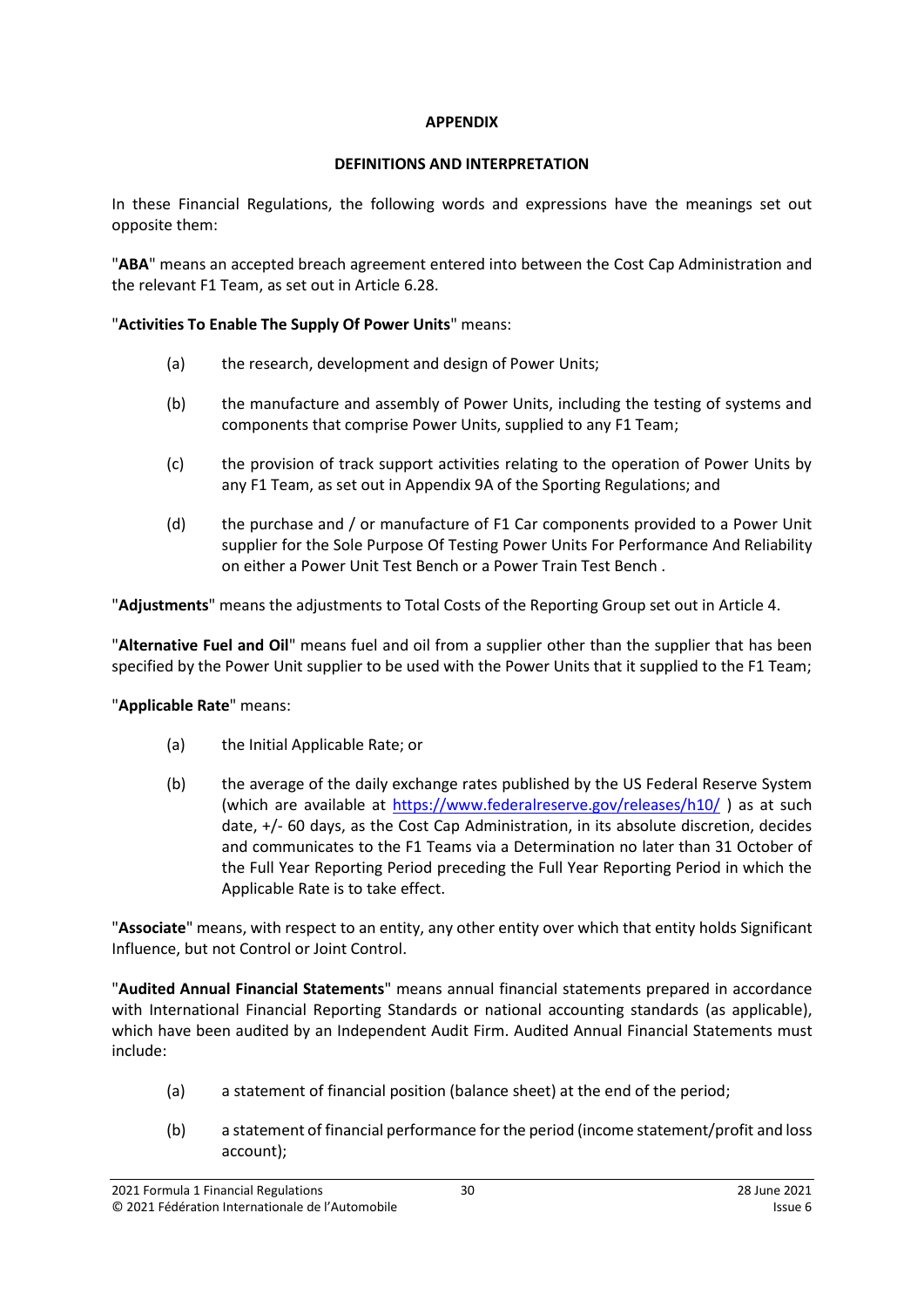## APPENDIX

### DEFINITIONS AND INTERPRETATION

In these Financial Regulations, the following words and expressions have the meanings set out opposite them:

"**ABA**" means an accepted breach agreement entered into between the Cost Cap Administration and the relevant F1 Team, as set out in Article 6.28.

"**Activities To Enable The Supply Of Power Units**" means:

(a) the research, development and design of Power Units;

(b) the manufacture and assembly of Power Units, including the testing of systems and components that comprise Power Units, supplied to any F1 Team;

(c) the provision of track support activities relating to the operation of Power Units by any F1 Team, as set out in Appendix 9A of the Sporting Regulations; and

(d) the purchase and / or manufacture of F1 Car components provided to a Power Unit supplier for the Sole Purpose Of Testing Power Units For Performance And Reliability on either a Power Unit Test Bench or a Power Train Test Bench .

"**Adjustments**" means the adjustments to Total Costs of the Reporting Group set out in Article 4.

"**Alternative Fuel and Oil**" means fuel and oil from a supplier other than the supplier that has been specified by the Power Unit supplier to be used with the Power Units that it supplied to the F1 Team;

"**Applicable Rate**" means:

(a) the Initial Applicable Rate; or

(b) the average of the daily exchange rates published by the US Federal Reserve System (which are available at https://www.federalreserve.gov/releases/h10/ ) as at such date, +/- 60 days, as the Cost Cap Administration, in its absolute discretion, decides and communicates to the F1 Teams via a Determination no later than 31 October of the Full Year Reporting Period preceding the Full Year Reporting Period in which the Applicable Rate is to take effect.

"**Associate**" means, with respect to an entity, any other entity over which that entity holds Significant Influence, but not Control or Joint Control.

"**Audited Annual Financial Statements**" means annual financial statements prepared in accordance with International Financial Reporting Standards or national accounting standards (as applicable), which have been audited by an Independent Audit Firm. Audited Annual Financial Statements must include:

(a) a statement of financial position (balance sheet) at the end of the period;

(b) a statement of financial performance for the period (income statement/profit and loss account);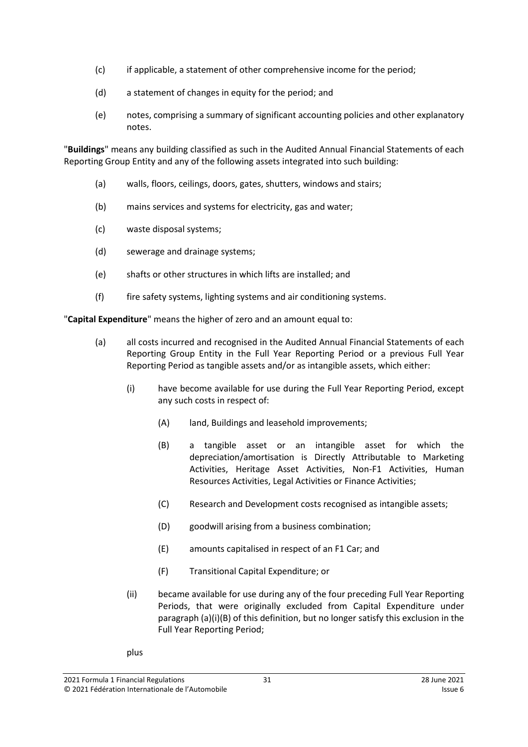(c) if applicable, a statement of other comprehensive income for the period;

(d) a statement of changes in equity for the period; and

(e) notes, comprising a summary of significant accounting policies and other explanatory notes.

"**Buildings**" means any building classified as such in the Audited Annual Financial Statements of each Reporting Group Entity and any of the following assets integrated into such building:

(a) walls, floors, ceilings, doors, gates, shutters, windows and stairs;

(b) mains services and systems for electricity, gas and water;

(c) waste disposal systems;

(d) sewerage and drainage systems;

(e) shafts or other structures in which lifts are installed; and

(f) fire safety systems, lighting systems and air conditioning systems.

"**Capital Expenditure**" means the higher of zero and an amount equal to:

(a) all costs incurred and recognised in the Audited Annual Financial Statements of each Reporting Group Entity in the Full Year Reporting Period or a previous Full Year Reporting Period as tangible assets and/or as intangible assets, which either:

  (i) have become available for use during the Full Year Reporting Period, except any such costs in respect of:

    (A) land, Buildings and leasehold improvements;

    (B) a tangible asset or an intangible asset for which the depreciation/amortisation is Directly Attributable to Marketing Activities, Heritage Asset Activities, Non-F1 Activities, Human Resources Activities, Legal Activities or Finance Activities;

    (C) Research and Development costs recognised as intangible assets;

    (D) goodwill arising from a business combination;

    (E) amounts capitalised in respect of an F1 Car; and

    (F) Transitional Capital Expenditure; or

  (ii) became available for use during any of the four preceding Full Year Reporting Periods, that were originally excluded from Capital Expenditure under paragraph (a)(i)(B) of this definition, but no longer satisfy this exclusion in the Full Year Reporting Period;

plus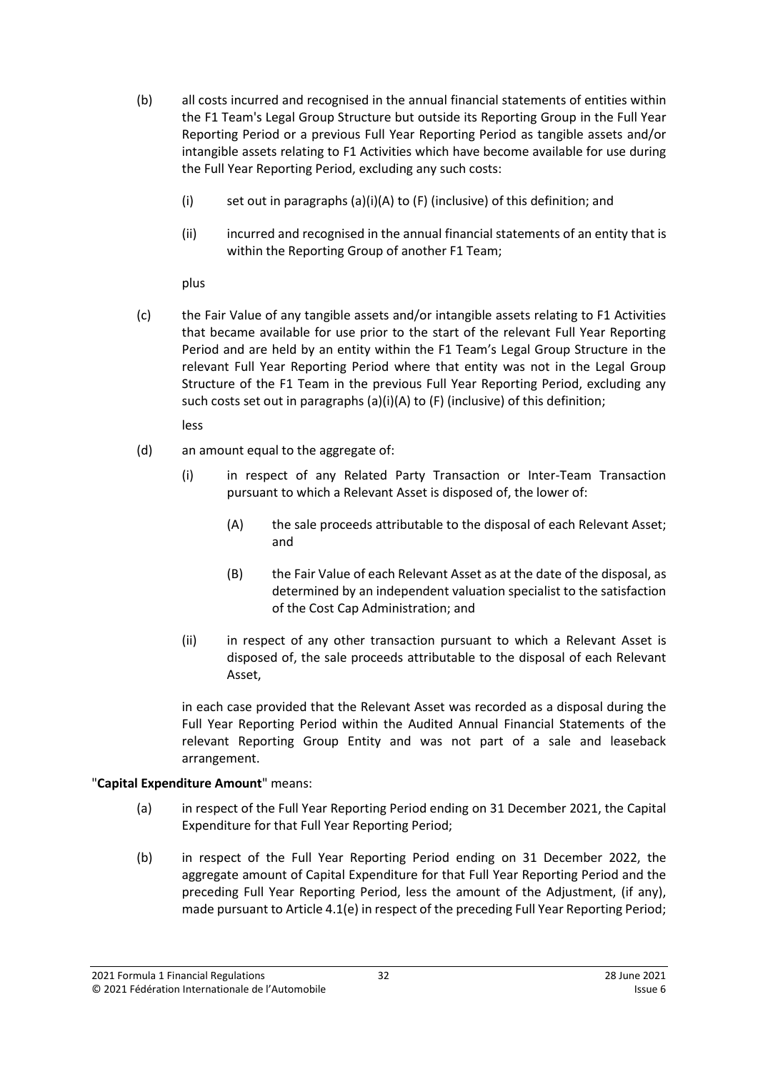(b) all costs incurred and recognised in the annual financial statements of entities within the F1 Team's Legal Group Structure but outside its Reporting Group in the Full Year Reporting Period or a previous Full Year Reporting Period as tangible assets and/or intangible assets relating to F1 Activities which have become available for use during the Full Year Reporting Period, excluding any such costs:

  (i) set out in paragraphs (a)(i)(A) to (F) (inclusive) of this definition; and

  (ii) incurred and recognised in the annual financial statements of an entity that is within the Reporting Group of another F1 Team;

  plus

(c) the Fair Value of any tangible assets and/or intangible assets relating to F1 Activities that became available for use prior to the start of the relevant Full Year Reporting Period and are held by an entity within the F1 Team's Legal Group Structure in the relevant Full Year Reporting Period where that entity was not in the Legal Group Structure of the F1 Team in the previous Full Year Reporting Period, excluding any such costs set out in paragraphs (a)(i)(A) to (F) (inclusive) of this definition;

  less

(d) an amount equal to the aggregate of:

  (i) in respect of any Related Party Transaction or Inter-Team Transaction pursuant to which a Relevant Asset is disposed of, the lower of:

    (A) the sale proceeds attributable to the disposal of each Relevant Asset; and

    (B) the Fair Value of each Relevant Asset as at the date of the disposal, as determined by an independent valuation specialist to the satisfaction of the Cost Cap Administration; and

  (ii) in respect of any other transaction pursuant to which a Relevant Asset is disposed of, the sale proceeds attributable to the disposal of each Relevant Asset,

  in each case provided that the Relevant Asset was recorded as a disposal during the Full Year Reporting Period within the Audited Annual Financial Statements of the relevant Reporting Group Entity and was not part of a sale and leaseback arrangement.

"**Capital Expenditure Amount**" means:

(a) in respect of the Full Year Reporting Period ending on 31 December 2021, the Capital Expenditure for that Full Year Reporting Period;

(b) in respect of the Full Year Reporting Period ending on 31 December 2022, the aggregate amount of Capital Expenditure for that Full Year Reporting Period and the preceding Full Year Reporting Period, less the amount of the Adjustment, (if any), made pursuant to Article 4.1(e) in respect of the preceding Full Year Reporting Period;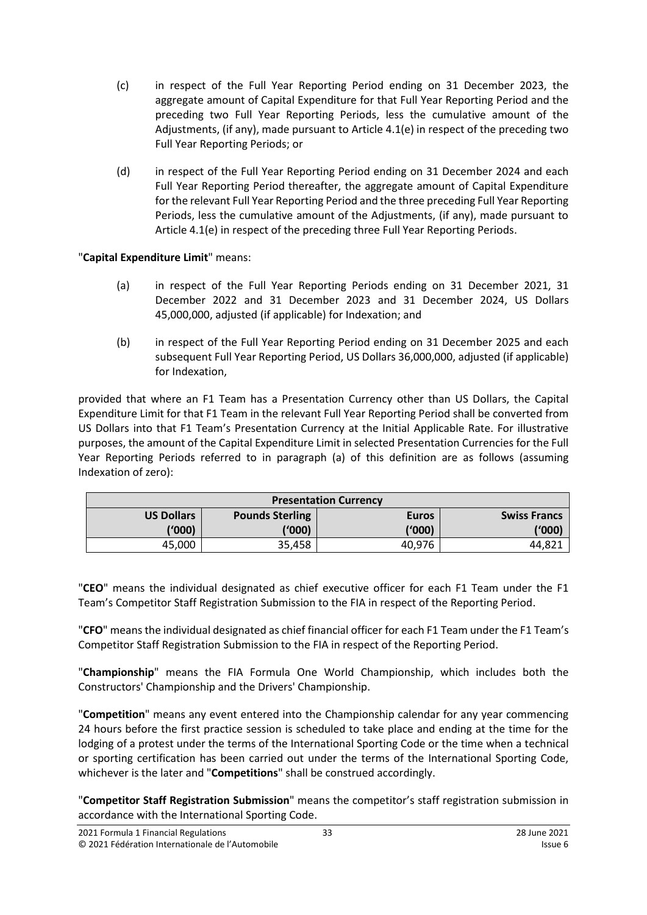(c) in respect of the Full Year Reporting Period ending on 31 December 2023, the aggregate amount of Capital Expenditure for that Full Year Reporting Period and the preceding two Full Year Reporting Periods, less the cumulative amount of the Adjustments, (if any), made pursuant to Article 4.1(e) in respect of the preceding two Full Year Reporting Periods; or

(d) in respect of the Full Year Reporting Period ending on 31 December 2024 and each Full Year Reporting Period thereafter, the aggregate amount of Capital Expenditure for the relevant Full Year Reporting Period and the three preceding Full Year Reporting Periods, less the cumulative amount of the Adjustments, (if any), made pursuant to Article 4.1(e) in respect of the preceding three Full Year Reporting Periods.

"**Capital Expenditure Limit**" means:

(a) in respect of the Full Year Reporting Periods ending on 31 December 2021, 31 December 2022 and 31 December 2023 and 31 December 2024, US Dollars 45,000,000, adjusted (if applicable) for Indexation; and

(b) in respect of the Full Year Reporting Period ending on 31 December 2025 and each subsequent Full Year Reporting Period, US Dollars 36,000,000, adjusted (if applicable) for Indexation,

provided that where an F1 Team has a Presentation Currency other than US Dollars, the Capital Expenditure Limit for that F1 Team in the relevant Full Year Reporting Period shall be converted from US Dollars into that F1 Team's Presentation Currency at the Initial Applicable Rate. For illustrative purposes, the amount of the Capital Expenditure Limit in selected Presentation Currencies for the Full Year Reporting Periods referred to in paragraph (a) of this definition are as follows (assuming Indexation of zero):

| **Presentation Currency** | | | |
|---|---|---|---|
| **US Dollars ('000)** | **Pounds Sterling ('000)** | **Euros ('000)** | **Swiss Francs ('000)** |
| 45,000 | 35,458 | 40,976 | 44,821 |

"**CEO**" means the individual designated as chief executive officer for each F1 Team under the F1 Team's Competitor Staff Registration Submission to the FIA in respect of the Reporting Period.

"**CFO**" means the individual designated as chief financial officer for each F1 Team under the F1 Team's Competitor Staff Registration Submission to the FIA in respect of the Reporting Period.

"**Championship**" means the FIA Formula One World Championship, which includes both the Constructors' Championship and the Drivers' Championship.

"**Competition**" means any event entered into the Championship calendar for any year commencing 24 hours before the first practice session is scheduled to take place and ending at the time for the lodging of a protest under the terms of the International Sporting Code or the time when a technical or sporting certification has been carried out under the terms of the International Sporting Code, whichever is the later and "**Competitions**" shall be construed accordingly.

"**Competitor Staff Registration Submission**" means the competitor's staff registration submission in accordance with the International Sporting Code.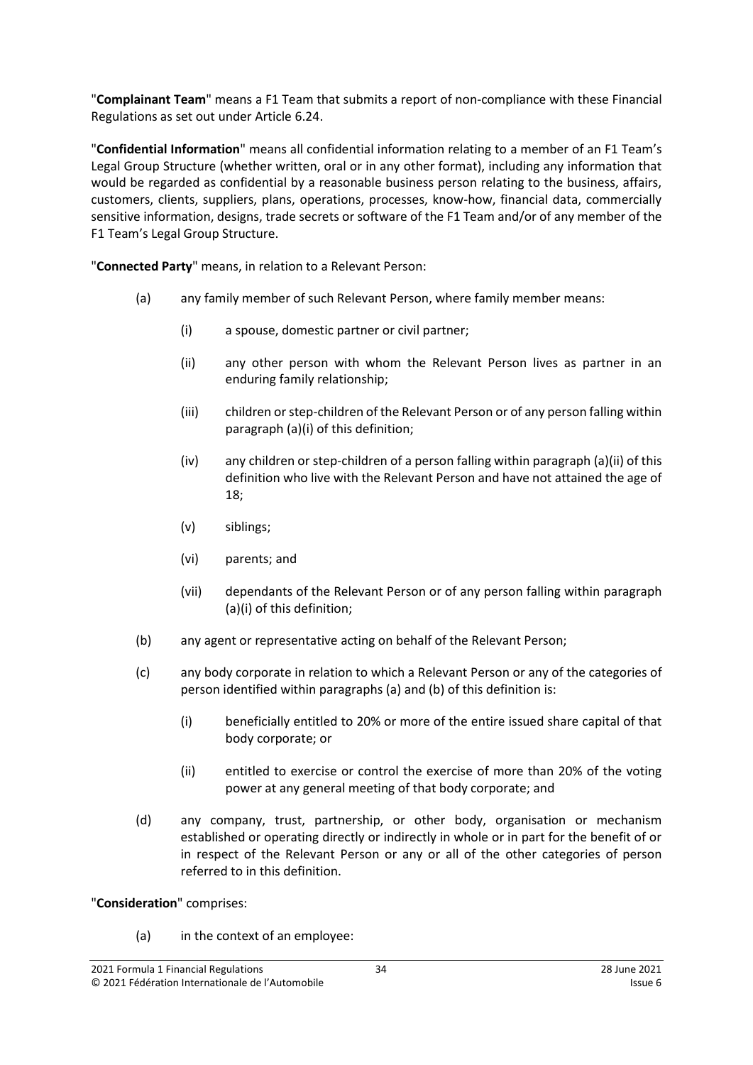"**Complainant Team**" means a F1 Team that submits a report of non-compliance with these Financial Regulations as set out under Article 6.24.

"**Confidential Information**" means all confidential information relating to a member of an F1 Team's Legal Group Structure (whether written, oral or in any other format), including any information that would be regarded as confidential by a reasonable business person relating to the business, affairs, customers, clients, suppliers, plans, operations, processes, know-how, financial data, commercially sensitive information, designs, trade secrets or software of the F1 Team and/or of any member of the F1 Team's Legal Group Structure.

"**Connected Party**" means, in relation to a Relevant Person:

- (a) any family member of such Relevant Person, where family member means:
  - (i) a spouse, domestic partner or civil partner;
  - (ii) any other person with whom the Relevant Person lives as partner in an enduring family relationship;
  - (iii) children or step-children of the Relevant Person or of any person falling within paragraph (a)(i) of this definition;
  - (iv) any children or step-children of a person falling within paragraph (a)(ii) of this definition who live with the Relevant Person and have not attained the age of 18;
  - (v) siblings;
  - (vi) parents; and
  - (vii) dependants of the Relevant Person or of any person falling within paragraph (a)(i) of this definition;
- (b) any agent or representative acting on behalf of the Relevant Person;
- (c) any body corporate in relation to which a Relevant Person or any of the categories of person identified within paragraphs (a) and (b) of this definition is:
  - (i) beneficially entitled to 20% or more of the entire issued share capital of that body corporate; or
  - (ii) entitled to exercise or control the exercise of more than 20% of the voting power at any general meeting of that body corporate; and
- (d) any company, trust, partnership, or other body, organisation or mechanism established or operating directly or indirectly in whole or in part for the benefit of or in respect of the Relevant Person or any or all of the other categories of person referred to in this definition.

"**Consideration**" comprises:

- (a) in the context of an employee: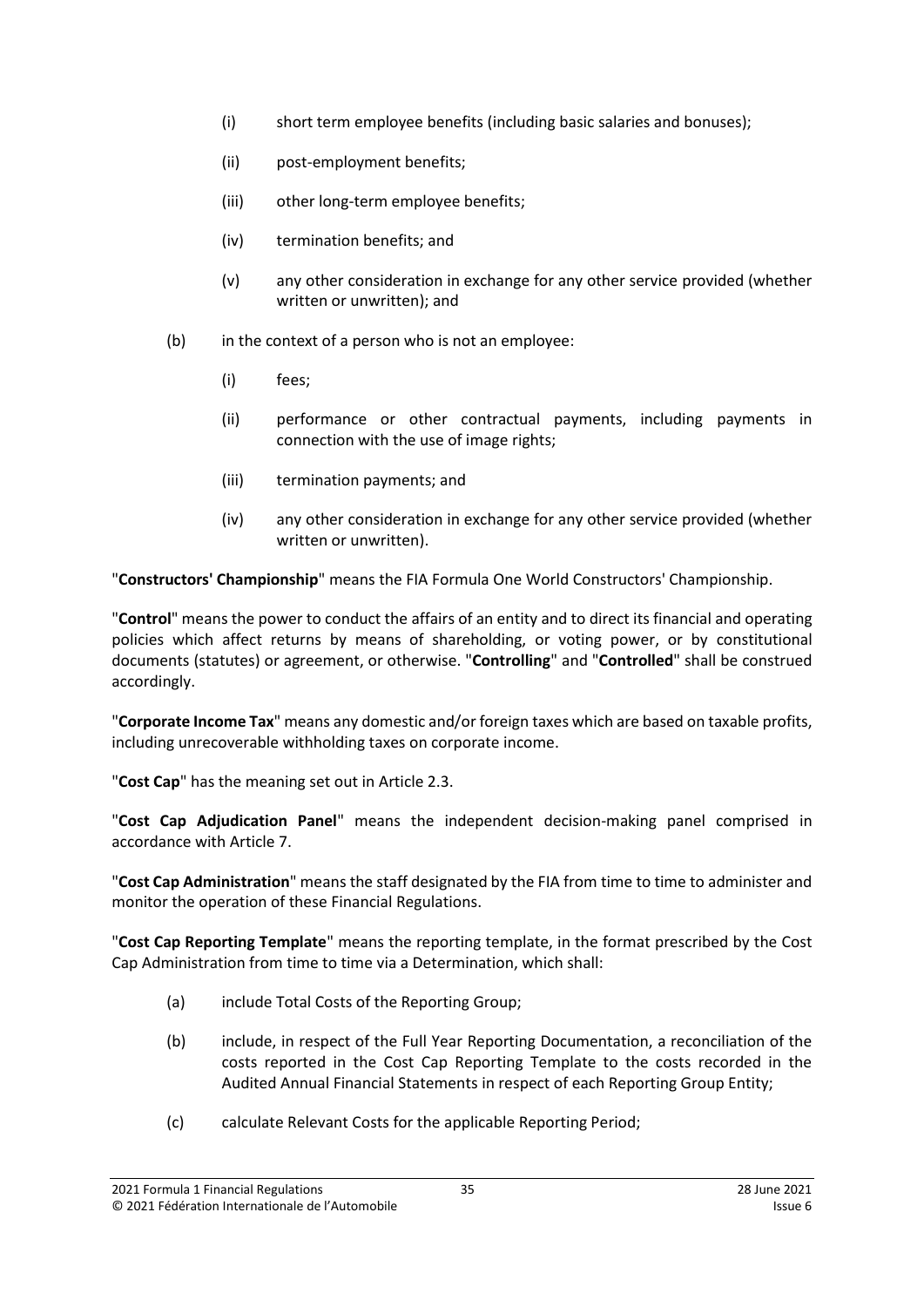- (i) short term employee benefits (including basic salaries and bonuses);
- (ii) post-employment benefits;
- (iii) other long-term employee benefits;
- (iv) termination benefits; and
- (v) any other consideration in exchange for any other service provided (whether written or unwritten); and

(b) in the context of a person who is not an employee:

- (i) fees;
- (ii) performance or other contractual payments, including payments in connection with the use of image rights;
- (iii) termination payments; and
- (iv) any other consideration in exchange for any other service provided (whether written or unwritten).

"**Constructors' Championship**" means the FIA Formula One World Constructors' Championship.

"**Control**" means the power to conduct the affairs of an entity and to direct its financial and operating policies which affect returns by means of shareholding, or voting power, or by constitutional documents (statutes) or agreement, or otherwise. "**Controlling**" and "**Controlled**" shall be construed accordingly.

"**Corporate Income Tax**" means any domestic and/or foreign taxes which are based on taxable profits, including unrecoverable withholding taxes on corporate income.

"**Cost Cap**" has the meaning set out in Article 2.3.

"**Cost Cap Adjudication Panel**" means the independent decision-making panel comprised in accordance with Article 7.

"**Cost Cap Administration**" means the staff designated by the FIA from time to time to administer and monitor the operation of these Financial Regulations.

"**Cost Cap Reporting Template**" means the reporting template, in the format prescribed by the Cost Cap Administration from time to time via a Determination, which shall:

- (a) include Total Costs of the Reporting Group;
- (b) include, in respect of the Full Year Reporting Documentation, a reconciliation of the costs reported in the Cost Cap Reporting Template to the costs recorded in the Audited Annual Financial Statements in respect of each Reporting Group Entity;
- (c) calculate Relevant Costs for the applicable Reporting Period;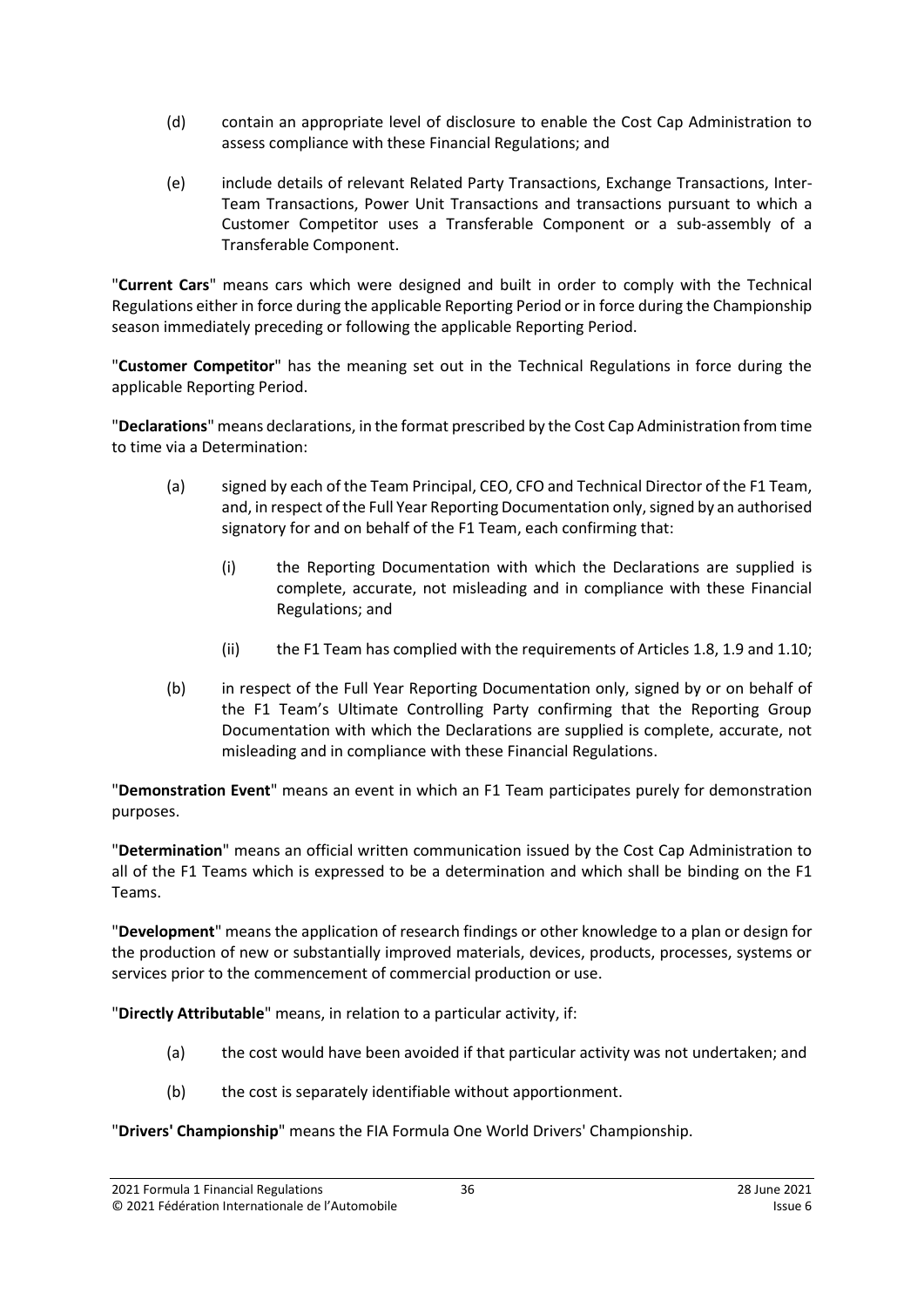(d) contain an appropriate level of disclosure to enable the Cost Cap Administration to assess compliance with these Financial Regulations; and

(e) include details of relevant Related Party Transactions, Exchange Transactions, Inter-Team Transactions, Power Unit Transactions and transactions pursuant to which a Customer Competitor uses a Transferable Component or a sub-assembly of a Transferable Component.

"**Current Cars**" means cars which were designed and built in order to comply with the Technical Regulations either in force during the applicable Reporting Period or in force during the Championship season immediately preceding or following the applicable Reporting Period.

"**Customer Competitor**" has the meaning set out in the Technical Regulations in force during the applicable Reporting Period.

"**Declarations**" means declarations, in the format prescribed by the Cost Cap Administration from time to time via a Determination:

(a) signed by each of the Team Principal, CEO, CFO and Technical Director of the F1 Team, and, in respect of the Full Year Reporting Documentation only, signed by an authorised signatory for and on behalf of the F1 Team, each confirming that:

  (i) the Reporting Documentation with which the Declarations are supplied is complete, accurate, not misleading and in compliance with these Financial Regulations; and

  (ii) the F1 Team has complied with the requirements of Articles 1.8, 1.9 and 1.10;

(b) in respect of the Full Year Reporting Documentation only, signed by or on behalf of the F1 Team's Ultimate Controlling Party confirming that the Reporting Group Documentation with which the Declarations are supplied is complete, accurate, not misleading and in compliance with these Financial Regulations.

"**Demonstration Event**" means an event in which an F1 Team participates purely for demonstration purposes.

"**Determination**" means an official written communication issued by the Cost Cap Administration to all of the F1 Teams which is expressed to be a determination and which shall be binding on the F1 Teams.

"**Development**" means the application of research findings or other knowledge to a plan or design for the production of new or substantially improved materials, devices, products, processes, systems or services prior to the commencement of commercial production or use.

"**Directly Attributable**" means, in relation to a particular activity, if:

(a) the cost would have been avoided if that particular activity was not undertaken; and

(b) the cost is separately identifiable without apportionment.

"**Drivers' Championship**" means the FIA Formula One World Drivers' Championship.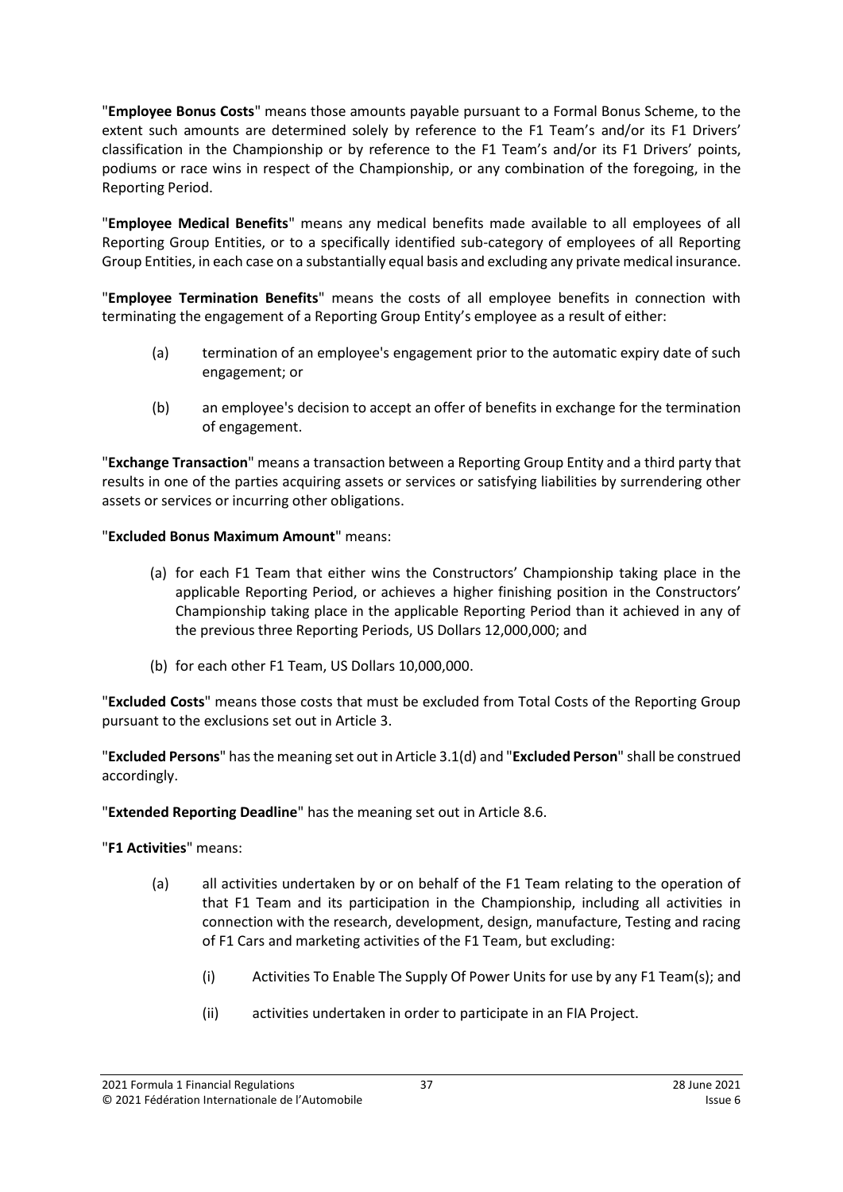"**Employee Bonus Costs**" means those amounts payable pursuant to a Formal Bonus Scheme, to the extent such amounts are determined solely by reference to the F1 Team's and/or its F1 Drivers' classification in the Championship or by reference to the F1 Team's and/or its F1 Drivers' points, podiums or race wins in respect of the Championship, or any combination of the foregoing, in the Reporting Period.

"**Employee Medical Benefits**" means any medical benefits made available to all employees of all Reporting Group Entities, or to a specifically identified sub-category of employees of all Reporting Group Entities, in each case on a substantially equal basis and excluding any private medical insurance.

"**Employee Termination Benefits**" means the costs of all employee benefits in connection with terminating the engagement of a Reporting Group Entity's employee as a result of either:

(a) termination of an employee's engagement prior to the automatic expiry date of such engagement; or

(b) an employee's decision to accept an offer of benefits in exchange for the termination of engagement.

"**Exchange Transaction**" means a transaction between a Reporting Group Entity and a third party that results in one of the parties acquiring assets or services or satisfying liabilities by surrendering other assets or services or incurring other obligations.

"**Excluded Bonus Maximum Amount**" means:

(a) for each F1 Team that either wins the Constructors' Championship taking place in the applicable Reporting Period, or achieves a higher finishing position in the Constructors' Championship taking place in the applicable Reporting Period than it achieved in any of the previous three Reporting Periods, US Dollars 12,000,000; and

(b) for each other F1 Team, US Dollars 10,000,000.

"**Excluded Costs**" means those costs that must be excluded from Total Costs of the Reporting Group pursuant to the exclusions set out in Article 3.

"**Excluded Persons**" has the meaning set out in Article 3.1(d) and "**Excluded Person**" shall be construed accordingly.

"**Extended Reporting Deadline**" has the meaning set out in Article 8.6.

"**F1 Activities**" means:

(a) all activities undertaken by or on behalf of the F1 Team relating to the operation of that F1 Team and its participation in the Championship, including all activities in connection with the research, development, design, manufacture, Testing and racing of F1 Cars and marketing activities of the F1 Team, but excluding:

   (i) Activities To Enable The Supply Of Power Units for use by any F1 Team(s); and

   (ii) activities undertaken in order to participate in an FIA Project.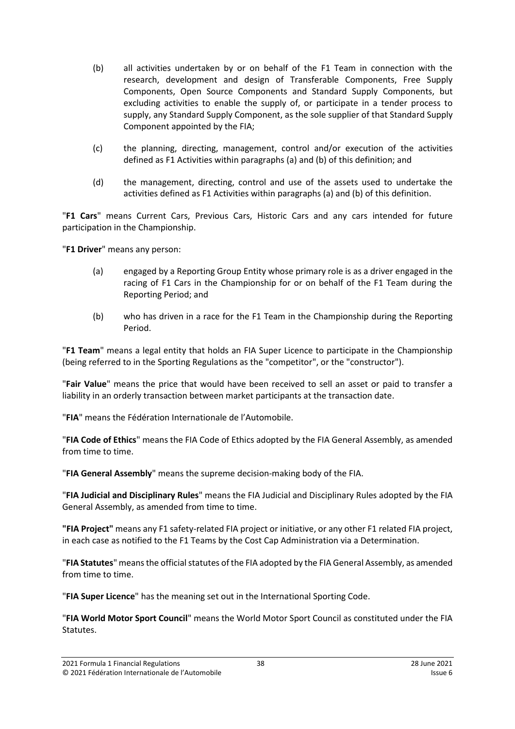(b) all activities undertaken by or on behalf of the F1 Team in connection with the research, development and design of Transferable Components, Free Supply Components, Open Source Components and Standard Supply Components, but excluding activities to enable the supply of, or participate in a tender process to supply, any Standard Supply Component, as the sole supplier of that Standard Supply Component appointed by the FIA;

(c) the planning, directing, management, control and/or execution of the activities defined as F1 Activities within paragraphs (a) and (b) of this definition; and

(d) the management, directing, control and use of the assets used to undertake the activities defined as F1 Activities within paragraphs (a) and (b) of this definition.

"**F1 Cars**" means Current Cars, Previous Cars, Historic Cars and any cars intended for future participation in the Championship.

"**F1 Driver**" means any person:

(a) engaged by a Reporting Group Entity whose primary role is as a driver engaged in the racing of F1 Cars in the Championship for or on behalf of the F1 Team during the Reporting Period; and

(b) who has driven in a race for the F1 Team in the Championship during the Reporting Period.

"**F1 Team**" means a legal entity that holds an FIA Super Licence to participate in the Championship (being referred to in the Sporting Regulations as the "competitor", or the "constructor").

"**Fair Value**" means the price that would have been received to sell an asset or paid to transfer a liability in an orderly transaction between market participants at the transaction date.

"**FIA**" means the Fédération Internationale de l'Automobile.

"**FIA Code of Ethics**" means the FIA Code of Ethics adopted by the FIA General Assembly, as amended from time to time.

"**FIA General Assembly**" means the supreme decision-making body of the FIA.

"**FIA Judicial and Disciplinary Rules**" means the FIA Judicial and Disciplinary Rules adopted by the FIA General Assembly, as amended from time to time.

"**FIA Project**" means any F1 safety-related FIA project or initiative, or any other F1 related FIA project, in each case as notified to the F1 Teams by the Cost Cap Administration via a Determination.

"**FIA Statutes**" means the official statutes of the FIA adopted by the FIA General Assembly, as amended from time to time.

"**FIA Super Licence**" has the meaning set out in the International Sporting Code.

"**FIA World Motor Sport Council**" means the World Motor Sport Council as constituted under the FIA Statutes.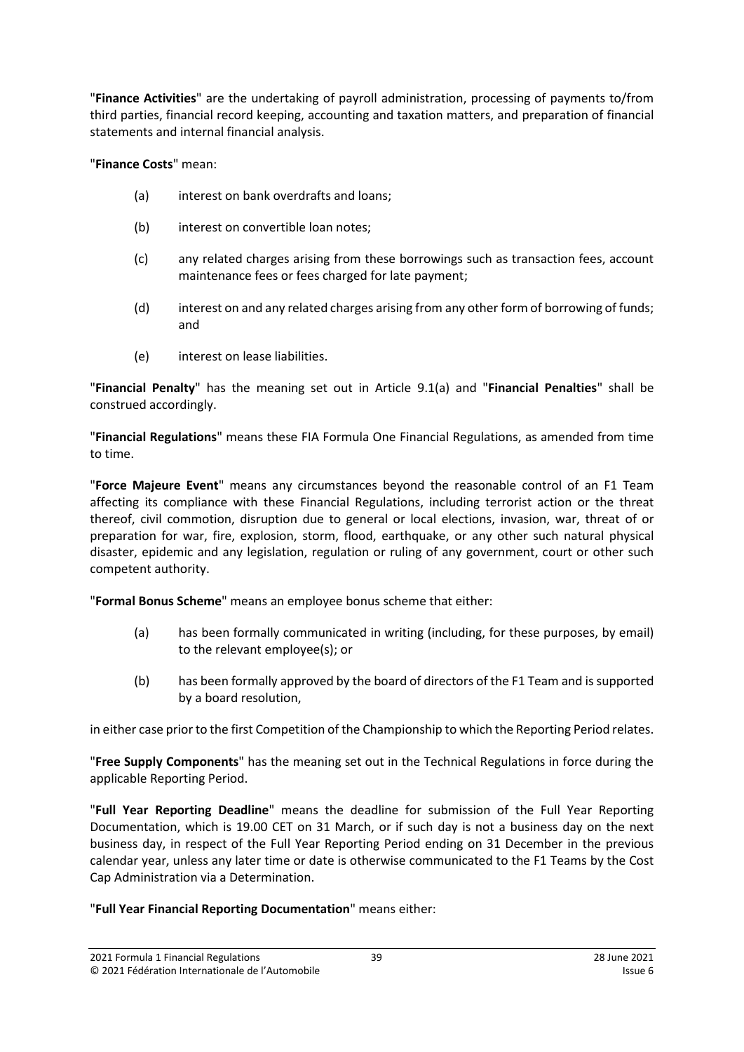"**Finance Activities**" are the undertaking of payroll administration, processing of payments to/from third parties, financial record keeping, accounting and taxation matters, and preparation of financial statements and internal financial analysis.

"**Finance Costs**" mean:

(a) interest on bank overdrafts and loans;

(b) interest on convertible loan notes;

(c) any related charges arising from these borrowings such as transaction fees, account maintenance fees or fees charged for late payment;

(d) interest on and any related charges arising from any other form of borrowing of funds; and

(e) interest on lease liabilities.

"**Financial Penalty**" has the meaning set out in Article 9.1(a) and "**Financial Penalties**" shall be construed accordingly.

"**Financial Regulations**" means these FIA Formula One Financial Regulations, as amended from time to time.

"**Force Majeure Event**" means any circumstances beyond the reasonable control of an F1 Team affecting its compliance with these Financial Regulations, including terrorist action or the threat thereof, civil commotion, disruption due to general or local elections, invasion, war, threat of or preparation for war, fire, explosion, storm, flood, earthquake, or any other such natural physical disaster, epidemic and any legislation, regulation or ruling of any government, court or other such competent authority.

"**Formal Bonus Scheme**" means an employee bonus scheme that either:

(a) has been formally communicated in writing (including, for these purposes, by email) to the relevant employee(s); or

(b) has been formally approved by the board of directors of the F1 Team and is supported by a board resolution,

in either case prior to the first Competition of the Championship to which the Reporting Period relates.

"**Free Supply Components**" has the meaning set out in the Technical Regulations in force during the applicable Reporting Period.

"**Full Year Reporting Deadline**" means the deadline for submission of the Full Year Reporting Documentation, which is 19.00 CET on 31 March, or if such day is not a business day on the next business day, in respect of the Full Year Reporting Period ending on 31 December in the previous calendar year, unless any later time or date is otherwise communicated to the F1 Teams by the Cost Cap Administration via a Determination.

"**Full Year Financial Reporting Documentation**" means either: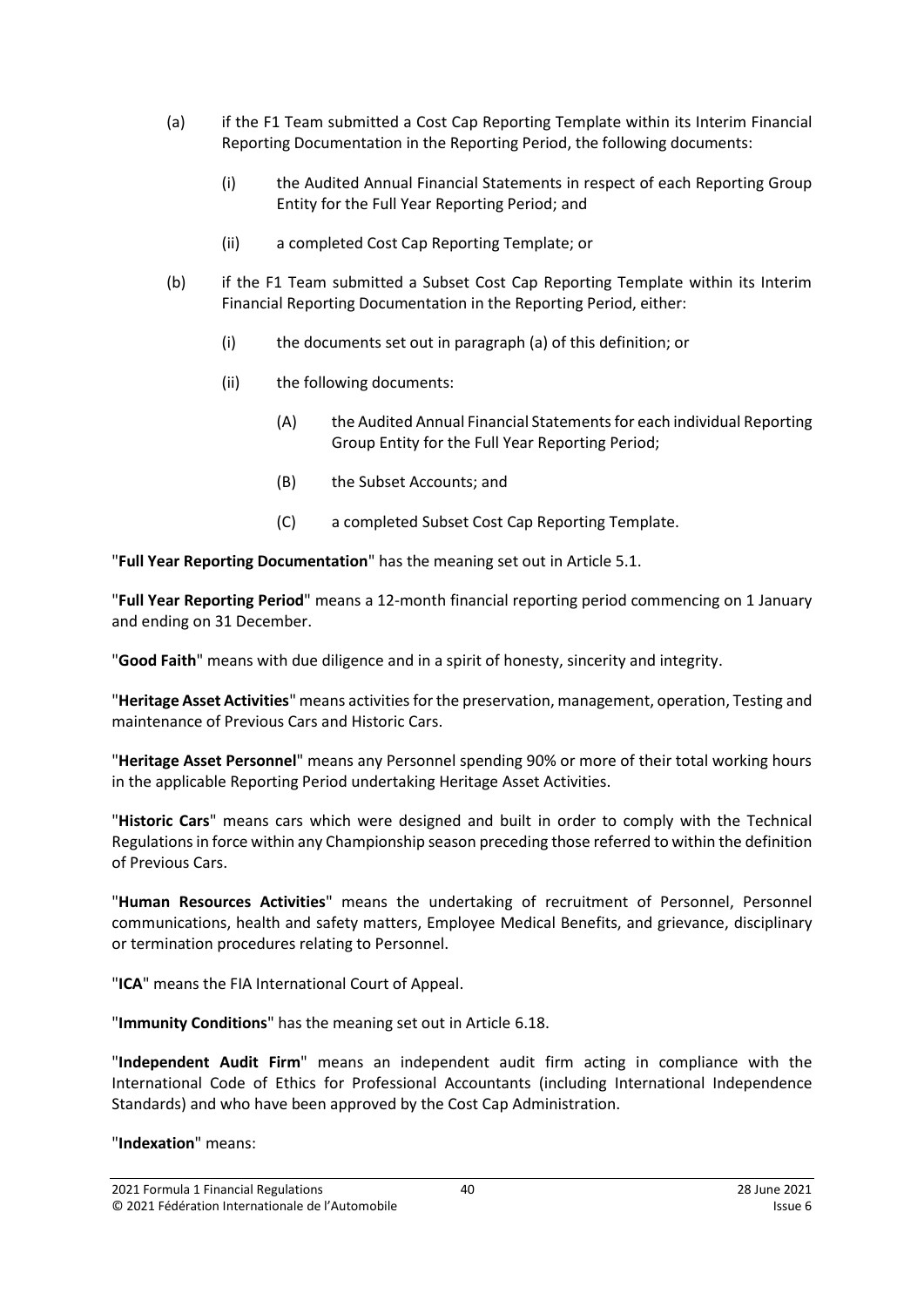(a) if the F1 Team submitted a Cost Cap Reporting Template within its Interim Financial Reporting Documentation in the Reporting Period, the following documents:

   (i) the Audited Annual Financial Statements in respect of each Reporting Group Entity for the Full Year Reporting Period; and

   (ii) a completed Cost Cap Reporting Template; or

(b) if the F1 Team submitted a Subset Cost Cap Reporting Template within its Interim Financial Reporting Documentation in the Reporting Period, either:

   (i) the documents set out in paragraph (a) of this definition; or

   (ii) the following documents:

      (A) the Audited Annual Financial Statements for each individual Reporting Group Entity for the Full Year Reporting Period;

      (B) the Subset Accounts; and

      (C) a completed Subset Cost Cap Reporting Template.

"**Full Year Reporting Documentation**" has the meaning set out in Article 5.1.

"**Full Year Reporting Period**" means a 12-month financial reporting period commencing on 1 January and ending on 31 December.

"**Good Faith**" means with due diligence and in a spirit of honesty, sincerity and integrity.

"**Heritage Asset Activities**" means activities for the preservation, management, operation, Testing and maintenance of Previous Cars and Historic Cars.

"**Heritage Asset Personnel**" means any Personnel spending 90% or more of their total working hours in the applicable Reporting Period undertaking Heritage Asset Activities.

"**Historic Cars**" means cars which were designed and built in order to comply with the Technical Regulations in force within any Championship season preceding those referred to within the definition of Previous Cars.

"**Human Resources Activities**" means the undertaking of recruitment of Personnel, Personnel communications, health and safety matters, Employee Medical Benefits, and grievance, disciplinary or termination procedures relating to Personnel.

"**ICA**" means the FIA International Court of Appeal.

"**Immunity Conditions**" has the meaning set out in Article 6.18.

"**Independent Audit Firm**" means an independent audit firm acting in compliance with the International Code of Ethics for Professional Accountants (including International Independence Standards) and who have been approved by the Cost Cap Administration.

"**Indexation**" means: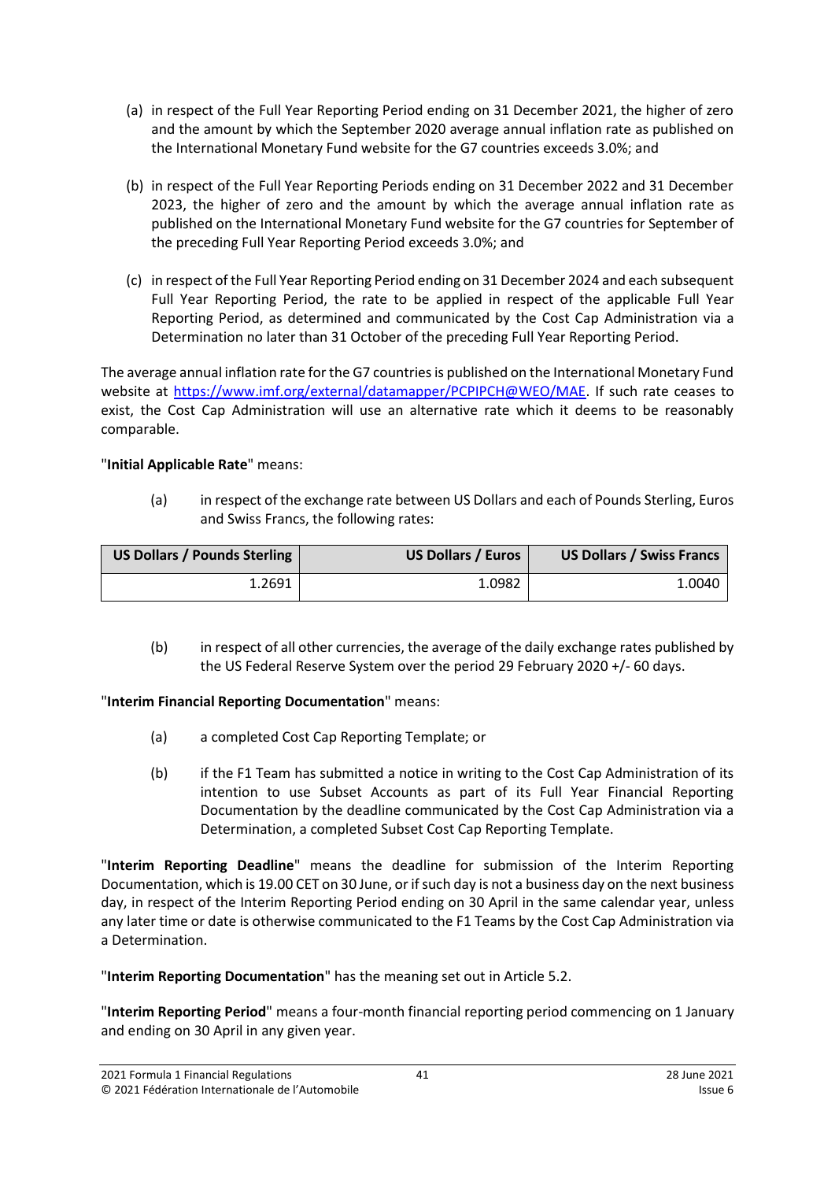(a) in respect of the Full Year Reporting Period ending on 31 December 2021, the higher of zero and the amount by which the September 2020 average annual inflation rate as published on the International Monetary Fund website for the G7 countries exceeds 3.0%; and

(b) in respect of the Full Year Reporting Periods ending on 31 December 2022 and 31 December 2023, the higher of zero and the amount by which the average annual inflation rate as published on the International Monetary Fund website for the G7 countries for September of the preceding Full Year Reporting Period exceeds 3.0%; and

(c) in respect of the Full Year Reporting Period ending on 31 December 2024 and each subsequent Full Year Reporting Period, the rate to be applied in respect of the applicable Full Year Reporting Period, as determined and communicated by the Cost Cap Administration via a Determination no later than 31 October of the preceding Full Year Reporting Period.

The average annual inflation rate for the G7 countries is published on the International Monetary Fund website at https://www.imf.org/external/datamapper/PCPIPCH@WEO/MAE. If such rate ceases to exist, the Cost Cap Administration will use an alternative rate which it deems to be reasonably comparable.

"**Initial Applicable Rate**" means:

(a) in respect of the exchange rate between US Dollars and each of Pounds Sterling, Euros and Swiss Francs, the following rates:

| US Dollars / Pounds Sterling | US Dollars / Euros | US Dollars / Swiss Francs |
|---:|---:|---:|
| 1.2691 | 1.0982 | 1.0040 |

(b) in respect of all other currencies, the average of the daily exchange rates published by the US Federal Reserve System over the period 29 February 2020 +/- 60 days.

"**Interim Financial Reporting Documentation**" means:

(a) a completed Cost Cap Reporting Template; or

(b) if the F1 Team has submitted a notice in writing to the Cost Cap Administration of its intention to use Subset Accounts as part of its Full Year Financial Reporting Documentation by the deadline communicated by the Cost Cap Administration via a Determination, a completed Subset Cost Cap Reporting Template.

"**Interim Reporting Deadline**" means the deadline for submission of the Interim Reporting Documentation, which is 19.00 CET on 30 June, or if such day is not a business day on the next business day, in respect of the Interim Reporting Period ending on 30 April in the same calendar year, unless any later time or date is otherwise communicated to the F1 Teams by the Cost Cap Administration via a Determination.

"**Interim Reporting Documentation**" has the meaning set out in Article 5.2.

"**Interim Reporting Period**" means a four-month financial reporting period commencing on 1 January and ending on 30 April in any given year.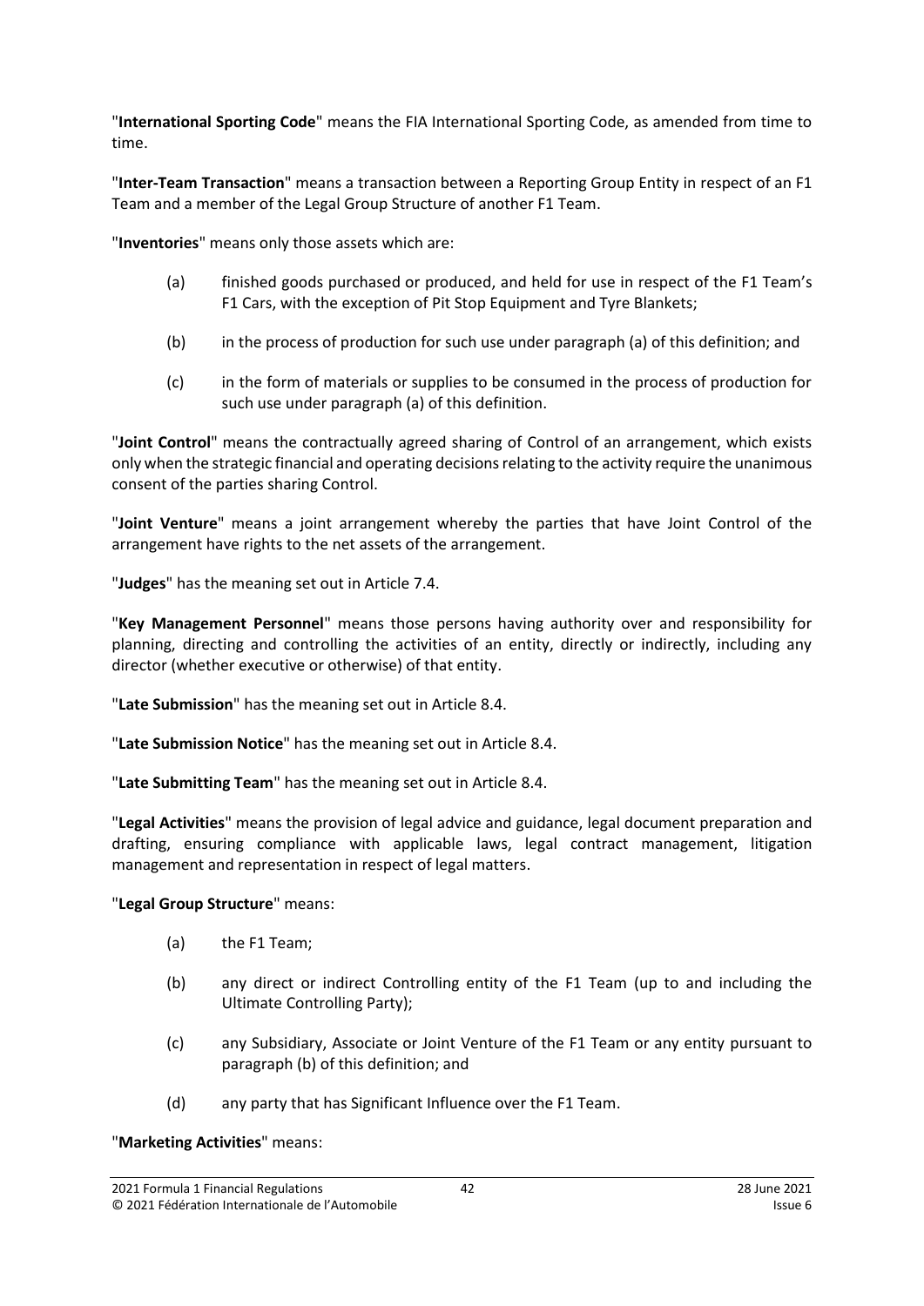"**International Sporting Code**" means the FIA International Sporting Code, as amended from time to time.

"**Inter-Team Transaction**" means a transaction between a Reporting Group Entity in respect of an F1 Team and a member of the Legal Group Structure of another F1 Team.

"**Inventories**" means only those assets which are:

(a) finished goods purchased or produced, and held for use in respect of the F1 Team's F1 Cars, with the exception of Pit Stop Equipment and Tyre Blankets;

(b) in the process of production for such use under paragraph (a) of this definition; and

(c) in the form of materials or supplies to be consumed in the process of production for such use under paragraph (a) of this definition.

"**Joint Control**" means the contractually agreed sharing of Control of an arrangement, which exists only when the strategic financial and operating decisions relating to the activity require the unanimous consent of the parties sharing Control.

"**Joint Venture**" means a joint arrangement whereby the parties that have Joint Control of the arrangement have rights to the net assets of the arrangement.

"**Judges**" has the meaning set out in Article 7.4.

"**Key Management Personnel**" means those persons having authority over and responsibility for planning, directing and controlling the activities of an entity, directly or indirectly, including any director (whether executive or otherwise) of that entity.

"**Late Submission**" has the meaning set out in Article 8.4.

"**Late Submission Notice**" has the meaning set out in Article 8.4.

"**Late Submitting Team**" has the meaning set out in Article 8.4.

"**Legal Activities**" means the provision of legal advice and guidance, legal document preparation and drafting, ensuring compliance with applicable laws, legal contract management, litigation management and representation in respect of legal matters.

"**Legal Group Structure**" means:

(a) the F1 Team;

(b) any direct or indirect Controlling entity of the F1 Team (up to and including the Ultimate Controlling Party);

(c) any Subsidiary, Associate or Joint Venture of the F1 Team or any entity pursuant to paragraph (b) of this definition; and

(d) any party that has Significant Influence over the F1 Team.

"**Marketing Activities**" means: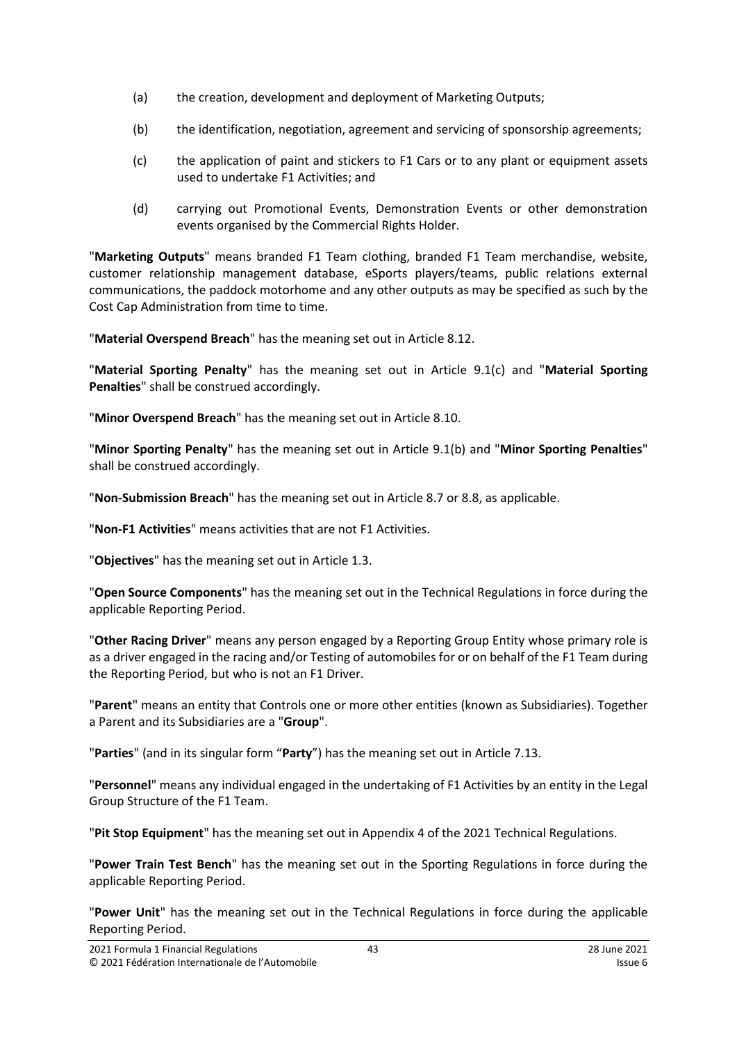(a) the creation, development and deployment of Marketing Outputs;

(b) the identification, negotiation, agreement and servicing of sponsorship agreements;

(c) the application of paint and stickers to F1 Cars or to any plant or equipment assets used to undertake F1 Activities; and

(d) carrying out Promotional Events, Demonstration Events or other demonstration events organised by the Commercial Rights Holder.

"**Marketing Outputs**" means branded F1 Team clothing, branded F1 Team merchandise, website, customer relationship management database, eSports players/teams, public relations external communications, the paddock motorhome and any other outputs as may be specified as such by the Cost Cap Administration from time to time.

"**Material Overspend Breach**" has the meaning set out in Article 8.12.

"**Material Sporting Penalty**" has the meaning set out in Article 9.1(c) and "**Material Sporting Penalties**" shall be construed accordingly.

"**Minor Overspend Breach**" has the meaning set out in Article 8.10.

"**Minor Sporting Penalty**" has the meaning set out in Article 9.1(b) and "**Minor Sporting Penalties**" shall be construed accordingly.

"**Non-Submission Breach**" has the meaning set out in Article 8.7 or 8.8, as applicable.

"**Non-F1 Activities**" means activities that are not F1 Activities.

"**Objectives**" has the meaning set out in Article 1.3.

"**Open Source Components**" has the meaning set out in the Technical Regulations in force during the applicable Reporting Period.

"**Other Racing Driver**" means any person engaged by a Reporting Group Entity whose primary role is as a driver engaged in the racing and/or Testing of automobiles for or on behalf of the F1 Team during the Reporting Period, but who is not an F1 Driver.

"**Parent**" means an entity that Controls one or more other entities (known as Subsidiaries). Together a Parent and its Subsidiaries are a "**Group**".

"**Parties**" (and in its singular form "**Party**") has the meaning set out in Article 7.13.

"**Personnel**" means any individual engaged in the undertaking of F1 Activities by an entity in the Legal Group Structure of the F1 Team.

"**Pit Stop Equipment**" has the meaning set out in Appendix 4 of the 2021 Technical Regulations.

"**Power Train Test Bench**" has the meaning set out in the Sporting Regulations in force during the applicable Reporting Period.

"**Power Unit**" has the meaning set out in the Technical Regulations in force during the applicable Reporting Period.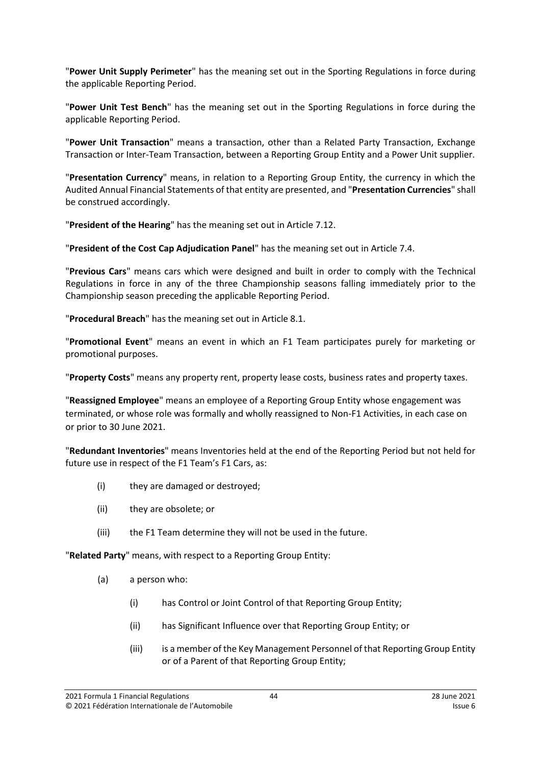"**Power Unit Supply Perimeter**" has the meaning set out in the Sporting Regulations in force during the applicable Reporting Period.

"**Power Unit Test Bench**" has the meaning set out in the Sporting Regulations in force during the applicable Reporting Period.

"**Power Unit Transaction**" means a transaction, other than a Related Party Transaction, Exchange Transaction or Inter-Team Transaction, between a Reporting Group Entity and a Power Unit supplier.

"**Presentation Currency**" means, in relation to a Reporting Group Entity, the currency in which the Audited Annual Financial Statements of that entity are presented, and "**Presentation Currencies**" shall be construed accordingly.

"**President of the Hearing**" has the meaning set out in Article 7.12.

"**President of the Cost Cap Adjudication Panel**" has the meaning set out in Article 7.4.

"**Previous Cars**" means cars which were designed and built in order to comply with the Technical Regulations in force in any of the three Championship seasons falling immediately prior to the Championship season preceding the applicable Reporting Period.

"**Procedural Breach**" has the meaning set out in Article 8.1.

"**Promotional Event**" means an event in which an F1 Team participates purely for marketing or promotional purposes.

"**Property Costs**" means any property rent, property lease costs, business rates and property taxes.

"**Reassigned Employee**" means an employee of a Reporting Group Entity whose engagement was terminated, or whose role was formally and wholly reassigned to Non-F1 Activities, in each case on or prior to 30 June 2021.

"**Redundant Inventories**" means Inventories held at the end of the Reporting Period but not held for future use in respect of the F1 Team's F1 Cars, as:

(i) they are damaged or destroyed;

(ii) they are obsolete; or

(iii) the F1 Team determine they will not be used in the future.

"**Related Party**" means, with respect to a Reporting Group Entity:

(a) a person who:

(i) has Control or Joint Control of that Reporting Group Entity;

(ii) has Significant Influence over that Reporting Group Entity; or

(iii) is a member of the Key Management Personnel of that Reporting Group Entity or of a Parent of that Reporting Group Entity;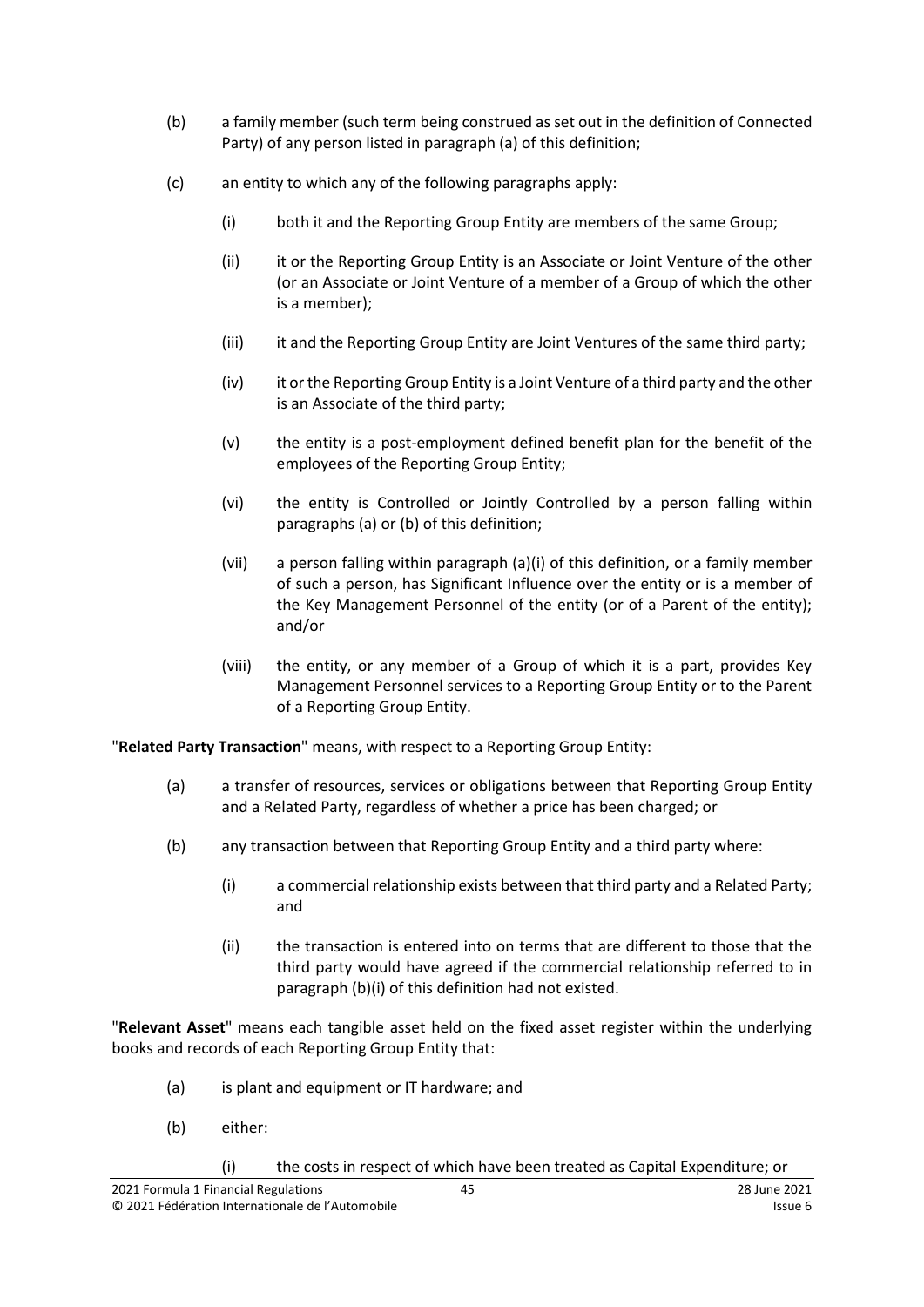(b) a family member (such term being construed as set out in the definition of Connected Party) of any person listed in paragraph (a) of this definition;

(c) an entity to which any of the following paragraphs apply:

  (i) both it and the Reporting Group Entity are members of the same Group;

  (ii) it or the Reporting Group Entity is an Associate or Joint Venture of the other (or an Associate or Joint Venture of a member of a Group of which the other is a member);

  (iii) it and the Reporting Group Entity are Joint Ventures of the same third party;

  (iv) it or the Reporting Group Entity is a Joint Venture of a third party and the other is an Associate of the third party;

  (v) the entity is a post-employment defined benefit plan for the benefit of the employees of the Reporting Group Entity;

  (vi) the entity is Controlled or Jointly Controlled by a person falling within paragraphs (a) or (b) of this definition;

  (vii) a person falling within paragraph (a)(i) of this definition, or a family member of such a person, has Significant Influence over the entity or is a member of the Key Management Personnel of the entity (or of a Parent of the entity); and/or

  (viii) the entity, or any member of a Group of which it is a part, provides Key Management Personnel services to a Reporting Group Entity or to the Parent of a Reporting Group Entity.

"**Related Party Transaction**" means, with respect to a Reporting Group Entity:

(a) a transfer of resources, services or obligations between that Reporting Group Entity and a Related Party, regardless of whether a price has been charged; or

(b) any transaction between that Reporting Group Entity and a third party where:

  (i) a commercial relationship exists between that third party and a Related Party; and

  (ii) the transaction is entered into on terms that are different to those that the third party would have agreed if the commercial relationship referred to in paragraph (b)(i) of this definition had not existed.

"**Relevant Asset**" means each tangible asset held on the fixed asset register within the underlying books and records of each Reporting Group Entity that:

(a) is plant and equipment or IT hardware; and

(b) either:

  (i) the costs in respect of which have been treated as Capital Expenditure; or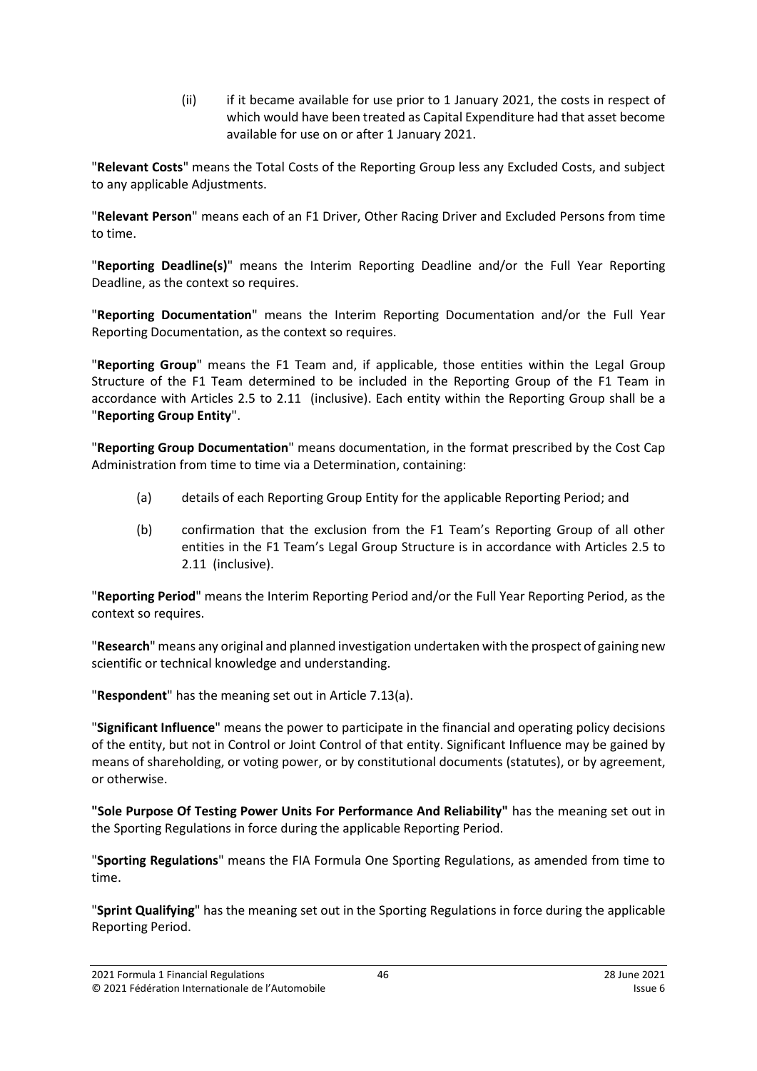(ii) if it became available for use prior to 1 January 2021, the costs in respect of which would have been treated as Capital Expenditure had that asset become available for use on or after 1 January 2021.

"**Relevant Costs**" means the Total Costs of the Reporting Group less any Excluded Costs, and subject to any applicable Adjustments.

"**Relevant Person**" means each of an F1 Driver, Other Racing Driver and Excluded Persons from time to time.

"**Reporting Deadline(s)**" means the Interim Reporting Deadline and/or the Full Year Reporting Deadline, as the context so requires.

"**Reporting Documentation**" means the Interim Reporting Documentation and/or the Full Year Reporting Documentation, as the context so requires.

"**Reporting Group**" means the F1 Team and, if applicable, those entities within the Legal Group Structure of the F1 Team determined to be included in the Reporting Group of the F1 Team in accordance with Articles 2.5 to 2.11 (inclusive). Each entity within the Reporting Group shall be a "**Reporting Group Entity**".

"**Reporting Group Documentation**" means documentation, in the format prescribed by the Cost Cap Administration from time to time via a Determination, containing:

(a) details of each Reporting Group Entity for the applicable Reporting Period; and

(b) confirmation that the exclusion from the F1 Team's Reporting Group of all other entities in the F1 Team's Legal Group Structure is in accordance with Articles 2.5 to 2.11 (inclusive).

"**Reporting Period**" means the Interim Reporting Period and/or the Full Year Reporting Period, as the context so requires.

"**Research**" means any original and planned investigation undertaken with the prospect of gaining new scientific or technical knowledge and understanding.

"**Respondent**" has the meaning set out in Article 7.13(a).

"**Significant Influence**" means the power to participate in the financial and operating policy decisions of the entity, but not in Control or Joint Control of that entity. Significant Influence may be gained by means of shareholding, or voting power, or by constitutional documents (statutes), or by agreement, or otherwise.

**"Sole Purpose Of Testing Power Units For Performance And Reliability"** has the meaning set out in the Sporting Regulations in force during the applicable Reporting Period.

"**Sporting Regulations**" means the FIA Formula One Sporting Regulations, as amended from time to time.

"**Sprint Qualifying**" has the meaning set out in the Sporting Regulations in force during the applicable Reporting Period.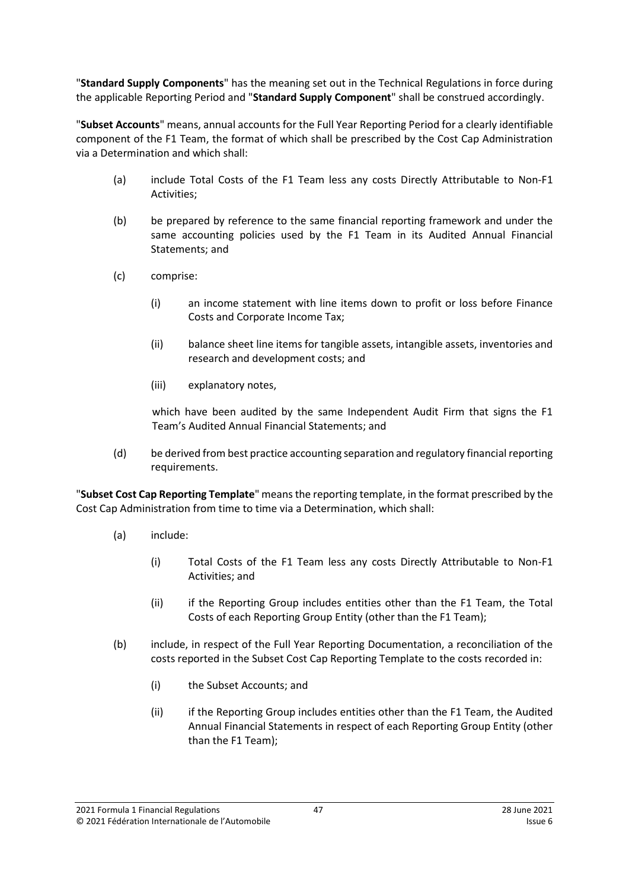"**Standard Supply Components**" has the meaning set out in the Technical Regulations in force during the applicable Reporting Period and "**Standard Supply Component**" shall be construed accordingly.

"**Subset Accounts**" means, annual accounts for the Full Year Reporting Period for a clearly identifiable component of the F1 Team, the format of which shall be prescribed by the Cost Cap Administration via a Determination and which shall:

(a) include Total Costs of the F1 Team less any costs Directly Attributable to Non-F1 Activities;

(b) be prepared by reference to the same financial reporting framework and under the same accounting policies used by the F1 Team in its Audited Annual Financial Statements; and

(c) comprise:

  (i) an income statement with line items down to profit or loss before Finance Costs and Corporate Income Tax;

  (ii) balance sheet line items for tangible assets, intangible assets, inventories and research and development costs; and

  (iii) explanatory notes,

  which have been audited by the same Independent Audit Firm that signs the F1 Team's Audited Annual Financial Statements; and

(d) be derived from best practice accounting separation and regulatory financial reporting requirements.

"**Subset Cost Cap Reporting Template**" means the reporting template, in the format prescribed by the Cost Cap Administration from time to time via a Determination, which shall:

(a) include:

  (i) Total Costs of the F1 Team less any costs Directly Attributable to Non-F1 Activities; and

  (ii) if the Reporting Group includes entities other than the F1 Team, the Total Costs of each Reporting Group Entity (other than the F1 Team);

(b) include, in respect of the Full Year Reporting Documentation, a reconciliation of the costs reported in the Subset Cost Cap Reporting Template to the costs recorded in:

  (i) the Subset Accounts; and

  (ii) if the Reporting Group includes entities other than the F1 Team, the Audited Annual Financial Statements in respect of each Reporting Group Entity (other than the F1 Team);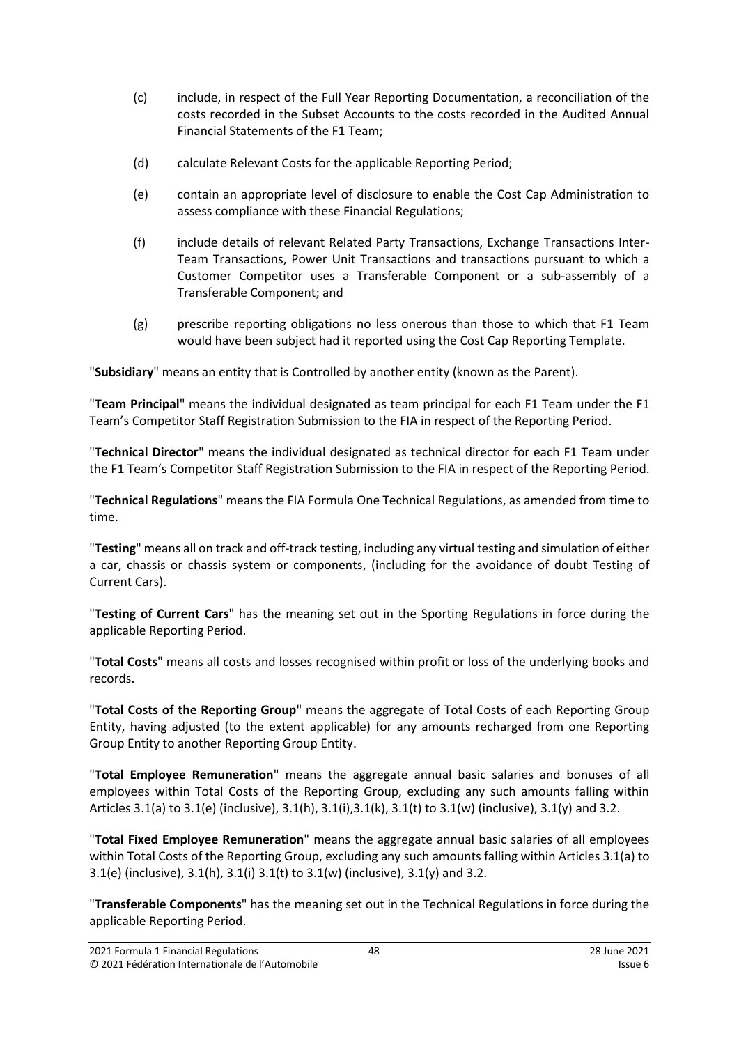(c) include, in respect of the Full Year Reporting Documentation, a reconciliation of the costs recorded in the Subset Accounts to the costs recorded in the Audited Annual Financial Statements of the F1 Team;

(d) calculate Relevant Costs for the applicable Reporting Period;

(e) contain an appropriate level of disclosure to enable the Cost Cap Administration to assess compliance with these Financial Regulations;

(f) include details of relevant Related Party Transactions, Exchange Transactions Inter-Team Transactions, Power Unit Transactions and transactions pursuant to which a Customer Competitor uses a Transferable Component or a sub-assembly of a Transferable Component; and

(g) prescribe reporting obligations no less onerous than those to which that F1 Team would have been subject had it reported using the Cost Cap Reporting Template.

"**Subsidiary**" means an entity that is Controlled by another entity (known as the Parent).

"**Team Principal**" means the individual designated as team principal for each F1 Team under the F1 Team's Competitor Staff Registration Submission to the FIA in respect of the Reporting Period.

"**Technical Director**" means the individual designated as technical director for each F1 Team under the F1 Team's Competitor Staff Registration Submission to the FIA in respect of the Reporting Period.

"**Technical Regulations**" means the FIA Formula One Technical Regulations, as amended from time to time.

"**Testing**" means all on track and off-track testing, including any virtual testing and simulation of either a car, chassis or chassis system or components, (including for the avoidance of doubt Testing of Current Cars).

"**Testing of Current Cars**" has the meaning set out in the Sporting Regulations in force during the applicable Reporting Period.

"**Total Costs**" means all costs and losses recognised within profit or loss of the underlying books and records.

"**Total Costs of the Reporting Group**" means the aggregate of Total Costs of each Reporting Group Entity, having adjusted (to the extent applicable) for any amounts recharged from one Reporting Group Entity to another Reporting Group Entity.

"**Total Employee Remuneration**" means the aggregate annual basic salaries and bonuses of all employees within Total Costs of the Reporting Group, excluding any such amounts falling within Articles 3.1(a) to 3.1(e) (inclusive), 3.1(h), 3.1(i),3.1(k), 3.1(t) to 3.1(w) (inclusive), 3.1(y) and 3.2.

"**Total Fixed Employee Remuneration**" means the aggregate annual basic salaries of all employees within Total Costs of the Reporting Group, excluding any such amounts falling within Articles 3.1(a) to 3.1(e) (inclusive), 3.1(h), 3.1(i) 3.1(t) to 3.1(w) (inclusive), 3.1(y) and 3.2.

"**Transferable Components**" has the meaning set out in the Technical Regulations in force during the applicable Reporting Period.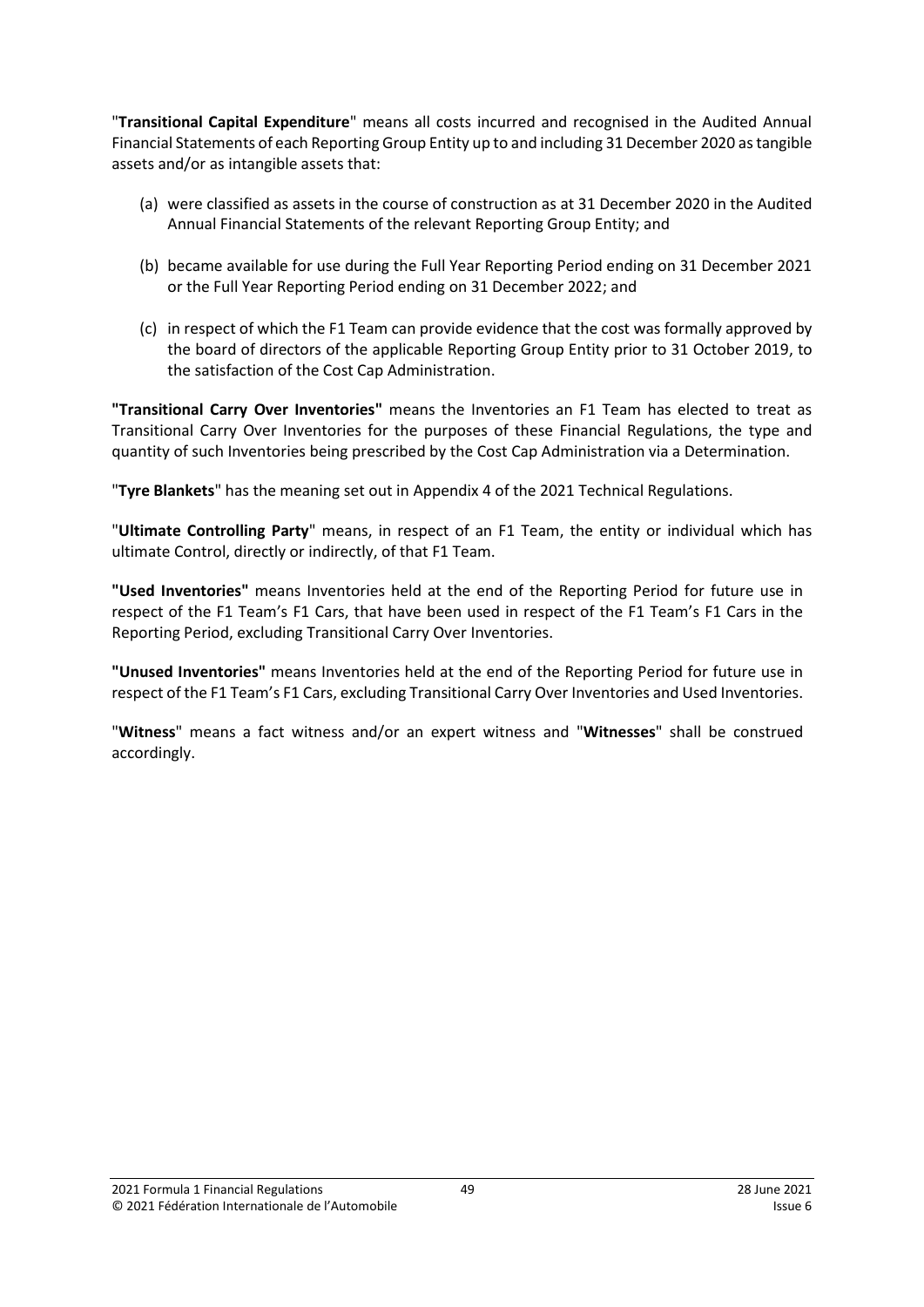"**Transitional Capital Expenditure**" means all costs incurred and recognised in the Audited Annual Financial Statements of each Reporting Group Entity up to and including 31 December 2020 as tangible assets and/or as intangible assets that:

(a) were classified as assets in the course of construction as at 31 December 2020 in the Audited Annual Financial Statements of the relevant Reporting Group Entity; and

(b) became available for use during the Full Year Reporting Period ending on 31 December 2021 or the Full Year Reporting Period ending on 31 December 2022; and

(c) in respect of which the F1 Team can provide evidence that the cost was formally approved by the board of directors of the applicable Reporting Group Entity prior to 31 October 2019, to the satisfaction of the Cost Cap Administration.

**"Transitional Carry Over Inventories"** means the Inventories an F1 Team has elected to treat as Transitional Carry Over Inventories for the purposes of these Financial Regulations, the type and quantity of such Inventories being prescribed by the Cost Cap Administration via a Determination.

"**Tyre Blankets**" has the meaning set out in Appendix 4 of the 2021 Technical Regulations.

"**Ultimate Controlling Party**" means, in respect of an F1 Team, the entity or individual which has ultimate Control, directly or indirectly, of that F1 Team.

**"Used Inventories"** means Inventories held at the end of the Reporting Period for future use in respect of the F1 Team's F1 Cars, that have been used in respect of the F1 Team's F1 Cars in the Reporting Period, excluding Transitional Carry Over Inventories.

**"Unused Inventories"** means Inventories held at the end of the Reporting Period for future use in respect of the F1 Team's F1 Cars, excluding Transitional Carry Over Inventories and Used Inventories.

"**Witness**" means a fact witness and/or an expert witness and "**Witnesses**" shall be construed accordingly.